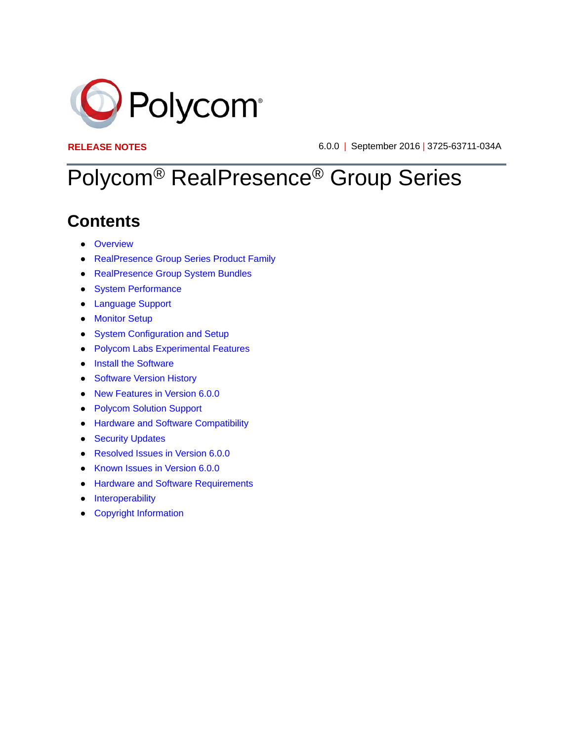Polycom®

**RELEASE NOTES**

6.0.0 | September 2016 | 3725-63711-034A

# Polycom® RealPresence® Group Series

## Contents

- Overview
- RealPresence Group Series Product Family
- RealPresence Group System Bundles
- System Performance
- Language Support
- Monitor Setup
- System Configuration and Setup
- Polycom Labs Experimental Features
- Install the Software
- Software Version History
- New Features in Version 6.0.0
- Polycom Solution Support
- Hardware and Software Compatibility
- Security Updates
- Resolved Issues in Version 6.0.0
- Known Issues in Version 6.0.0
- Hardware and Software Requirements
- Interoperability
- Copyright Information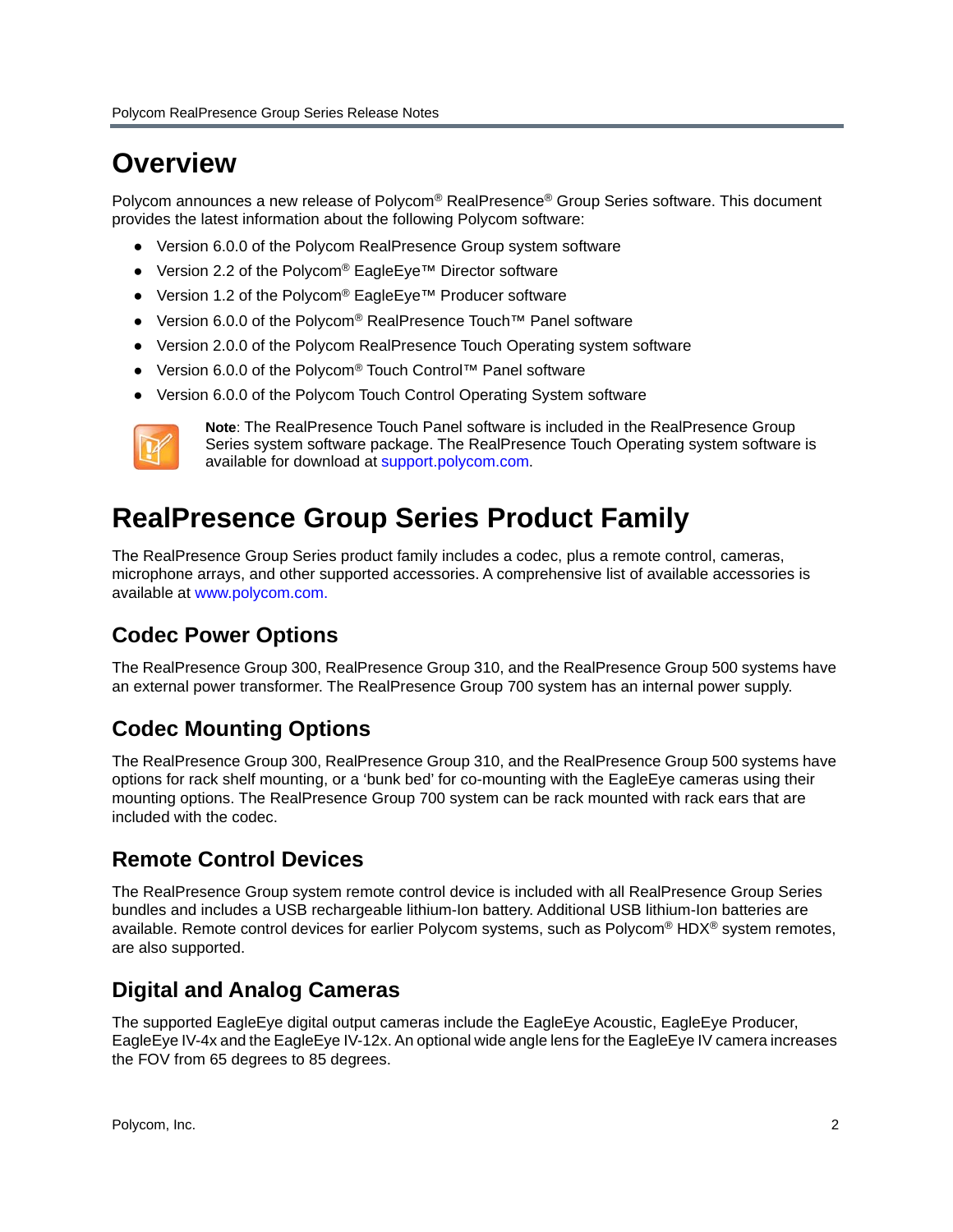# Overview

Polycom announces a new release of Polycom® RealPresence® Group Series software. This document provides the latest information about the following Polycom software:

- Version 6.0.0 of the Polycom RealPresence Group system software
- Version 2.2 of the Polycom® EagleEye™ Director software
- Version 1.2 of the Polycom® EagleEye™ Producer software
- Version 6.0.0 of the Polycom® RealPresence Touch™ Panel software
- Version 2.0.0 of the Polycom RealPresence Touch Operating system software
- Version 6.0.0 of the Polycom® Touch Control™ Panel software
- Version 6.0.0 of the Polycom Touch Control Operating System software

**Note**: The RealPresence Touch Panel software is included in the RealPresence Group Series system software package. The RealPresence Touch Operating system software is available for download at support.polycom.com.

# RealPresence Group Series Product Family

The RealPresence Group Series product family includes a codec, plus a remote control, cameras, microphone arrays, and other supported accessories. A comprehensive list of available accessories is available at www.polycom.com.

## Codec Power Options

The RealPresence Group 300, RealPresence Group 310, and the RealPresence Group 500 systems have an external power transformer. The RealPresence Group 700 system has an internal power supply.

## Codec Mounting Options

The RealPresence Group 300, RealPresence Group 310, and the RealPresence Group 500 systems have options for rack shelf mounting, or a 'bunk bed' for co-mounting with the EagleEye cameras using their mounting options. The RealPresence Group 700 system can be rack mounted with rack ears that are included with the codec.

## Remote Control Devices

The RealPresence Group system remote control device is included with all RealPresence Group Series bundles and includes a USB rechargeable lithium-Ion battery. Additional USB lithium-Ion batteries are available. Remote control devices for earlier Polycom systems, such as Polycom® HDX® system remotes, are also supported.

## Digital and Analog Cameras

The supported EagleEye digital output cameras include the EagleEye Acoustic, EagleEye Producer, EagleEye IV-4x and the EagleEye IV-12x. An optional wide angle lens for the EagleEye IV camera increases the FOV from 65 degrees to 85 degrees.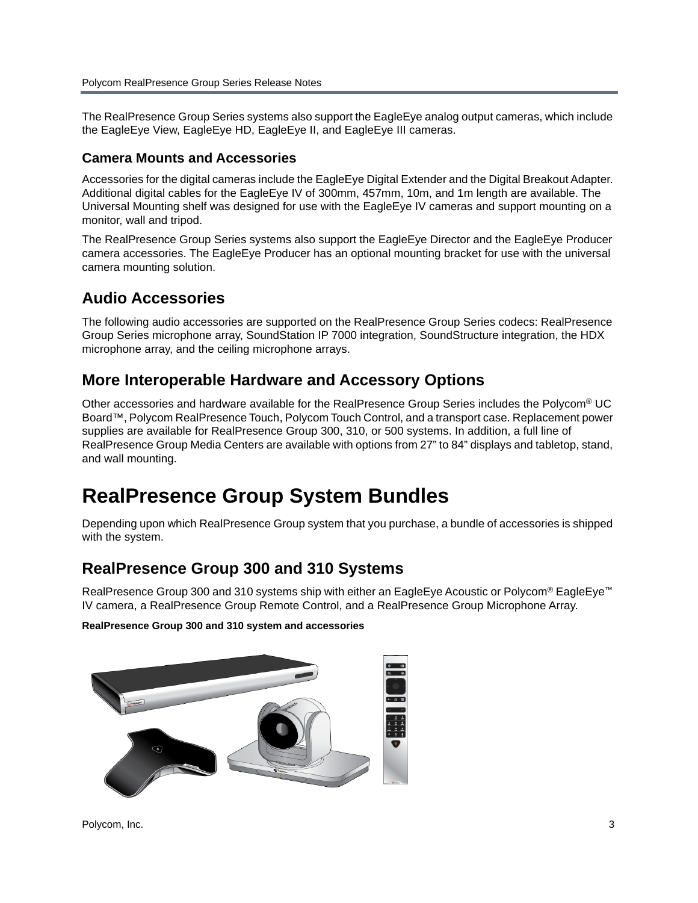The RealPresence Group Series systems also support the EagleEye analog output cameras, which include the EagleEye View, EagleEye HD, EagleEye II, and EagleEye III cameras.

### Camera Mounts and Accessories

Accessories for the digital cameras include the EagleEye Digital Extender and the Digital Breakout Adapter. Additional digital cables for the EagleEye IV of 300mm, 457mm, 10m, and 1m length are available. The Universal Mounting shelf was designed for use with the EagleEye IV cameras and support mounting on a monitor, wall and tripod.

The RealPresence Group Series systems also support the EagleEye Director and the EagleEye Producer camera accessories. The EagleEye Producer has an optional mounting bracket for use with the universal camera mounting solution.

## Audio Accessories

The following audio accessories are supported on the RealPresence Group Series codecs: RealPresence Group Series microphone array, SoundStation IP 7000 integration, SoundStructure integration, the HDX microphone array, and the ceiling microphone arrays.

## More Interoperable Hardware and Accessory Options

Other accessories and hardware available for the RealPresence Group Series includes the Polycom® UC Board™, Polycom RealPresence Touch, Polycom Touch Control, and a transport case. Replacement power supplies are available for RealPresence Group 300, 310, or 500 systems. In addition, a full line of RealPresence Group Media Centers are available with options from 27” to 84” displays and tabletop, stand, and wall mounting.

# RealPresence Group System Bundles

Depending upon which RealPresence Group system that you purchase, a bundle of accessories is shipped with the system.

## RealPresence Group 300 and 310 Systems

RealPresence Group 300 and 310 systems ship with either an EagleEye Acoustic or Polycom® EagleEye™ IV camera, a RealPresence Group Remote Control, and a RealPresence Group Microphone Array.

**RealPresence Group 300 and 310 system and accessories**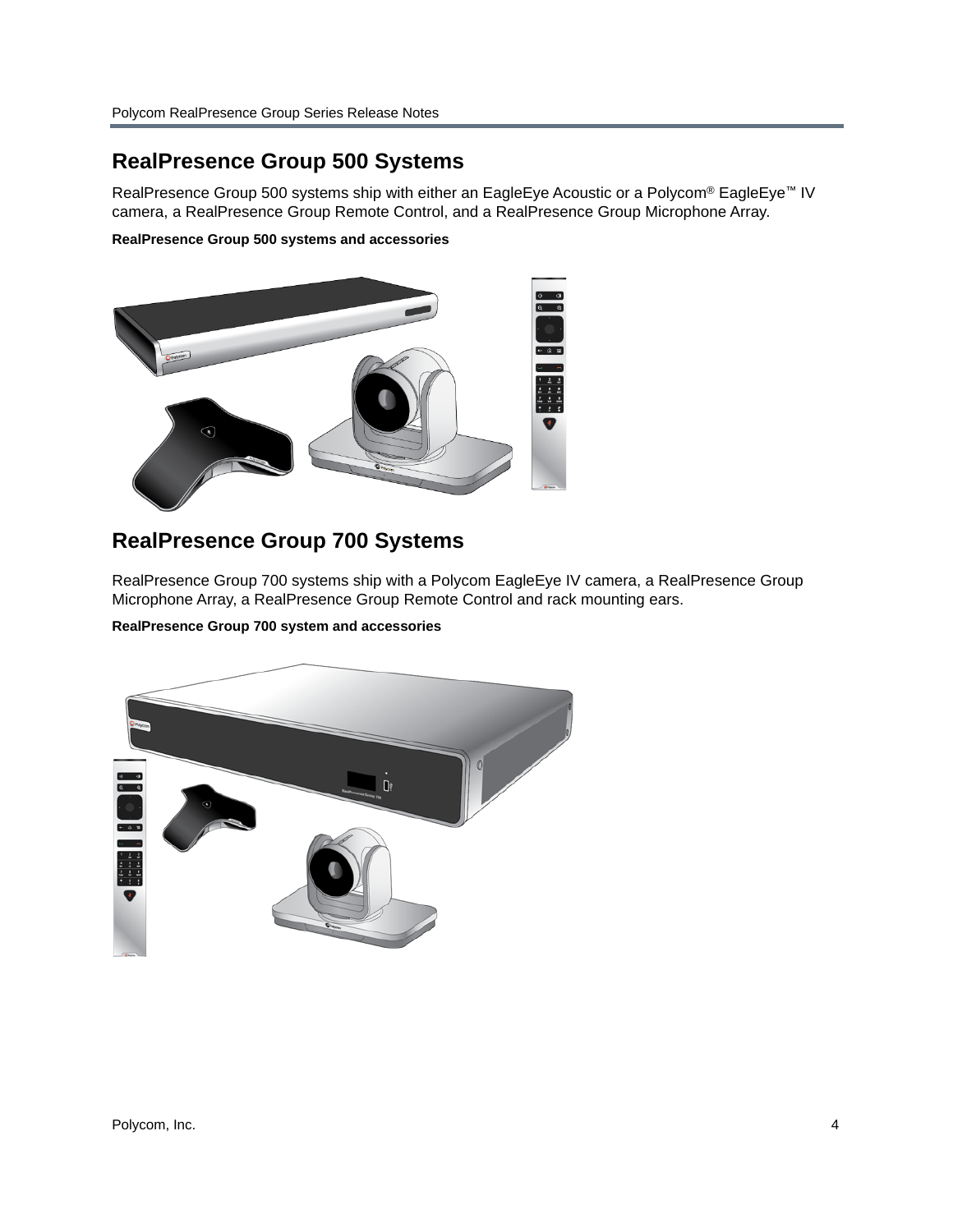## RealPresence Group 500 Systems

RealPresence Group 500 systems ship with either an EagleEye Acoustic or a Polycom® EagleEye™ IV camera, a RealPresence Group Remote Control, and a RealPresence Group Microphone Array.

**RealPresence Group 500 systems and accessories**

## RealPresence Group 700 Systems

RealPresence Group 700 systems ship with a Polycom EagleEye IV camera, a RealPresence Group Microphone Array, a RealPresence Group Remote Control and rack mounting ears.

**RealPresence Group 700 system and accessories**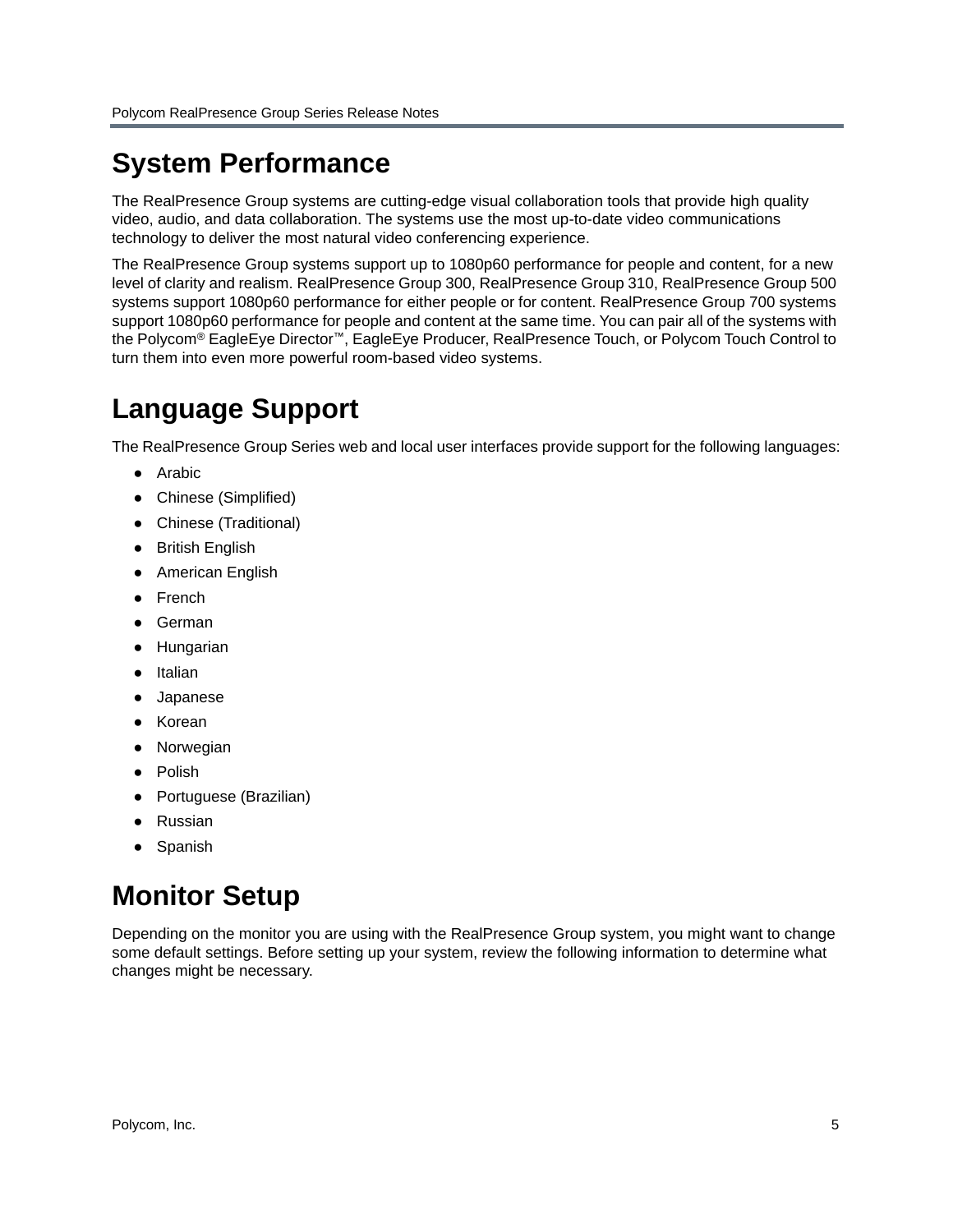# System Performance

The RealPresence Group systems are cutting-edge visual collaboration tools that provide high quality video, audio, and data collaboration. The systems use the most up-to-date video communications technology to deliver the most natural video conferencing experience.

The RealPresence Group systems support up to 1080p60 performance for people and content, for a new level of clarity and realism. RealPresence Group 300, RealPresence Group 310, RealPresence Group 500 systems support 1080p60 performance for either people or for content. RealPresence Group 700 systems support 1080p60 performance for people and content at the same time. You can pair all of the systems with the Polycom® EagleEye Director™, EagleEye Producer, RealPresence Touch, or Polycom Touch Control to turn them into even more powerful room-based video systems.

# Language Support

The RealPresence Group Series web and local user interfaces provide support for the following languages:

- Arabic
- Chinese (Simplified)
- Chinese (Traditional)
- British English
- American English
- French
- German
- Hungarian
- Italian
- Japanese
- Korean
- Norwegian
- Polish
- Portuguese (Brazilian)
- Russian
- Spanish

# Monitor Setup

Depending on the monitor you are using with the RealPresence Group system, you might want to change some default settings. Before setting up your system, review the following information to determine what changes might be necessary.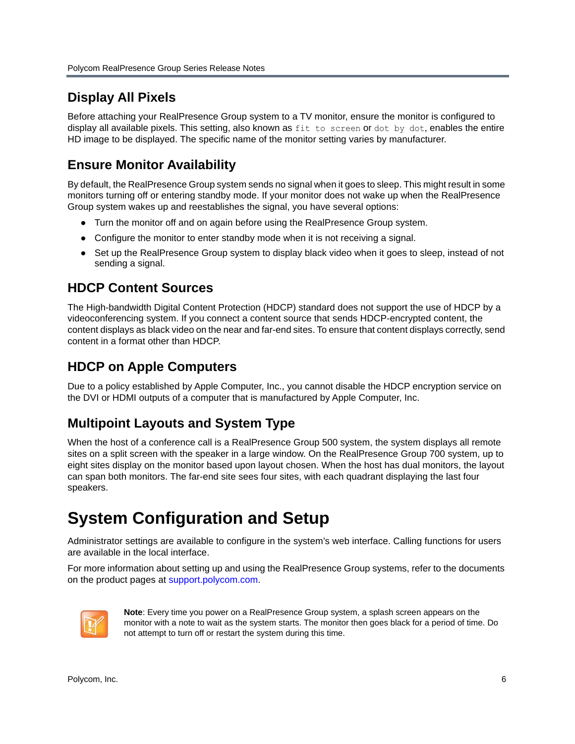## Display All Pixels

Before attaching your RealPresence Group system to a TV monitor, ensure the monitor is configured to display all available pixels. This setting, also known as `fit to screen` or `dot by dot`, enables the entire HD image to be displayed. The specific name of the monitor setting varies by manufacturer.

## Ensure Monitor Availability

By default, the RealPresence Group system sends no signal when it goes to sleep. This might result in some monitors turning off or entering standby mode. If your monitor does not wake up when the RealPresence Group system wakes up and reestablishes the signal, you have several options:

- Turn the monitor off and on again before using the RealPresence Group system.
- Configure the monitor to enter standby mode when it is not receiving a signal.
- Set up the RealPresence Group system to display black video when it goes to sleep, instead of not sending a signal.

## HDCP Content Sources

The High-bandwidth Digital Content Protection (HDCP) standard does not support the use of HDCP by a videoconferencing system. If you connect a content source that sends HDCP-encrypted content, the content displays as black video on the near and far-end sites. To ensure that content displays correctly, send content in a format other than HDCP.

## HDCP on Apple Computers

Due to a policy established by Apple Computer, Inc., you cannot disable the HDCP encryption service on the DVI or HDMI outputs of a computer that is manufactured by Apple Computer, Inc.

## Multipoint Layouts and System Type

When the host of a conference call is a RealPresence Group 500 system, the system displays all remote sites on a split screen with the speaker in a large window. On the RealPresence Group 700 system, up to eight sites display on the monitor based upon layout chosen. When the host has dual monitors, the layout can span both monitors. The far-end site sees four sites, with each quadrant displaying the last four speakers.

# System Configuration and Setup

Administrator settings are available to configure in the system's web interface. Calling functions for users are available in the local interface.

For more information about setting up and using the RealPresence Group systems, refer to the documents on the product pages at support.polycom.com.

**Note**: Every time you power on a RealPresence Group system, a splash screen appears on the monitor with a note to wait as the system starts. The monitor then goes black for a period of time. Do not attempt to turn off or restart the system during this time.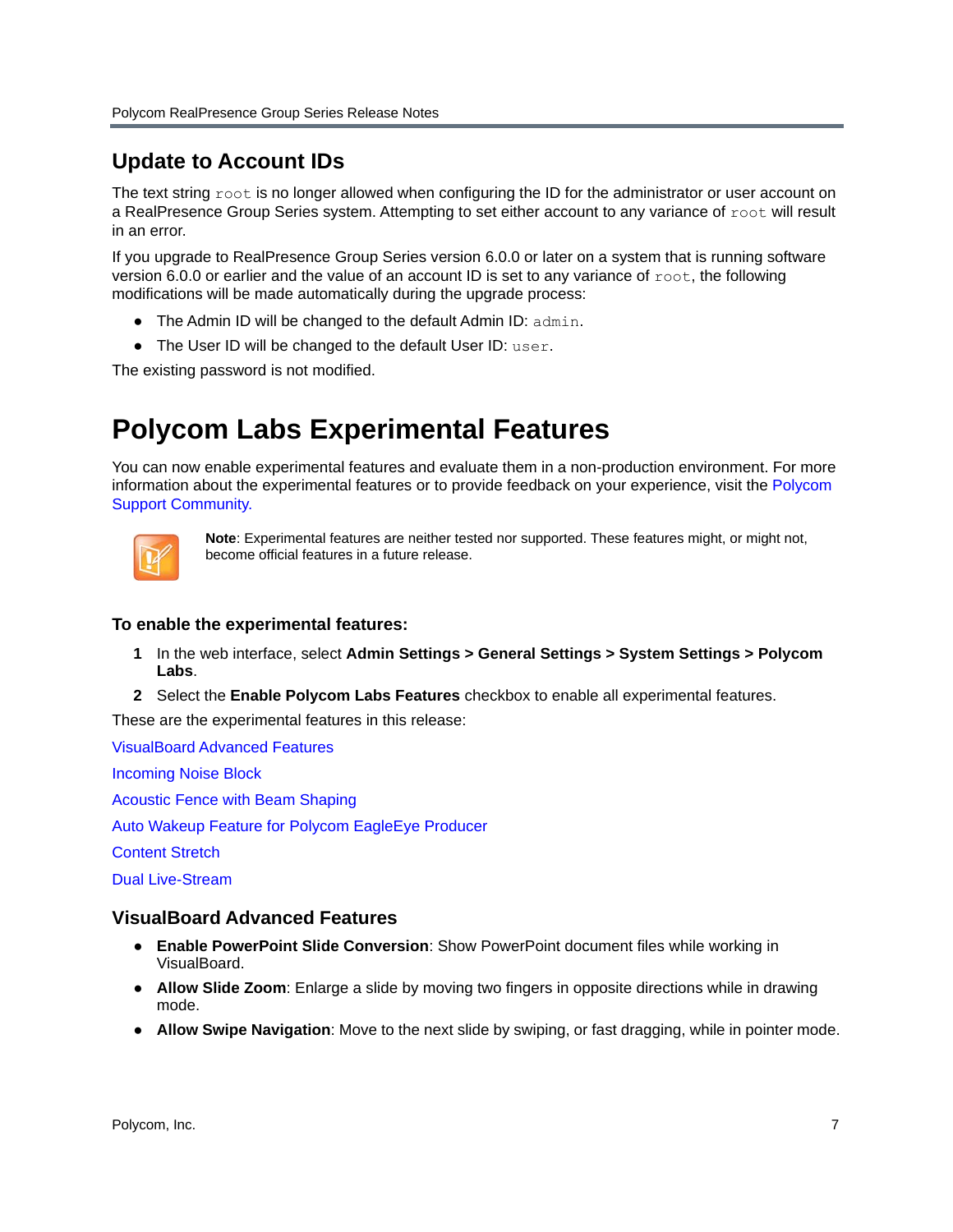## Update to Account IDs

The text string `root` is no longer allowed when configuring the ID for the administrator or user account on a RealPresence Group Series system. Attempting to set either account to any variance of `root` will result in an error.

If you upgrade to RealPresence Group Series version 6.0.0 or later on a system that is running software version 6.0.0 or earlier and the value of an account ID is set to any variance of `root`, the following modifications will be made automatically during the upgrade process:

- The Admin ID will be changed to the default Admin ID: `admin`.
- The User ID will be changed to the default User ID: `user`.

The existing password is not modified.

# Polycom Labs Experimental Features

You can now enable experimental features and evaluate them in a non-production environment. For more information about the experimental features or to provide feedback on your experience, visit the Polycom Support Community.

**Note**: Experimental features are neither tested nor supported. These features might, or might not, become official features in a future release.

### To enable the experimental features:

1. In the web interface, select **Admin Settings > General Settings > System Settings > Polycom Labs**.
2. Select the **Enable Polycom Labs Features** checkbox to enable all experimental features.

These are the experimental features in this release:

VisualBoard Advanced Features

Incoming Noise Block

Acoustic Fence with Beam Shaping

Auto Wakeup Feature for Polycom EagleEye Producer

Content Stretch

Dual Live-Stream

## VisualBoard Advanced Features

- **Enable PowerPoint Slide Conversion**: Show PowerPoint document files while working in VisualBoard.
- **Allow Slide Zoom**: Enlarge a slide by moving two fingers in opposite directions while in drawing mode.
- **Allow Swipe Navigation**: Move to the next slide by swiping, or fast dragging, while in pointer mode.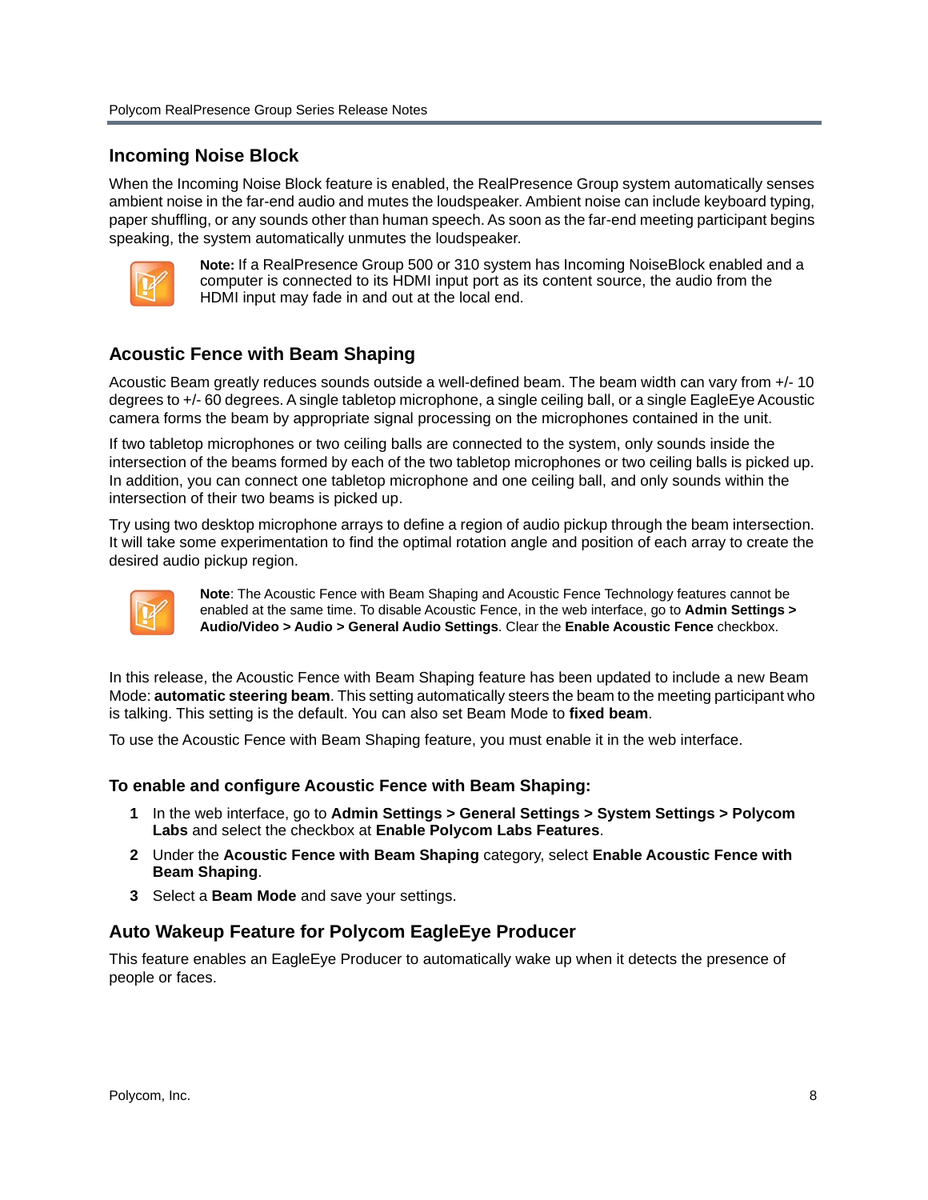## Incoming Noise Block

When the Incoming Noise Block feature is enabled, the RealPresence Group system automatically senses ambient noise in the far-end audio and mutes the loudspeaker. Ambient noise can include keyboard typing, paper shuffling, or any sounds other than human speech. As soon as the far-end meeting participant begins speaking, the system automatically unmutes the loudspeaker.

**Note:** If a RealPresence Group 500 or 310 system has Incoming NoiseBlock enabled and a computer is connected to its HDMI input port as its content source, the audio from the HDMI input may fade in and out at the local end.

## Acoustic Fence with Beam Shaping

Acoustic Beam greatly reduces sounds outside a well-defined beam. The beam width can vary from +/- 10 degrees to +/- 60 degrees. A single tabletop microphone, a single ceiling ball, or a single EagleEye Acoustic camera forms the beam by appropriate signal processing on the microphones contained in the unit.

If two tabletop microphones or two ceiling balls are connected to the system, only sounds inside the intersection of the beams formed by each of the two tabletop microphones or two ceiling balls is picked up. In addition, you can connect one tabletop microphone and one ceiling ball, and only sounds within the intersection of their two beams is picked up.

Try using two desktop microphone arrays to define a region of audio pickup through the beam intersection. It will take some experimentation to find the optimal rotation angle and position of each array to create the desired audio pickup region.

**Note**: The Acoustic Fence with Beam Shaping and Acoustic Fence Technology features cannot be enabled at the same time. To disable Acoustic Fence, in the web interface, go to **Admin Settings > Audio/Video > Audio > General Audio Settings**. Clear the **Enable Acoustic Fence** checkbox.

In this release, the Acoustic Fence with Beam Shaping feature has been updated to include a new Beam Mode: **automatic steering beam**. This setting automatically steers the beam to the meeting participant who is talking. This setting is the default. You can also set Beam Mode to **fixed beam**.

To use the Acoustic Fence with Beam Shaping feature, you must enable it in the web interface.

### To enable and configure Acoustic Fence with Beam Shaping:

1. In the web interface, go to **Admin Settings > General Settings > System Settings > Polycom Labs** and select the checkbox at **Enable Polycom Labs Features**.
2. Under the **Acoustic Fence with Beam Shaping** category, select **Enable Acoustic Fence with Beam Shaping**.
3. Select a **Beam Mode** and save your settings.

## Auto Wakeup Feature for Polycom EagleEye Producer

This feature enables an EagleEye Producer to automatically wake up when it detects the presence of people or faces.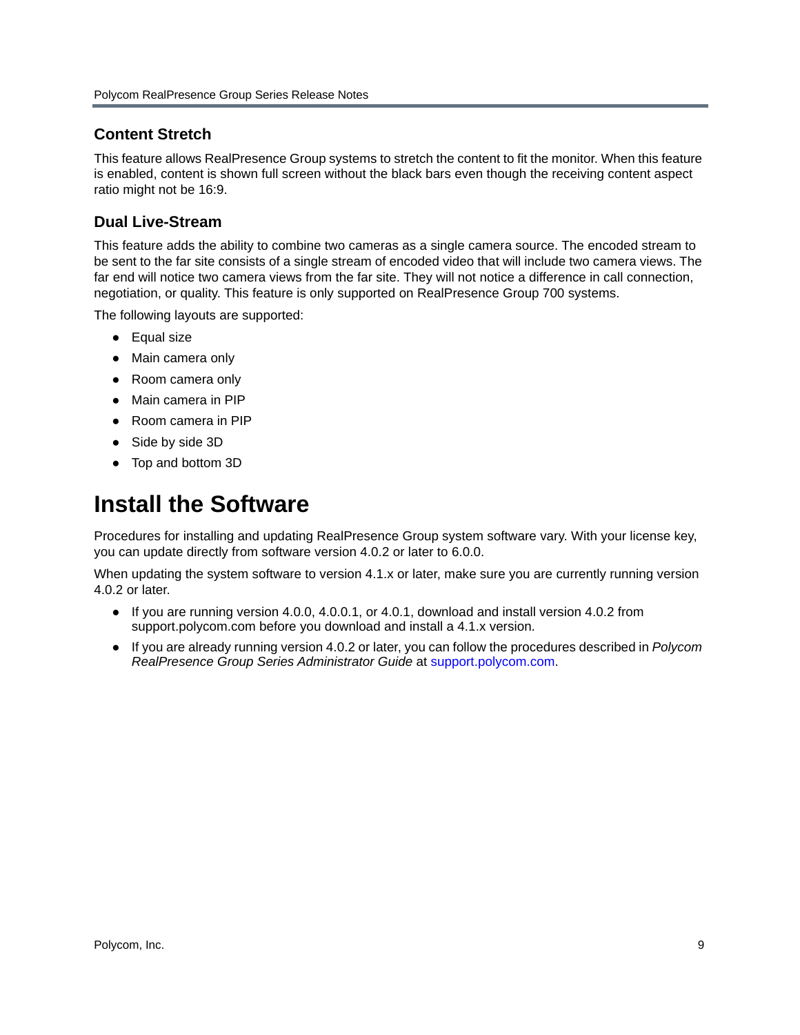### Content Stretch

This feature allows RealPresence Group systems to stretch the content to fit the monitor. When this feature is enabled, content is shown full screen without the black bars even though the receiving content aspect ratio might not be 16:9.

### Dual Live-Stream

This feature adds the ability to combine two cameras as a single camera source. The encoded stream to be sent to the far site consists of a single stream of encoded video that will include two camera views. The far end will notice two camera views from the far site. They will not notice a difference in call connection, negotiation, or quality. This feature is only supported on RealPresence Group 700 systems.

The following layouts are supported:

- Equal size
- Main camera only
- Room camera only
- Main camera in PIP
- Room camera in PIP
- Side by side 3D
- Top and bottom 3D

# Install the Software

Procedures for installing and updating RealPresence Group system software vary. With your license key, you can update directly from software version 4.0.2 or later to 6.0.0.

When updating the system software to version 4.1.x or later, make sure you are currently running version 4.0.2 or later.

- If you are running version 4.0.0, 4.0.0.1, or 4.0.1, download and install version 4.0.2 from support.polycom.com before you download and install a 4.1.x version.
- If you are already running version 4.0.2 or later, you can follow the procedures described in *Polycom RealPresence Group Series Administrator Guide* at support.polycom.com.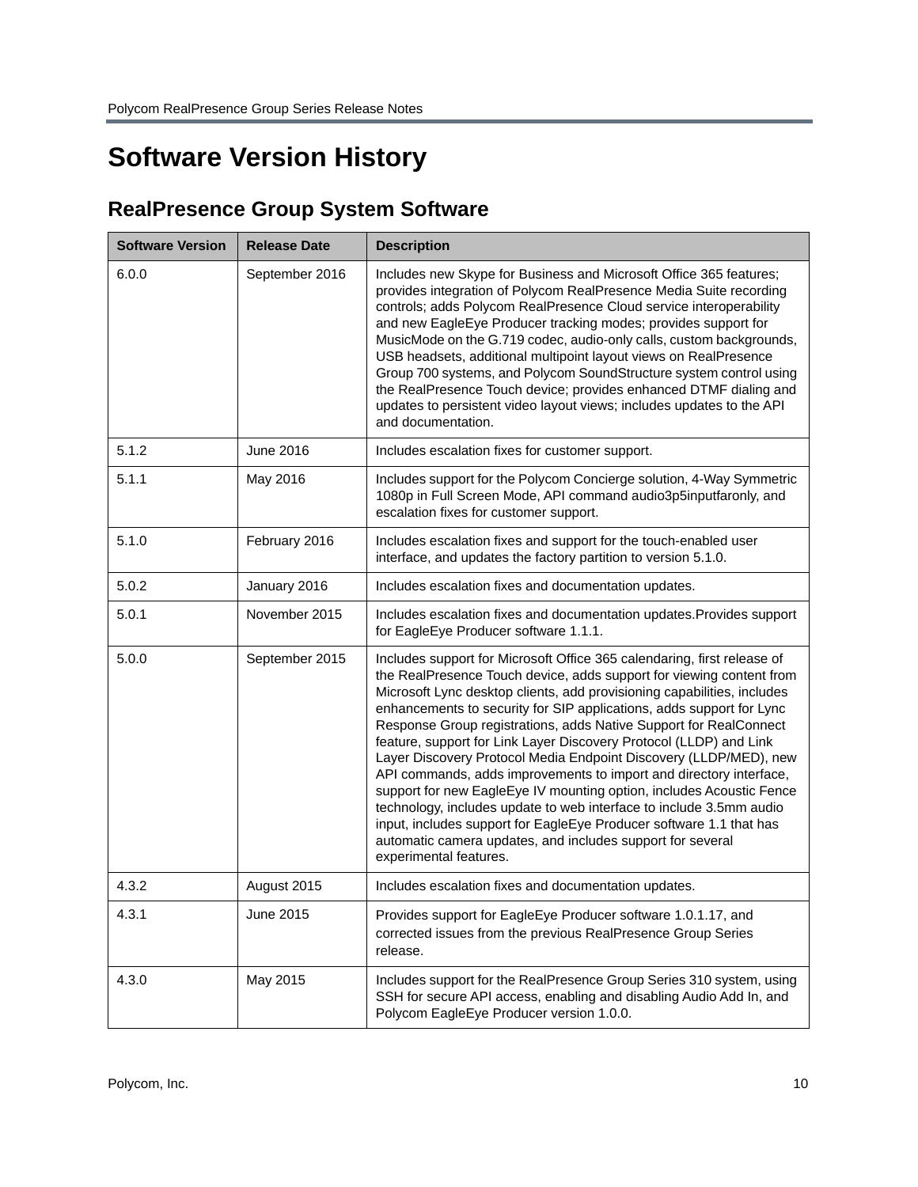# Software Version History

## RealPresence Group System Software

| Software Version | Release Date | Description |
| --- | --- | --- |
| 6.0.0 | September 2016 | Includes new Skype for Business and Microsoft Office 365 features; provides integration of Polycom RealPresence Media Suite recording controls; adds Polycom RealPresence Cloud service interoperability and new EagleEye Producer tracking modes; provides support for MusicMode on the G.719 codec, audio-only calls, custom backgrounds, USB headsets, additional multipoint layout views on RealPresence Group 700 systems, and Polycom SoundStructure system control using the RealPresence Touch device; provides enhanced DTMF dialing and updates to persistent video layout views; includes updates to the API and documentation. |
| 5.1.2 | June 2016 | Includes escalation fixes for customer support. |
| 5.1.1 | May 2016 | Includes support for the Polycom Concierge solution, 4-Way Symmetric 1080p in Full Screen Mode, API command audio3p5inputfaronly, and escalation fixes for customer support. |
| 5.1.0 | February 2016 | Includes escalation fixes and support for the touch-enabled user interface, and updates the factory partition to version 5.1.0. |
| 5.0.2 | January 2016 | Includes escalation fixes and documentation updates. |
| 5.0.1 | November 2015 | Includes escalation fixes and documentation updates.Provides support for EagleEye Producer software 1.1.1. |
| 5.0.0 | September 2015 | Includes support for Microsoft Office 365 calendaring, first release of the RealPresence Touch device, adds support for viewing content from Microsoft Lync desktop clients, add provisioning capabilities, includes enhancements to security for SIP applications, adds support for Lync Response Group registrations, adds Native Support for RealConnect feature, support for Link Layer Discovery Protocol (LLDP) and Link Layer Discovery Protocol Media Endpoint Discovery (LLDP/MED), new API commands, adds improvements to import and directory interface, support for new EagleEye IV mounting option, includes Acoustic Fence technology, includes update to web interface to include 3.5mm audio input, includes support for EagleEye Producer software 1.1 that has automatic camera updates, and includes support for several experimental features. |
| 4.3.2 | August 2015 | Includes escalation fixes and documentation updates. |
| 4.3.1 | June 2015 | Provides support for EagleEye Producer software 1.0.1.17, and corrected issues from the previous RealPresence Group Series release. |
| 4.3.0 | May 2015 | Includes support for the RealPresence Group Series 310 system, using SSH for secure API access, enabling and disabling Audio Add In, and Polycom EagleEye Producer version 1.0.0. |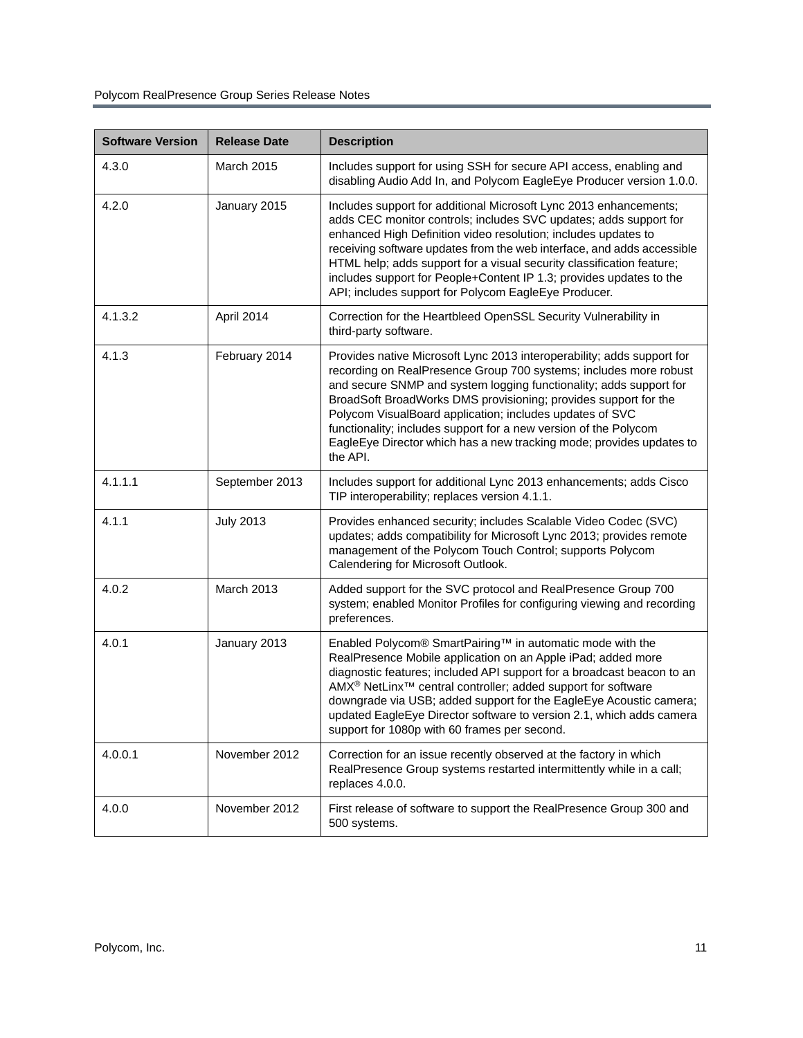| Software Version | Release Date | Description |
|---|---|---|
| 4.3.0 | March 2015 | Includes support for using SSH for secure API access, enabling and disabling Audio Add In, and Polycom EagleEye Producer version 1.0.0. |
| 4.2.0 | January 2015 | Includes support for additional Microsoft Lync 2013 enhancements; adds CEC monitor controls; includes SVC updates; adds support for enhanced High Definition video resolution; includes updates to receiving software updates from the web interface, and adds accessible HTML help; adds support for a visual security classification feature; includes support for People+Content IP 1.3; provides updates to the API; includes support for Polycom EagleEye Producer. |
| 4.1.3.2 | April 2014 | Correction for the Heartbleed OpenSSL Security Vulnerability in third-party software. |
| 4.1.3 | February 2014 | Provides native Microsoft Lync 2013 interoperability; adds support for recording on RealPresence Group 700 systems; includes more robust and secure SNMP and system logging functionality; adds support for BroadSoft BroadWorks DMS provisioning; provides support for the Polycom VisualBoard application; includes updates of SVC functionality; includes support for a new version of the Polycom EagleEye Director which has a new tracking mode; provides updates to the API. |
| 4.1.1.1 | September 2013 | Includes support for additional Lync 2013 enhancements; adds Cisco TIP interoperability; replaces version 4.1.1. |
| 4.1.1 | July 2013 | Provides enhanced security; includes Scalable Video Codec (SVC) updates; adds compatibility for Microsoft Lync 2013; provides remote management of the Polycom Touch Control; supports Polycom Calendering for Microsoft Outlook. |
| 4.0.2 | March 2013 | Added support for the SVC protocol and RealPresence Group 700 system; enabled Monitor Profiles for configuring viewing and recording preferences. |
| 4.0.1 | January 2013 | Enabled Polycom® SmartPairing™ in automatic mode with the RealPresence Mobile application on an Apple iPad; added more diagnostic features; included API support for a broadcast beacon to an AMX® NetLinx™ central controller; added support for software downgrade via USB; added support for the EagleEye Acoustic camera; updated EagleEye Director software to version 2.1, which adds camera support for 1080p with 60 frames per second. |
| 4.0.0.1 | November 2012 | Correction for an issue recently observed at the factory in which RealPresence Group systems restarted intermittently while in a call; replaces 4.0.0. |
| 4.0.0 | November 2012 | First release of software to support the RealPresence Group 300 and 500 systems. |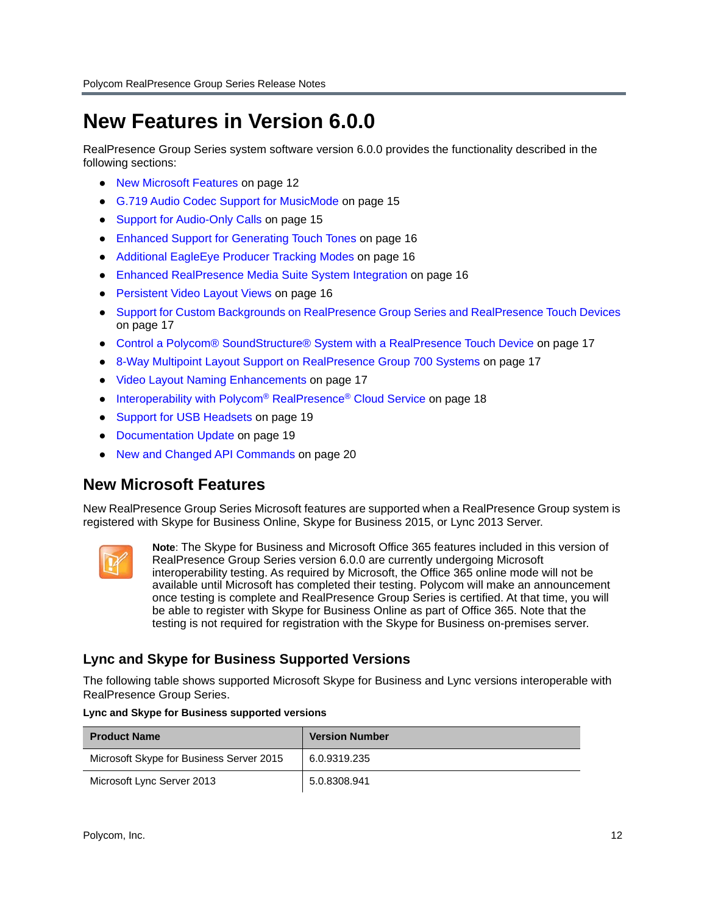# New Features in Version 6.0.0

RealPresence Group Series system software version 6.0.0 provides the functionality described in the following sections:

- New Microsoft Features on page 12
- G.719 Audio Codec Support for MusicMode on page 15
- Support for Audio-Only Calls on page 15
- Enhanced Support for Generating Touch Tones on page 16
- Additional EagleEye Producer Tracking Modes on page 16
- Enhanced RealPresence Media Suite System Integration on page 16
- Persistent Video Layout Views on page 16
- Support for Custom Backgrounds on RealPresence Group Series and RealPresence Touch Devices on page 17
- Control a Polycom® SoundStructure® System with a RealPresence Touch Device on page 17
- 8-Way Multipoint Layout Support on RealPresence Group 700 Systems on page 17
- Video Layout Naming Enhancements on page 17
- Interoperability with Polycom® RealPresence® Cloud Service on page 18
- Support for USB Headsets on page 19
- Documentation Update on page 19
- New and Changed API Commands on page 20

## New Microsoft Features

New RealPresence Group Series Microsoft features are supported when a RealPresence Group system is registered with Skype for Business Online, Skype for Business 2015, or Lync 2013 Server.

**Note**: The Skype for Business and Microsoft Office 365 features included in this version of RealPresence Group Series version 6.0.0 are currently undergoing Microsoft interoperability testing. As required by Microsoft, the Office 365 online mode will not be available until Microsoft has completed their testing. Polycom will make an announcement once testing is complete and RealPresence Group Series is certified. At that time, you will be able to register with Skype for Business Online as part of Office 365. Note that the testing is not required for registration with the Skype for Business on-premises server.

### Lync and Skype for Business Supported Versions

The following table shows supported Microsoft Skype for Business and Lync versions interoperable with RealPresence Group Series.

**Lync and Skype for Business supported versions**

| Product Name | Version Number |
| --- | --- |
| Microsoft Skype for Business Server 2015 | 6.0.9319.235 |
| Microsoft Lync Server 2013 | 5.0.8308.941 |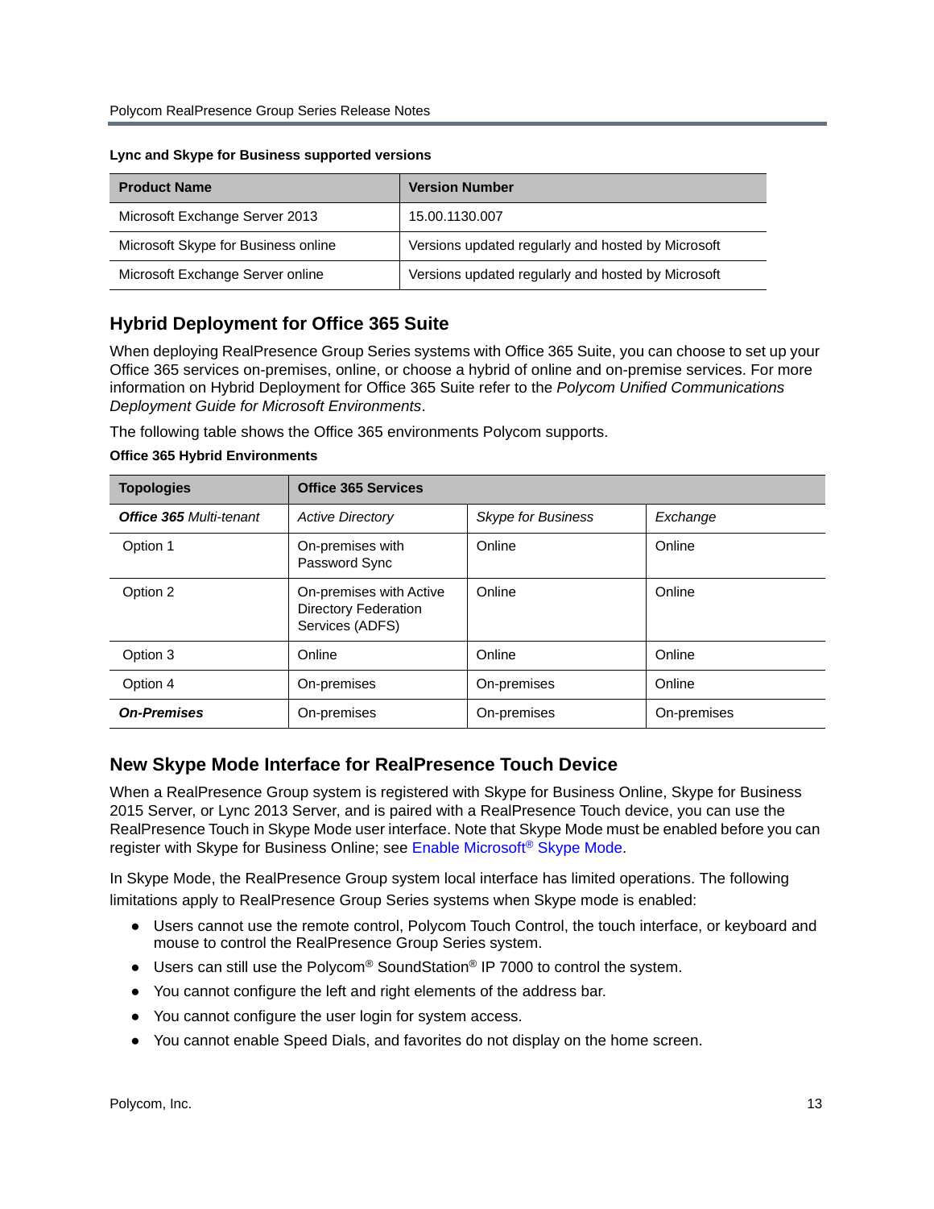**Lync and Skype for Business supported versions**

| Product Name | Version Number |
| --- | --- |
| Microsoft Exchange Server 2013 | 15.00.1130.007 |
| Microsoft Skype for Business online | Versions updated regularly and hosted by Microsoft |
| Microsoft Exchange Server online | Versions updated regularly and hosted by Microsoft |

## Hybrid Deployment for Office 365 Suite

When deploying RealPresence Group Series systems with Office 365 Suite, you can choose to set up your Office 365 services on-premises, online, or choose a hybrid of online and on-premise services. For more information on Hybrid Deployment for Office 365 Suite refer to the *Polycom Unified Communications Deployment Guide for Microsoft Environments*.

The following table shows the Office 365 environments Polycom supports.

**Office 365 Hybrid Environments**

| Topologies | Office 365 Services | | |
| --- | --- | --- | --- |
| ***Office 365** Multi-tenant* | *Active Directory* | *Skype for Business* | *Exchange* |
| Option 1 | On-premises with Password Sync | Online | Online |
| Option 2 | On-premises with Active Directory Federation Services (ADFS) | Online | Online |
| Option 3 | Online | Online | Online |
| Option 4 | On-premises | On-premises | Online |
| ***On-Premises*** | On-premises | On-premises | On-premises |

## New Skype Mode Interface for RealPresence Touch Device

When a RealPresence Group system is registered with Skype for Business Online, Skype for Business 2015 Server, or Lync 2013 Server, and is paired with a RealPresence Touch device, you can use the RealPresence Touch in Skype Mode user interface. Note that Skype Mode must be enabled before you can register with Skype for Business Online; see Enable Microsoft® Skype Mode.

In Skype Mode, the RealPresence Group system local interface has limited operations. The following limitations apply to RealPresence Group Series systems when Skype mode is enabled:

- Users cannot use the remote control, Polycom Touch Control, the touch interface, or keyboard and mouse to control the RealPresence Group Series system.
- Users can still use the Polycom® SoundStation® IP 7000 to control the system.
- You cannot configure the left and right elements of the address bar.
- You cannot configure the user login for system access.
- You cannot enable Speed Dials, and favorites do not display on the home screen.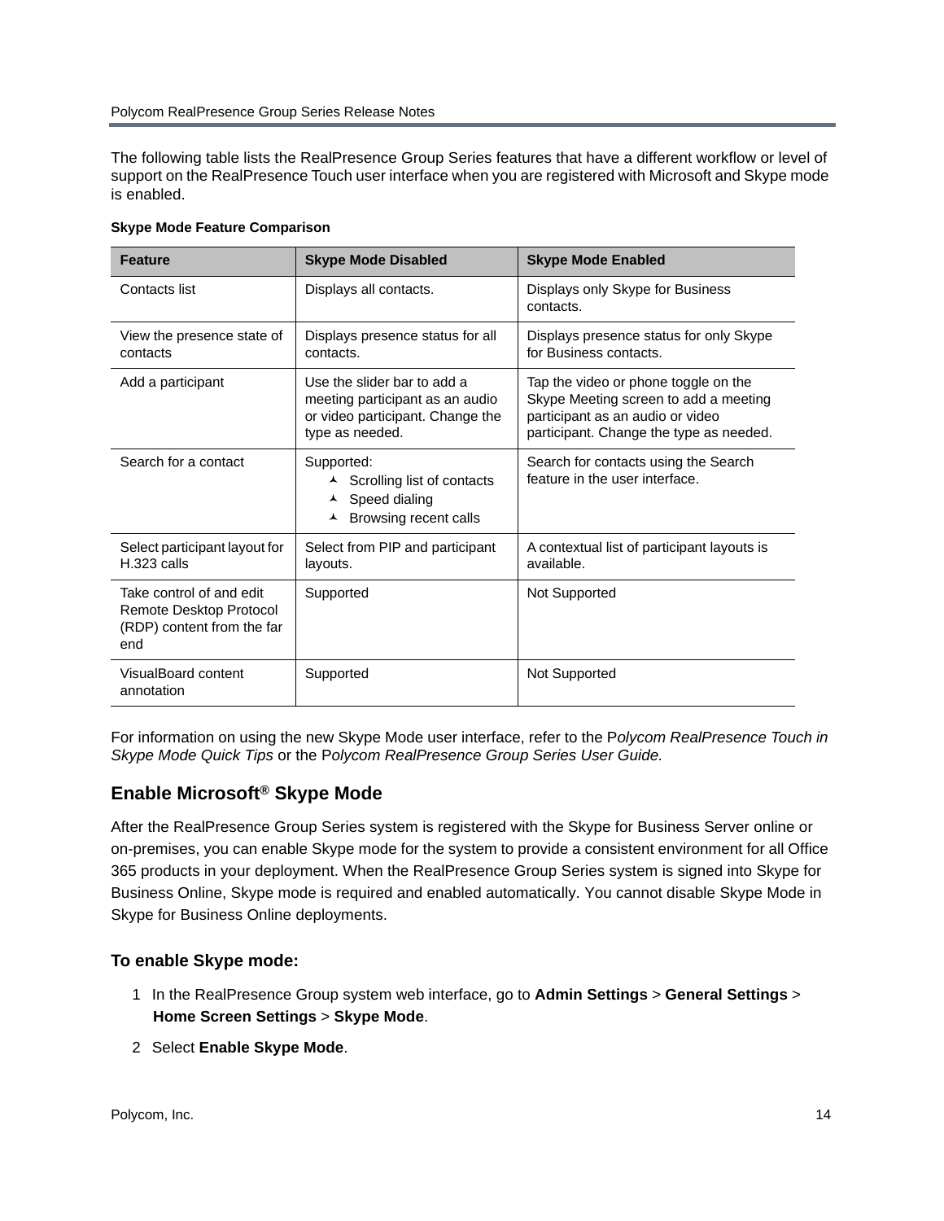The following table lists the RealPresence Group Series features that have a different workflow or level of support on the RealPresence Touch user interface when you are registered with Microsoft and Skype mode is enabled.

**Skype Mode Feature Comparison**

| Feature | Skype Mode Disabled | Skype Mode Enabled |
|---|---|---|
| Contacts list | Displays all contacts. | Displays only Skype for Business contacts. |
| View the presence state of contacts | Displays presence status for all contacts. | Displays presence status for only Skype for Business contacts. |
| Add a participant | Use the slider bar to add a meeting participant as an audio or video participant. Change the type as needed. | Tap the video or phone toggle on the Skype Meeting screen to add a meeting participant as an audio or video participant. Change the type as needed. |
| Search for a contact | Supported:<br>• Scrolling list of contacts<br>• Speed dialing<br>• Browsing recent calls | Search for contacts using the Search feature in the user interface. |
| Select participant layout for H.323 calls | Select from PIP and participant layouts. | A contextual list of participant layouts is available. |
| Take control of and edit Remote Desktop Protocol (RDP) content from the far end | Supported | Not Supported |
| VisualBoard content annotation | Supported | Not Supported |

For information on using the new Skype Mode user interface, refer to the P*olycom RealPresence Touch in Skype Mode Quick Tips* or the P*olycom RealPresence Group Series User Guide.*

## Enable Microsoft® Skype Mode

After the RealPresence Group Series system is registered with the Skype for Business Server online or on-premises, you can enable Skype mode for the system to provide a consistent environment for all Office 365 products in your deployment. When the RealPresence Group Series system is signed into Skype for Business Online, Skype mode is required and enabled automatically. You cannot disable Skype Mode in Skype for Business Online deployments.

### To enable Skype mode:

1. In the RealPresence Group system web interface, go to **Admin Settings** > **General Settings** > **Home Screen Settings** > **Skype Mode**.
2. Select **Enable Skype Mode**.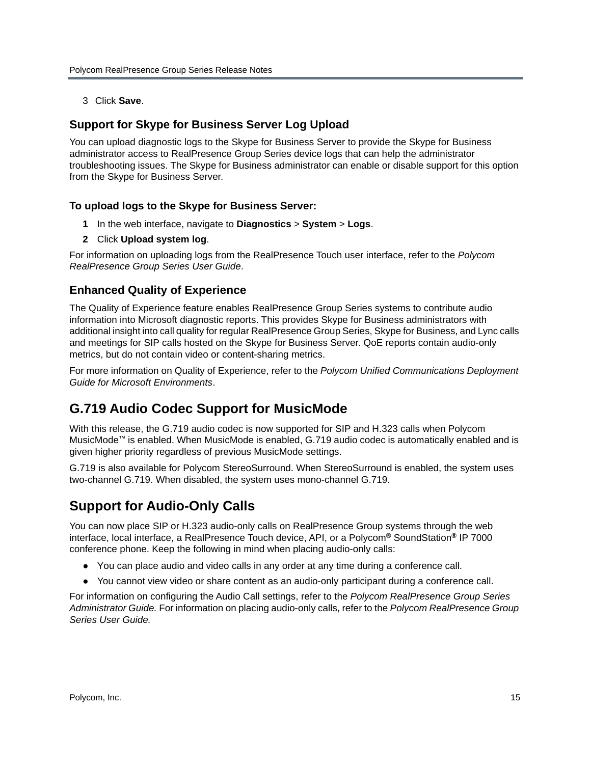3 Click **Save**.

### Support for Skype for Business Server Log Upload

You can upload diagnostic logs to the Skype for Business Server to provide the Skype for Business administrator access to RealPresence Group Series device logs that can help the administrator troubleshooting issues. The Skype for Business administrator can enable or disable support for this option from the Skype for Business Server.

**To upload logs to the Skype for Business Server:**

1. In the web interface, navigate to **Diagnostics** > **System** > **Logs**.
2. Click **Upload system log**.

For information on uploading logs from the RealPresence Touch user interface, refer to the *Polycom RealPresence Group Series User Guide*.

### Enhanced Quality of Experience

The Quality of Experience feature enables RealPresence Group Series systems to contribute audio information into Microsoft diagnostic reports. This provides Skype for Business administrators with additional insight into call quality for regular RealPresence Group Series, Skype for Business, and Lync calls and meetings for SIP calls hosted on the Skype for Business Server. QoE reports contain audio-only metrics, but do not contain video or content-sharing metrics.

For more information on Quality of Experience, refer to the *Polycom Unified Communications Deployment Guide for Microsoft Environments*.

## G.719 Audio Codec Support for MusicMode

With this release, the G.719 audio codec is now supported for SIP and H.323 calls when Polycom MusicMode™ is enabled. When MusicMode is enabled, G.719 audio codec is automatically enabled and is given higher priority regardless of previous MusicMode settings.

G.719 is also available for Polycom StereoSurround. When StereoSurround is enabled, the system uses two-channel G.719. When disabled, the system uses mono-channel G.719.

## Support for Audio-Only Calls

You can now place SIP or H.323 audio-only calls on RealPresence Group systems through the web interface, local interface, a RealPresence Touch device, API, or a Polycom® SoundStation® IP 7000 conference phone. Keep the following in mind when placing audio-only calls:

- You can place audio and video calls in any order at any time during a conference call.
- You cannot view video or share content as an audio-only participant during a conference call.

For information on configuring the Audio Call settings, refer to the *Polycom RealPresence Group Series Administrator Guide.* For information on placing audio-only calls, refer to the *Polycom RealPresence Group Series User Guide.*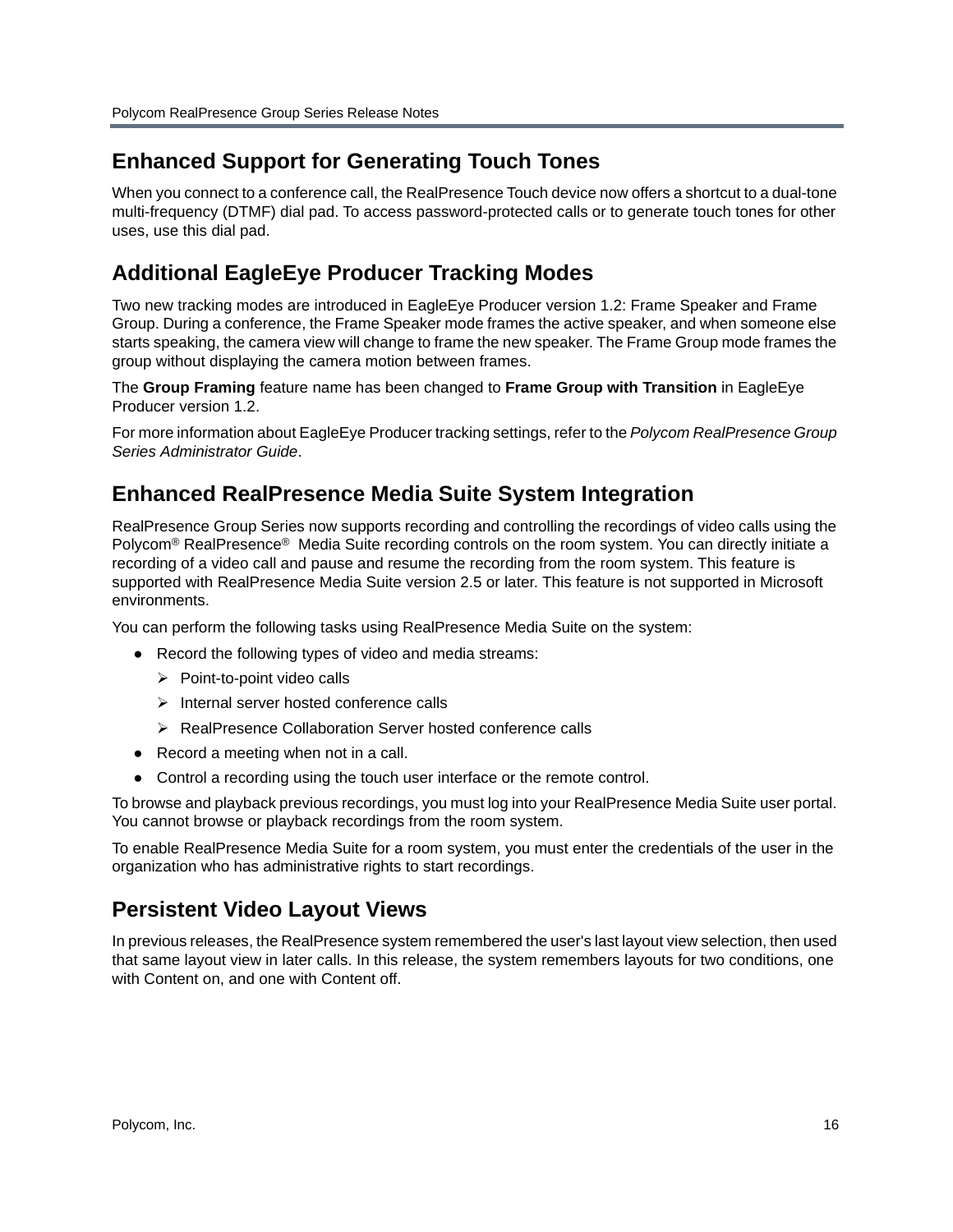## Enhanced Support for Generating Touch Tones

When you connect to a conference call, the RealPresence Touch device now offers a shortcut to a dual-tone multi-frequency (DTMF) dial pad. To access password-protected calls or to generate touch tones for other uses, use this dial pad.

## Additional EagleEye Producer Tracking Modes

Two new tracking modes are introduced in EagleEye Producer version 1.2: Frame Speaker and Frame Group. During a conference, the Frame Speaker mode frames the active speaker, and when someone else starts speaking, the camera view will change to frame the new speaker. The Frame Group mode frames the group without displaying the camera motion between frames.

The **Group Framing** feature name has been changed to **Frame Group with Transition** in EagleEye Producer version 1.2.

For more information about EagleEye Producer tracking settings, refer to the *Polycom RealPresence Group Series Administrator Guide*.

## Enhanced RealPresence Media Suite System Integration

RealPresence Group Series now supports recording and controlling the recordings of video calls using the Polycom® RealPresence® Media Suite recording controls on the room system. You can directly initiate a recording of a video call and pause and resume the recording from the room system. This feature is supported with RealPresence Media Suite version 2.5 or later. This feature is not supported in Microsoft environments.

You can perform the following tasks using RealPresence Media Suite on the system:

- Record the following types of video and media streams:
  - Point-to-point video calls
  - Internal server hosted conference calls
  - RealPresence Collaboration Server hosted conference calls
- Record a meeting when not in a call.
- Control a recording using the touch user interface or the remote control.

To browse and playback previous recordings, you must log into your RealPresence Media Suite user portal. You cannot browse or playback recordings from the room system.

To enable RealPresence Media Suite for a room system, you must enter the credentials of the user in the organization who has administrative rights to start recordings.

## Persistent Video Layout Views

In previous releases, the RealPresence system remembered the user's last layout view selection, then used that same layout view in later calls. In this release, the system remembers layouts for two conditions, one with Content on, and one with Content off.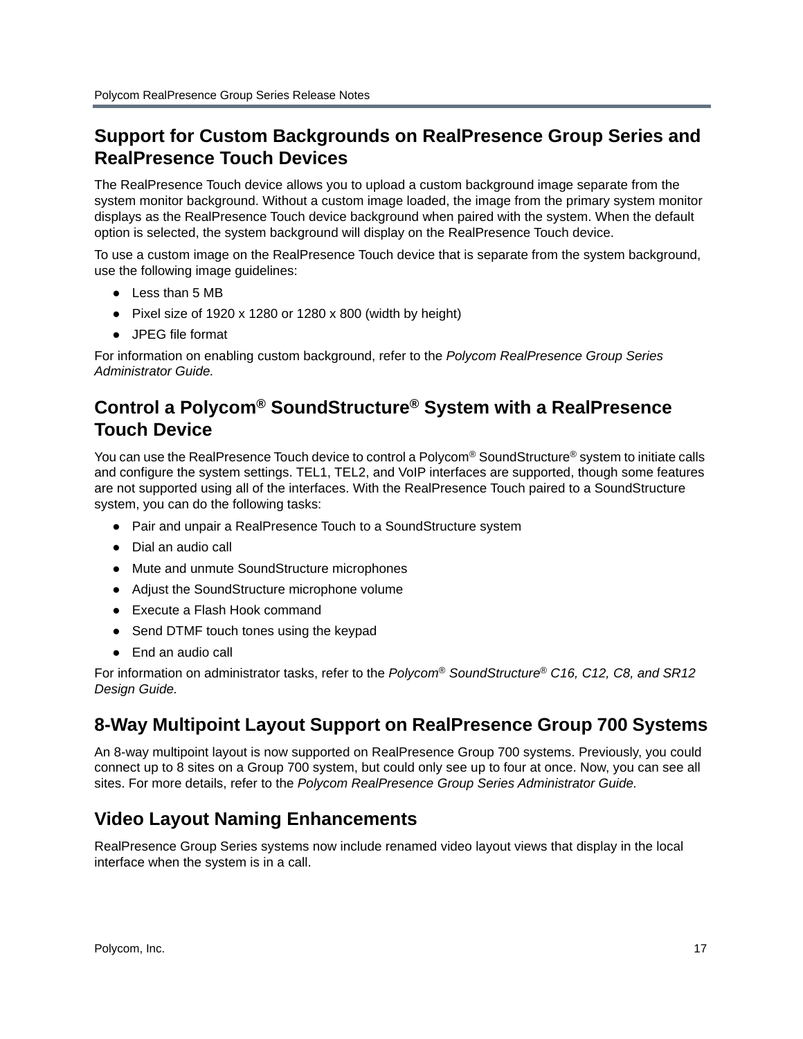## Support for Custom Backgrounds on RealPresence Group Series and RealPresence Touch Devices

The RealPresence Touch device allows you to upload a custom background image separate from the system monitor background. Without a custom image loaded, the image from the primary system monitor displays as the RealPresence Touch device background when paired with the system. When the default option is selected, the system background will display on the RealPresence Touch device.

To use a custom image on the RealPresence Touch device that is separate from the system background, use the following image guidelines:

- Less than 5 MB
- Pixel size of 1920 x 1280 or 1280 x 800 (width by height)
- JPEG file format

For information on enabling custom background, refer to the *Polycom RealPresence Group Series Administrator Guide.*

## Control a Polycom® SoundStructure® System with a RealPresence Touch Device

You can use the RealPresence Touch device to control a Polycom® SoundStructure® system to initiate calls and configure the system settings. TEL1, TEL2, and VoIP interfaces are supported, though some features are not supported using all of the interfaces. With the RealPresence Touch paired to a SoundStructure system, you can do the following tasks:

- Pair and unpair a RealPresence Touch to a SoundStructure system
- Dial an audio call
- Mute and unmute SoundStructure microphones
- Adjust the SoundStructure microphone volume
- Execute a Flash Hook command
- Send DTMF touch tones using the keypad
- End an audio call

For information on administrator tasks, refer to the *Polycom® SoundStructure® C16, C12, C8, and SR12 Design Guide.*

## 8-Way Multipoint Layout Support on RealPresence Group 700 Systems

An 8-way multipoint layout is now supported on RealPresence Group 700 systems. Previously, you could connect up to 8 sites on a Group 700 system, but could only see up to four at once. Now, you can see all sites. For more details, refer to the *Polycom RealPresence Group Series Administrator Guide.*

## Video Layout Naming Enhancements

RealPresence Group Series systems now include renamed video layout views that display in the local interface when the system is in a call.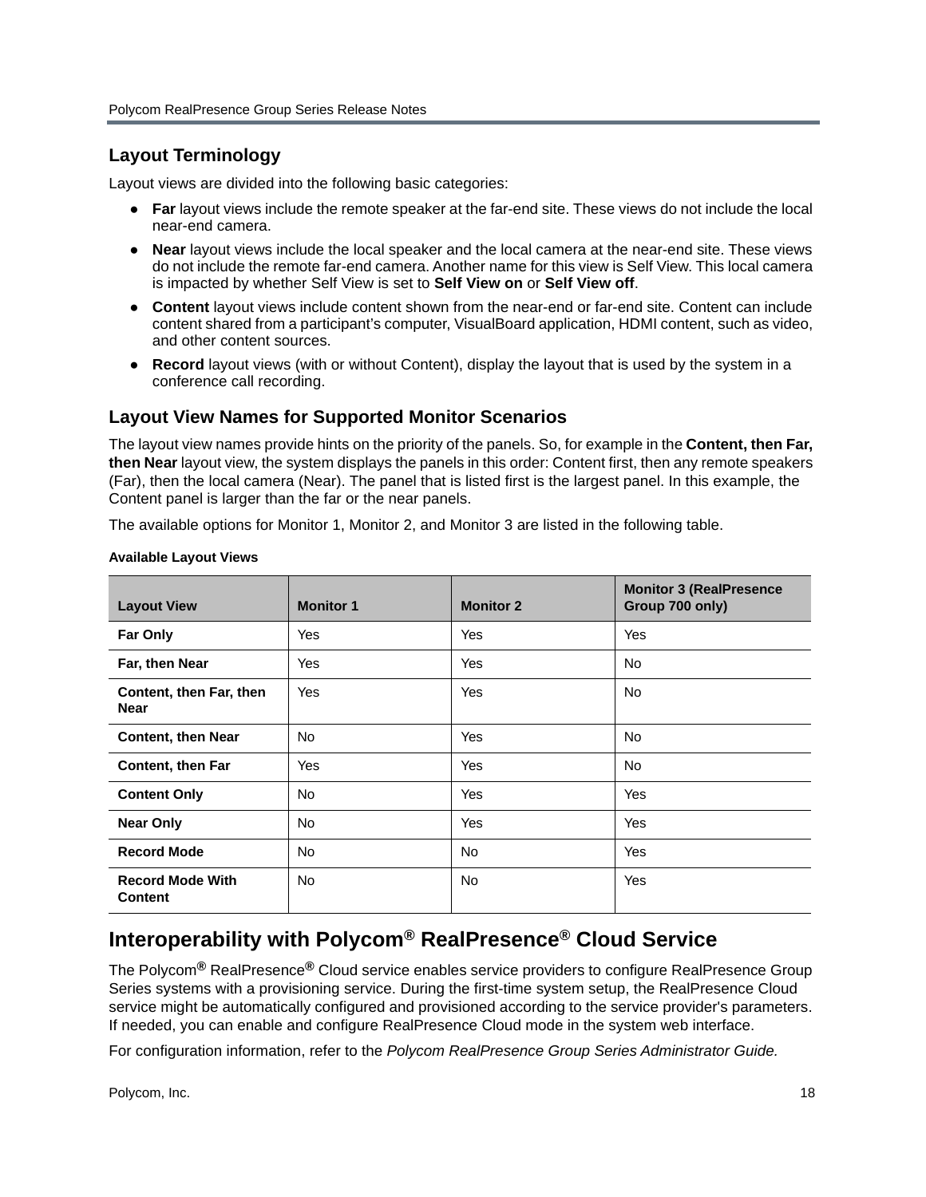### Layout Terminology

Layout views are divided into the following basic categories:

- **Far** layout views include the remote speaker at the far-end site. These views do not include the local near-end camera.
- **Near** layout views include the local speaker and the local camera at the near-end site. These views do not include the remote far-end camera. Another name for this view is Self View. This local camera is impacted by whether Self View is set to **Self View on** or **Self View off**.
- **Content** layout views include content shown from the near-end or far-end site. Content can include content shared from a participant's computer, VisualBoard application, HDMI content, such as video, and other content sources.
- **Record** layout views (with or without Content), display the layout that is used by the system in a conference call recording.

### Layout View Names for Supported Monitor Scenarios

The layout view names provide hints on the priority of the panels. So, for example in the **Content, then Far, then Near** layout view, the system displays the panels in this order: Content first, then any remote speakers (Far), then the local camera (Near). The panel that is listed first is the largest panel. In this example, the Content panel is larger than the far or the near panels.

The available options for Monitor 1, Monitor 2, and Monitor 3 are listed in the following table.

**Available Layout Views**

| Layout View | Monitor 1 | Monitor 2 | Monitor 3 (RealPresence Group 700 only) |
|---|---|---|---|
| **Far Only** | Yes | Yes | Yes |
| **Far, then Near** | Yes | Yes | No |
| **Content, then Far, then Near** | Yes | Yes | No |
| **Content, then Near** | No | Yes | No |
| **Content, then Far** | Yes | Yes | No |
| **Content Only** | No | Yes | Yes |
| **Near Only** | No | Yes | Yes |
| **Record Mode** | No | No | Yes |
| **Record Mode With Content** | No | No | Yes |

## Interoperability with Polycom® RealPresence® Cloud Service

The Polycom® RealPresence® Cloud service enables service providers to configure RealPresence Group Series systems with a provisioning service. During the first-time system setup, the RealPresence Cloud service might be automatically configured and provisioned according to the service provider's parameters. If needed, you can enable and configure RealPresence Cloud mode in the system web interface.

For configuration information, refer to the *Polycom RealPresence Group Series Administrator Guide.*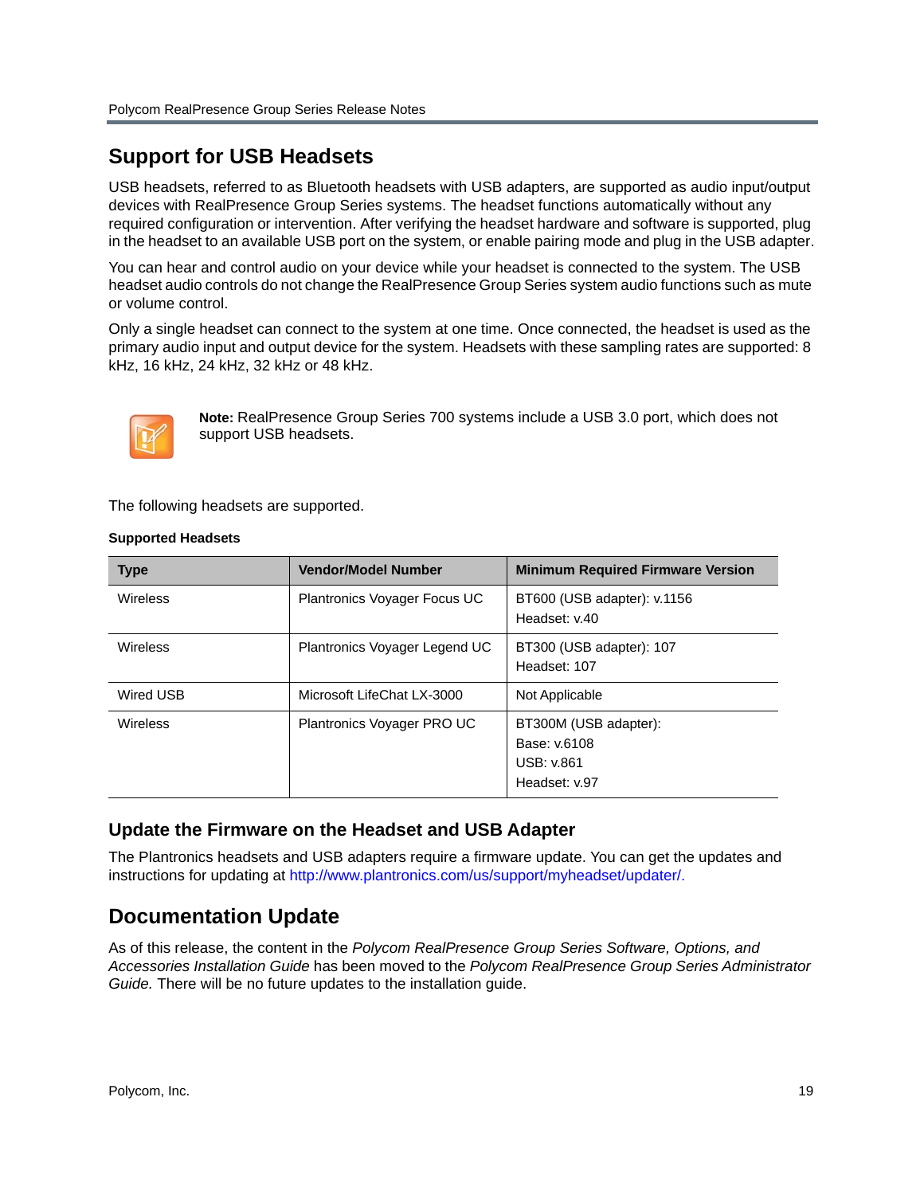## Support for USB Headsets

USB headsets, referred to as Bluetooth headsets with USB adapters, are supported as audio input/output devices with RealPresence Group Series systems. The headset functions automatically without any required configuration or intervention. After verifying the headset hardware and software is supported, plug in the headset to an available USB port on the system, or enable pairing mode and plug in the USB adapter.

You can hear and control audio on your device while your headset is connected to the system. The USB headset audio controls do not change the RealPresence Group Series system audio functions such as mute or volume control.

Only a single headset can connect to the system at one time. Once connected, the headset is used as the primary audio input and output device for the system. Headsets with these sampling rates are supported: 8 kHz, 16 kHz, 24 kHz, 32 kHz or 48 kHz.

**Note:** RealPresence Group Series 700 systems include a USB 3.0 port, which does not support USB headsets.

The following headsets are supported.

**Supported Headsets**

| Type | Vendor/Model Number | Minimum Required Firmware Version |
| --- | --- | --- |
| Wireless | Plantronics Voyager Focus UC | BT600 (USB adapter): v.1156<br>Headset: v.40 |
| Wireless | Plantronics Voyager Legend UC | BT300 (USB adapter): 107<br>Headset: 107 |
| Wired USB | Microsoft LifeChat LX-3000 | Not Applicable |
| Wireless | Plantronics Voyager PRO UC | BT300M (USB adapter):<br>Base: v.6108<br>USB: v.861<br>Headset: v.97 |

### Update the Firmware on the Headset and USB Adapter

The Plantronics headsets and USB adapters require a firmware update. You can get the updates and instructions for updating at http://www.plantronics.com/us/support/myheadset/updater/.

## Documentation Update

As of this release, the content in the *Polycom RealPresence Group Series Software, Options, and Accessories Installation Guide* has been moved to the *Polycom RealPresence Group Series Administrator Guide.* There will be no future updates to the installation guide.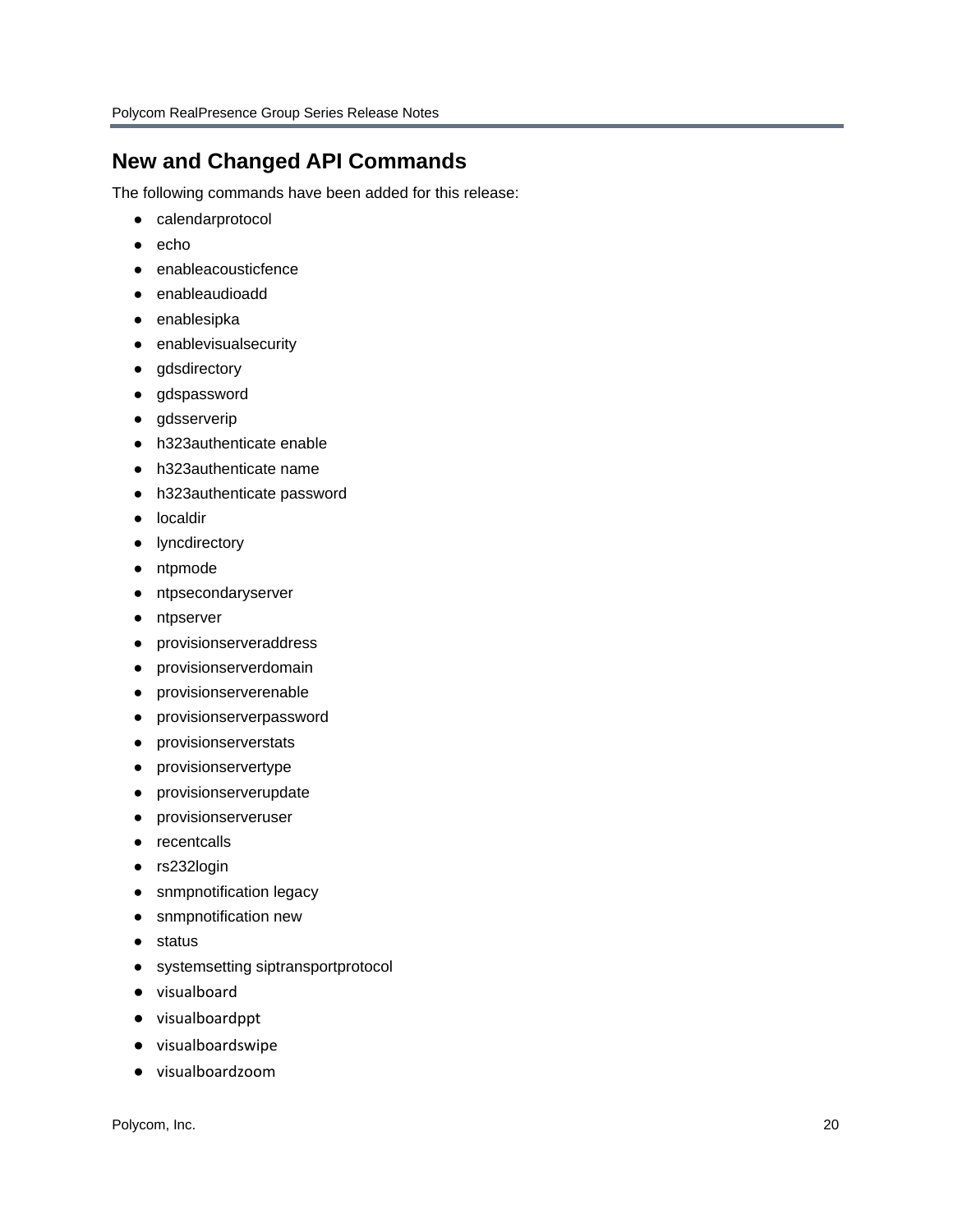## New and Changed API Commands

The following commands have been added for this release:

- calendarprotocol
- echo
- enableacousticfence
- enableaudioadd
- enablesipka
- enablevisualsecurity
- gdsdirectory
- gdspassword
- gdsserverip
- h323authenticate enable
- h323authenticate name
- h323authenticate password
- localdir
- lyncdirectory
- ntpmode
- ntpsecondaryserver
- ntpserver
- provisionserveraddress
- provisionserverdomain
- provisionserverenable
- provisionserverpassword
- provisionserverstats
- provisionservertype
- provisionserverupdate
- provisionserveruser
- recentcalls
- rs232login
- snmpnotification legacy
- snmpnotification new
- status
- systemsetting siptransportprotocol
- visualboard
- visualboardppt
- visualboardswipe
- visualboardzoom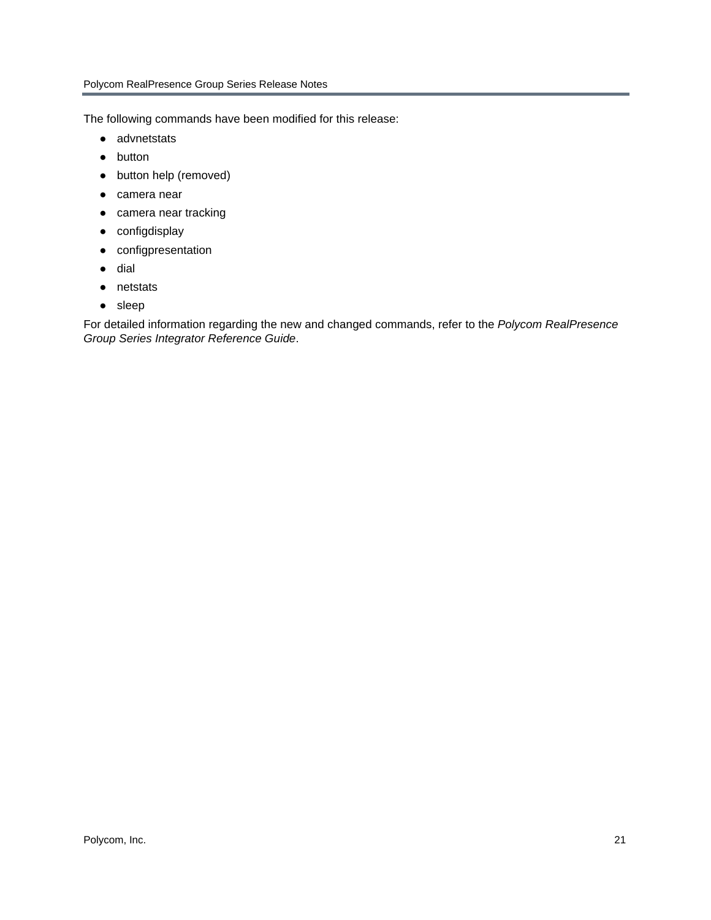The following commands have been modified for this release:

- advnetstats
- button
- button help (removed)
- camera near
- camera near tracking
- configdisplay
- configpresentation
- dial
- netstats
- sleep

For detailed information regarding the new and changed commands, refer to the *Polycom RealPresence Group Series Integrator Reference Guide*.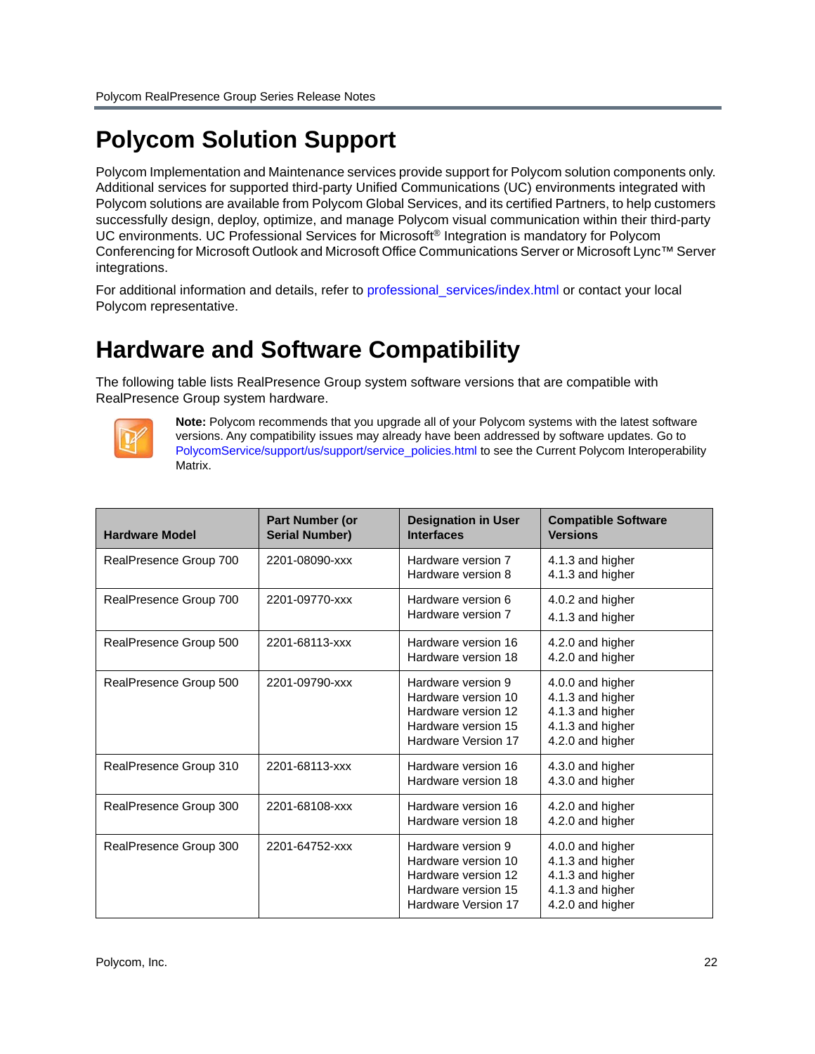# Polycom Solution Support

Polycom Implementation and Maintenance services provide support for Polycom solution components only. Additional services for supported third-party Unified Communications (UC) environments integrated with Polycom solutions are available from Polycom Global Services, and its certified Partners, to help customers successfully design, deploy, optimize, and manage Polycom visual communication within their third-party UC environments. UC Professional Services for Microsoft® Integration is mandatory for Polycom Conferencing for Microsoft Outlook and Microsoft Office Communications Server or Microsoft Lync™ Server integrations.

For additional information and details, refer to professional_services/index.html or contact your local Polycom representative.

# Hardware and Software Compatibility

The following table lists RealPresence Group system software versions that are compatible with RealPresence Group system hardware.

**Note:** Polycom recommends that you upgrade all of your Polycom systems with the latest software versions. Any compatibility issues may already have been addressed by software updates. Go to PolycomService/support/us/support/service_policies.html to see the Current Polycom Interoperability Matrix.

| Hardware Model | Part Number (or Serial Number) | Designation in User Interfaces | Compatible Software Versions |
|---|---|---|---|
| RealPresence Group 700 | 2201-08090-xxx | Hardware version 7<br>Hardware version 8 | 4.1.3 and higher<br>4.1.3 and higher |
| RealPresence Group 700 | 2201-09770-xxx | Hardware version 6<br>Hardware version 7 | 4.0.2 and higher<br>4.1.3 and higher |
| RealPresence Group 500 | 2201-68113-xxx | Hardware version 16<br>Hardware version 18 | 4.2.0 and higher<br>4.2.0 and higher |
| RealPresence Group 500 | 2201-09790-xxx | Hardware version 9<br>Hardware version 10<br>Hardware version 12<br>Hardware version 15<br>Hardware Version 17 | 4.0.0 and higher<br>4.1.3 and higher<br>4.1.3 and higher<br>4.1.3 and higher<br>4.2.0 and higher |
| RealPresence Group 310 | 2201-68113-xxx | Hardware version 16<br>Hardware version 18 | 4.3.0 and higher<br>4.3.0 and higher |
| RealPresence Group 300 | 2201-68108-xxx | Hardware version 16<br>Hardware version 18 | 4.2.0 and higher<br>4.2.0 and higher |
| RealPresence Group 300 | 2201-64752-xxx | Hardware version 9<br>Hardware version 10<br>Hardware version 12<br>Hardware version 15<br>Hardware Version 17 | 4.0.0 and higher<br>4.1.3 and higher<br>4.1.3 and higher<br>4.1.3 and higher<br>4.2.0 and higher |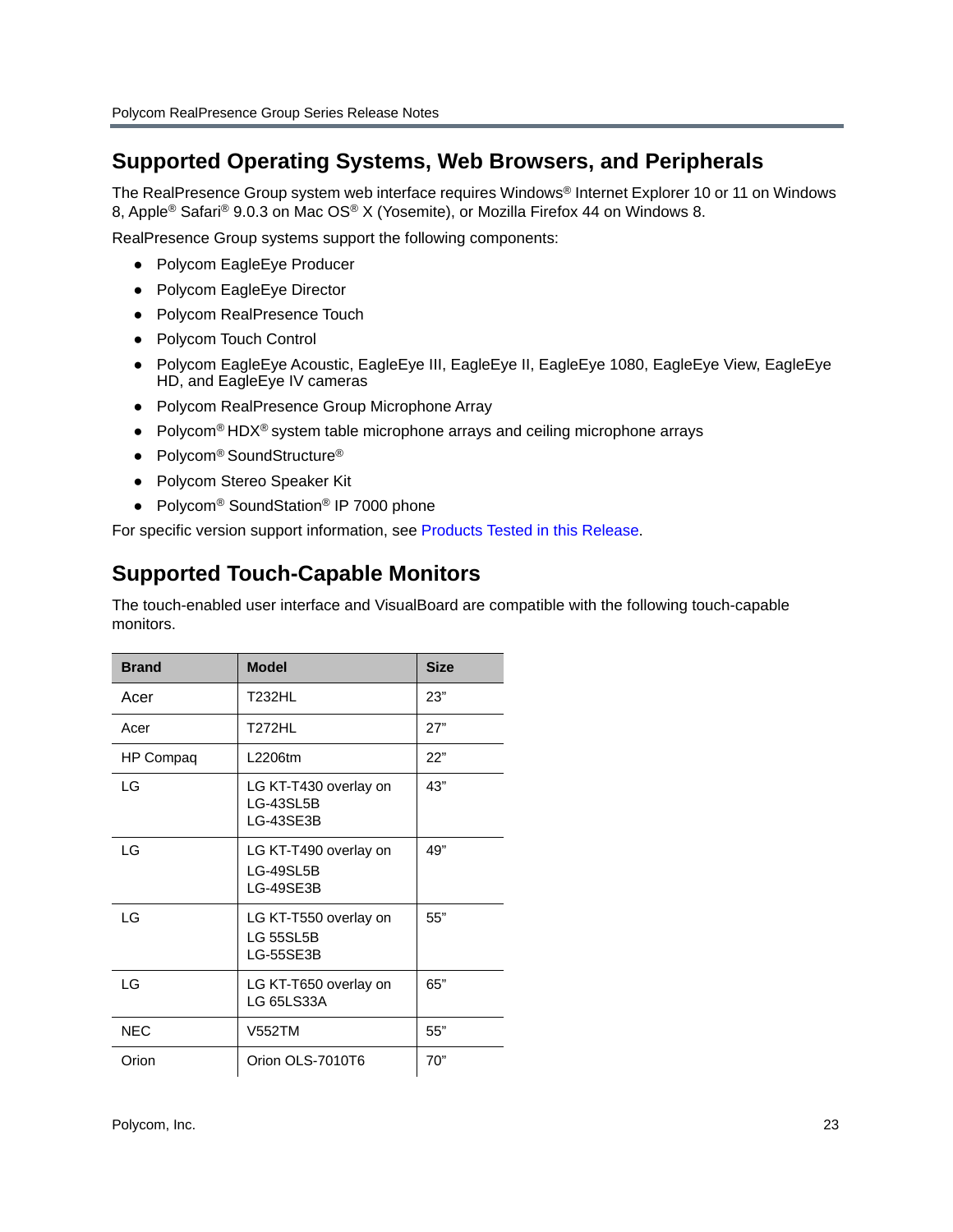## Supported Operating Systems, Web Browsers, and Peripherals

The RealPresence Group system web interface requires Windows® Internet Explorer 10 or 11 on Windows 8, Apple® Safari® 9.0.3 on Mac OS® X (Yosemite), or Mozilla Firefox 44 on Windows 8.

RealPresence Group systems support the following components:

- Polycom EagleEye Producer
- Polycom EagleEye Director
- Polycom RealPresence Touch
- Polycom Touch Control
- Polycom EagleEye Acoustic, EagleEye III, EagleEye II, EagleEye 1080, EagleEye View, EagleEye HD, and EagleEye IV cameras
- Polycom RealPresence Group Microphone Array
- Polycom® HDX® system table microphone arrays and ceiling microphone arrays
- Polycom® SoundStructure®
- Polycom Stereo Speaker Kit
- Polycom® SoundStation® IP 7000 phone

For specific version support information, see Products Tested in this Release.

## Supported Touch-Capable Monitors

The touch-enabled user interface and VisualBoard are compatible with the following touch-capable monitors.

| Brand | Model | Size |
|---|---|---|
| Acer | T232HL | 23” |
| Acer | T272HL | 27” |
| HP Compaq | L2206tm | 22” |
| LG | LG KT-T430 overlay on LG-43SL5B LG-43SE3B | 43” |
| LG | LG KT-T490 overlay on LG-49SL5B LG-49SE3B | 49” |
| LG | LG KT-T550 overlay on LG 55SL5B LG-55SE3B | 55” |
| LG | LG KT-T650 overlay on LG 65LS33A | 65” |
| NEC | V552TM | 55” |
| Orion | Orion OLS-7010T6 | 70” |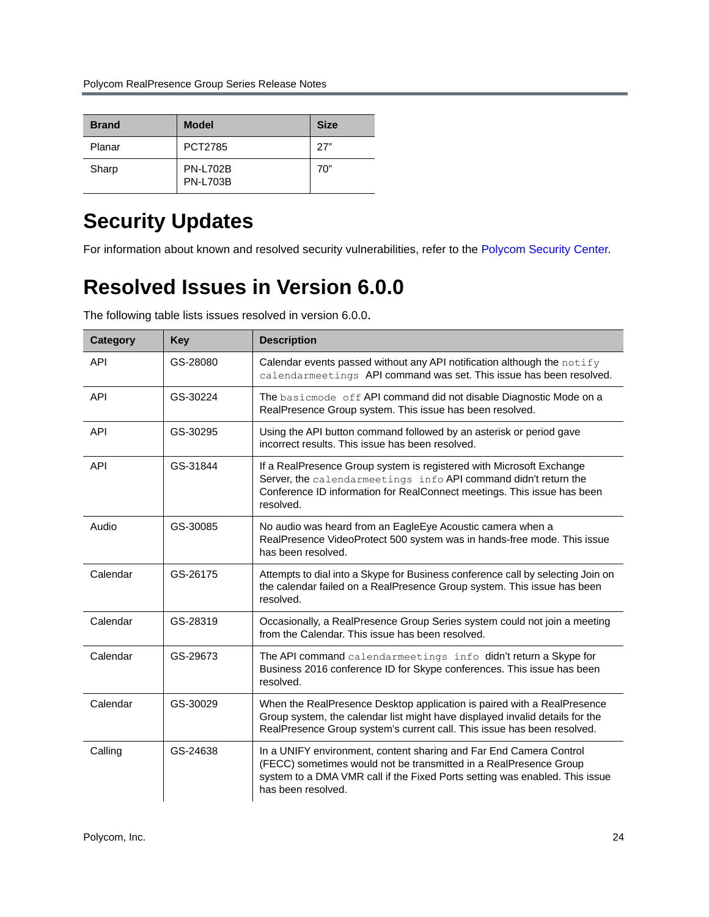| Brand | Model | Size |
| --- | --- | --- |
| Planar | PCT2785 | 27” |
| Sharp | PN-L702B<br>PN-L703B | 70” |

# Security Updates

For information about known and resolved security vulnerabilities, refer to the Polycom Security Center.

# Resolved Issues in Version 6.0.0

The following table lists issues resolved in version 6.0.0.

| Category | Key | Description |
| --- | --- | --- |
| API | GS-28080 | Calendar events passed without any API notification although the `notify calendarmeetings` API command was set. This issue has been resolved. |
| API | GS-30224 | The `basicmode off` API command did not disable Diagnostic Mode on a RealPresence Group system. This issue has been resolved. |
| API | GS-30295 | Using the API button command followed by an asterisk or period gave incorrect results. This issue has been resolved. |
| API | GS-31844 | If a RealPresence Group system is registered with Microsoft Exchange Server, the `calendarmeetings info` API command didn't return the Conference ID information for RealConnect meetings. This issue has been resolved. |
| Audio | GS-30085 | No audio was heard from an EagleEye Acoustic camera when a RealPresence VideoProtect 500 system was in hands-free mode. This issue has been resolved. |
| Calendar | GS-26175 | Attempts to dial into a Skype for Business conference call by selecting Join on the calendar failed on a RealPresence Group system. This issue has been resolved. |
| Calendar | GS-28319 | Occasionally, a RealPresence Group Series system could not join a meeting from the Calendar. This issue has been resolved. |
| Calendar | GS-29673 | The API command `calendarmeetings info` didn’t return a Skype for Business 2016 conference ID for Skype conferences. This issue has been resolved. |
| Calendar | GS-30029 | When the RealPresence Desktop application is paired with a RealPresence Group system, the calendar list might have displayed invalid details for the RealPresence Group system's current call. This issue has been resolved. |
| Calling | GS-24638 | In a UNIFY environment, content sharing and Far End Camera Control (FECC) sometimes would not be transmitted in a RealPresence Group system to a DMA VMR call if the Fixed Ports setting was enabled. This issue has been resolved. |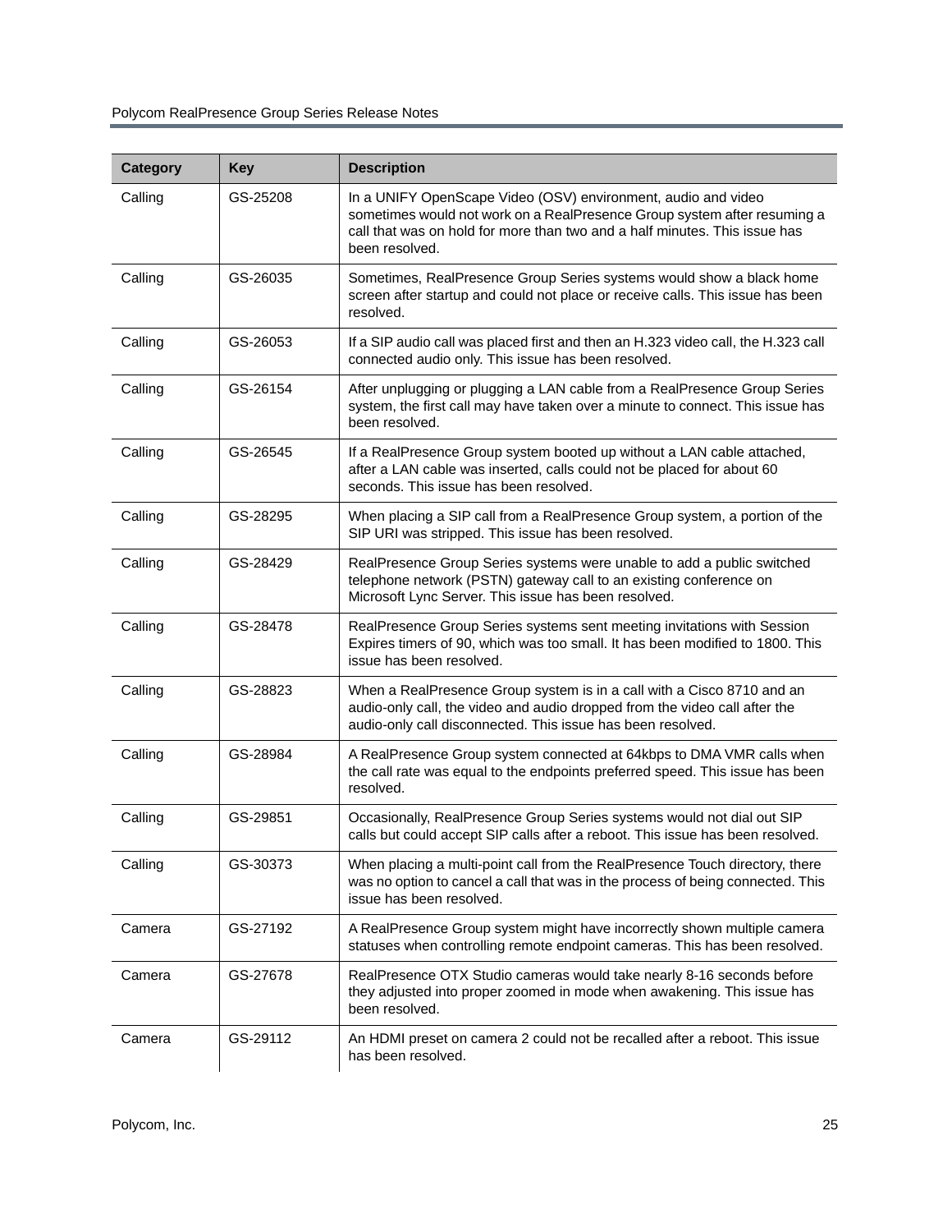| Category | Key | Description |
| --- | --- | --- |
| Calling | GS-25208 | In a UNIFY OpenScape Video (OSV) environment, audio and video sometimes would not work on a RealPresence Group system after resuming a call that was on hold for more than two and a half minutes. This issue has been resolved. |
| Calling | GS-26035 | Sometimes, RealPresence Group Series systems would show a black home screen after startup and could not place or receive calls. This issue has been resolved. |
| Calling | GS-26053 | If a SIP audio call was placed first and then an H.323 video call, the H.323 call connected audio only. This issue has been resolved. |
| Calling | GS-26154 | After unplugging or plugging a LAN cable from a RealPresence Group Series system, the first call may have taken over a minute to connect. This issue has been resolved. |
| Calling | GS-26545 | If a RealPresence Group system booted up without a LAN cable attached, after a LAN cable was inserted, calls could not be placed for about 60 seconds. This issue has been resolved. |
| Calling | GS-28295 | When placing a SIP call from a RealPresence Group system, a portion of the SIP URI was stripped. This issue has been resolved. |
| Calling | GS-28429 | RealPresence Group Series systems were unable to add a public switched telephone network (PSTN) gateway call to an existing conference on Microsoft Lync Server. This issue has been resolved. |
| Calling | GS-28478 | RealPresence Group Series systems sent meeting invitations with Session Expires timers of 90, which was too small. It has been modified to 1800. This issue has been resolved. |
| Calling | GS-28823 | When a RealPresence Group system is in a call with a Cisco 8710 and an audio-only call, the video and audio dropped from the video call after the audio-only call disconnected. This issue has been resolved. |
| Calling | GS-28984 | A RealPresence Group system connected at 64kbps to DMA VMR calls when the call rate was equal to the endpoints preferred speed. This issue has been resolved. |
| Calling | GS-29851 | Occasionally, RealPresence Group Series systems would not dial out SIP calls but could accept SIP calls after a reboot. This issue has been resolved. |
| Calling | GS-30373 | When placing a multi-point call from the RealPresence Touch directory, there was no option to cancel a call that was in the process of being connected. This issue has been resolved. |
| Camera | GS-27192 | A RealPresence Group system might have incorrectly shown multiple camera statuses when controlling remote endpoint cameras. This has been resolved. |
| Camera | GS-27678 | RealPresence OTX Studio cameras would take nearly 8-16 seconds before they adjusted into proper zoomed in mode when awakening. This issue has been resolved. |
| Camera | GS-29112 | An HDMI preset on camera 2 could not be recalled after a reboot. This issue has been resolved. |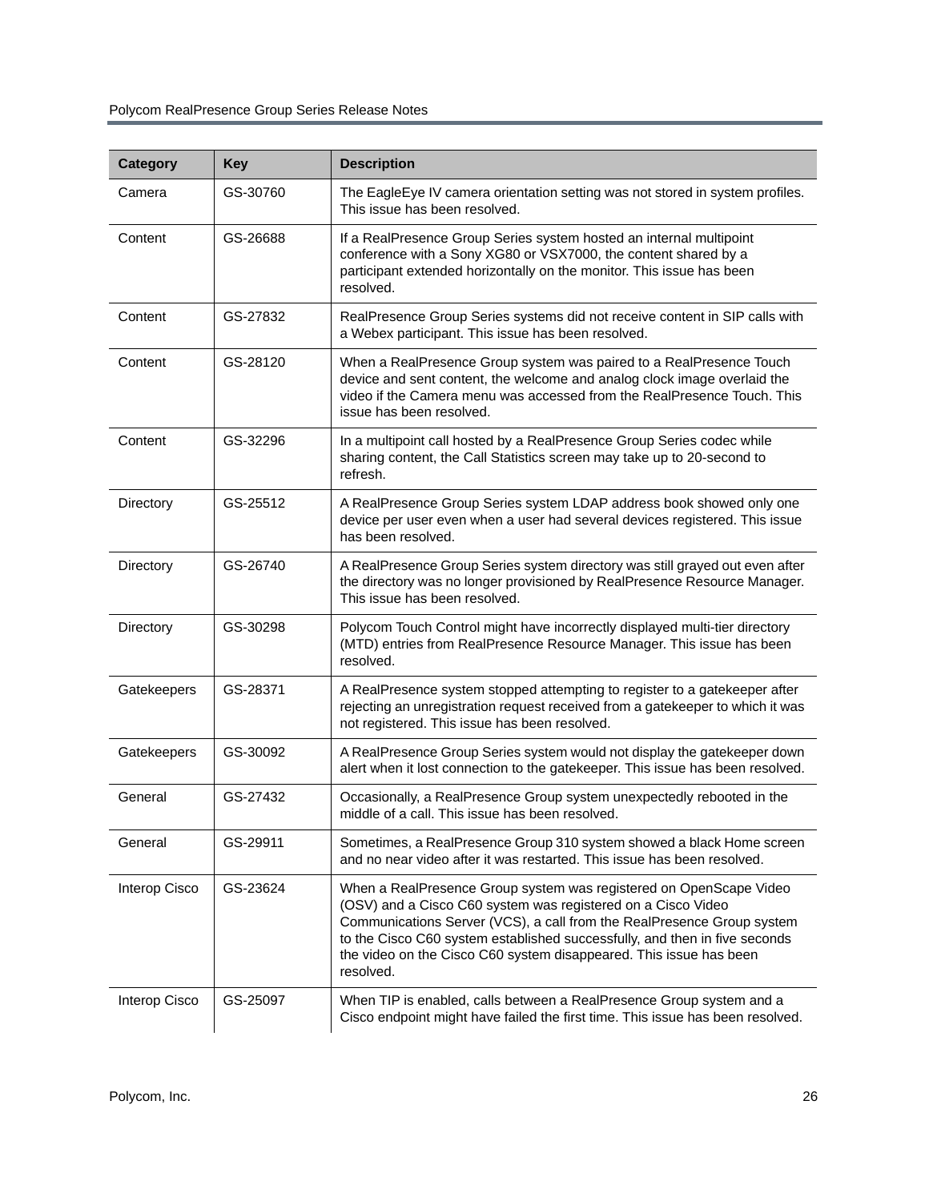| Category | Key | Description |
| --- | --- | --- |
| Camera | GS-30760 | The EagleEye IV camera orientation setting was not stored in system profiles. This issue has been resolved. |
| Content | GS-26688 | If a RealPresence Group Series system hosted an internal multipoint conference with a Sony XG80 or VSX7000, the content shared by a participant extended horizontally on the monitor. This issue has been resolved. |
| Content | GS-27832 | RealPresence Group Series systems did not receive content in SIP calls with a Webex participant. This issue has been resolved. |
| Content | GS-28120 | When a RealPresence Group system was paired to a RealPresence Touch device and sent content, the welcome and analog clock image overlaid the video if the Camera menu was accessed from the RealPresence Touch. This issue has been resolved. |
| Content | GS-32296 | In a multipoint call hosted by a RealPresence Group Series codec while sharing content, the Call Statistics screen may take up to 20-second to refresh. |
| Directory | GS-25512 | A RealPresence Group Series system LDAP address book showed only one device per user even when a user had several devices registered. This issue has been resolved. |
| Directory | GS-26740 | A RealPresence Group Series system directory was still grayed out even after the directory was no longer provisioned by RealPresence Resource Manager. This issue has been resolved. |
| Directory | GS-30298 | Polycom Touch Control might have incorrectly displayed multi-tier directory (MTD) entries from RealPresence Resource Manager. This issue has been resolved. |
| Gatekeepers | GS-28371 | A RealPresence system stopped attempting to register to a gatekeeper after rejecting an unregistration request received from a gatekeeper to which it was not registered. This issue has been resolved. |
| Gatekeepers | GS-30092 | A RealPresence Group Series system would not display the gatekeeper down alert when it lost connection to the gatekeeper. This issue has been resolved. |
| General | GS-27432 | Occasionally, a RealPresence Group system unexpectedly rebooted in the middle of a call. This issue has been resolved. |
| General | GS-29911 | Sometimes, a RealPresence Group 310 system showed a black Home screen and no near video after it was restarted. This issue has been resolved. |
| Interop Cisco | GS-23624 | When a RealPresence Group system was registered on OpenScape Video (OSV) and a Cisco C60 system was registered on a Cisco Video Communications Server (VCS), a call from the RealPresence Group system to the Cisco C60 system established successfully, and then in five seconds the video on the Cisco C60 system disappeared. This issue has been resolved. |
| Interop Cisco | GS-25097 | When TIP is enabled, calls between a RealPresence Group system and a Cisco endpoint might have failed the first time. This issue has been resolved. |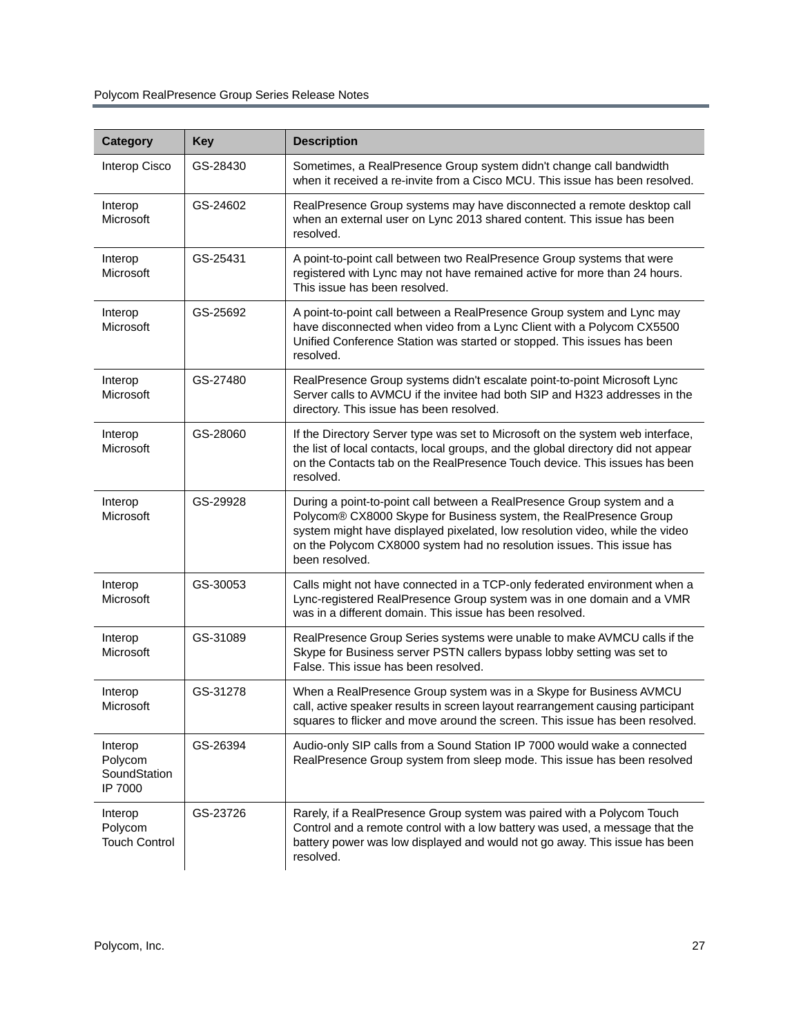| Category | Key | Description |
| --- | --- | --- |
| Interop Cisco | GS-28430 | Sometimes, a RealPresence Group system didn't change call bandwidth when it received a re-invite from a Cisco MCU. This issue has been resolved. |
| Interop Microsoft | GS-24602 | RealPresence Group systems may have disconnected a remote desktop call when an external user on Lync 2013 shared content. This issue has been resolved. |
| Interop Microsoft | GS-25431 | A point-to-point call between two RealPresence Group systems that were registered with Lync may not have remained active for more than 24 hours. This issue has been resolved. |
| Interop Microsoft | GS-25692 | A point-to-point call between a RealPresence Group system and Lync may have disconnected when video from a Lync Client with a Polycom CX5500 Unified Conference Station was started or stopped. This issues has been resolved. |
| Interop Microsoft | GS-27480 | RealPresence Group systems didn't escalate point-to-point Microsoft Lync Server calls to AVMCU if the invitee had both SIP and H323 addresses in the directory. This issue has been resolved. |
| Interop Microsoft | GS-28060 | If the Directory Server type was set to Microsoft on the system web interface, the list of local contacts, local groups, and the global directory did not appear on the Contacts tab on the RealPresence Touch device. This issues has been resolved. |
| Interop Microsoft | GS-29928 | During a point-to-point call between a RealPresence Group system and a Polycom® CX8000 Skype for Business system, the RealPresence Group system might have displayed pixelated, low resolution video, while the video on the Polycom CX8000 system had no resolution issues. This issue has been resolved. |
| Interop Microsoft | GS-30053 | Calls might not have connected in a TCP-only federated environment when a Lync-registered RealPresence Group system was in one domain and a VMR was in a different domain. This issue has been resolved. |
| Interop Microsoft | GS-31089 | RealPresence Group Series systems were unable to make AVMCU calls if the Skype for Business server PSTN callers bypass lobby setting was set to False. This issue has been resolved. |
| Interop Microsoft | GS-31278 | When a RealPresence Group system was in a Skype for Business AVMCU call, active speaker results in screen layout rearrangement causing participant squares to flicker and move around the screen. This issue has been resolved. |
| Interop Polycom SoundStation IP 7000 | GS-26394 | Audio-only SIP calls from a Sound Station IP 7000 would wake a connected RealPresence Group system from sleep mode. This issue has been resolved |
| Interop Polycom Touch Control | GS-23726 | Rarely, if a RealPresence Group system was paired with a Polycom Touch Control and a remote control with a low battery was used, a message that the battery power was low displayed and would not go away. This issue has been resolved. |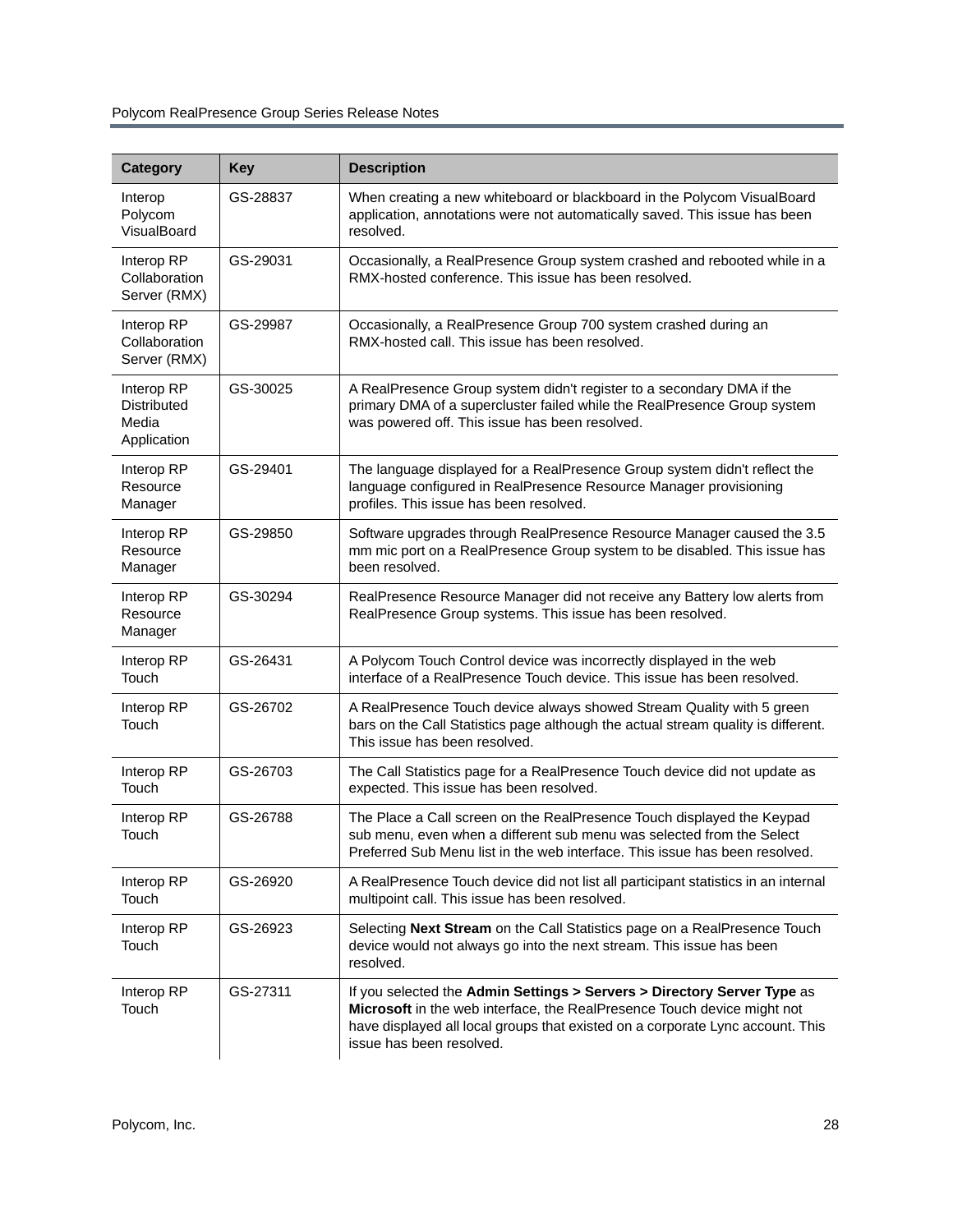| Category | Key | Description |
| --- | --- | --- |
| Interop Polycom VisualBoard | GS-28837 | When creating a new whiteboard or blackboard in the Polycom VisualBoard application, annotations were not automatically saved. This issue has been resolved. |
| Interop RP Collaboration Server (RMX) | GS-29031 | Occasionally, a RealPresence Group system crashed and rebooted while in a RMX-hosted conference. This issue has been resolved. |
| Interop RP Collaboration Server (RMX) | GS-29987 | Occasionally, a RealPresence Group 700 system crashed during an RMX-hosted call. This issue has been resolved. |
| Interop RP Distributed Media Application | GS-30025 | A RealPresence Group system didn't register to a secondary DMA if the primary DMA of a supercluster failed while the RealPresence Group system was powered off. This issue has been resolved. |
| Interop RP Resource Manager | GS-29401 | The language displayed for a RealPresence Group system didn't reflect the language configured in RealPresence Resource Manager provisioning profiles. This issue has been resolved. |
| Interop RP Resource Manager | GS-29850 | Software upgrades through RealPresence Resource Manager caused the 3.5 mm mic port on a RealPresence Group system to be disabled. This issue has been resolved. |
| Interop RP Resource Manager | GS-30294 | RealPresence Resource Manager did not receive any Battery low alerts from RealPresence Group systems. This issue has been resolved. |
| Interop RP Touch | GS-26431 | A Polycom Touch Control device was incorrectly displayed in the web interface of a RealPresence Touch device. This issue has been resolved. |
| Interop RP Touch | GS-26702 | A RealPresence Touch device always showed Stream Quality with 5 green bars on the Call Statistics page although the actual stream quality is different. This issue has been resolved. |
| Interop RP Touch | GS-26703 | The Call Statistics page for a RealPresence Touch device did not update as expected. This issue has been resolved. |
| Interop RP Touch | GS-26788 | The Place a Call screen on the RealPresence Touch displayed the Keypad sub menu, even when a different sub menu was selected from the Select Preferred Sub Menu list in the web interface. This issue has been resolved. |
| Interop RP Touch | GS-26920 | A RealPresence Touch device did not list all participant statistics in an internal multipoint call. This issue has been resolved. |
| Interop RP Touch | GS-26923 | Selecting **Next Stream** on the Call Statistics page on a RealPresence Touch device would not always go into the next stream. This issue has been resolved. |
| Interop RP Touch | GS-27311 | If you selected the **Admin Settings > Servers > Directory Server Type** as **Microsoft** in the web interface, the RealPresence Touch device might not have displayed all local groups that existed on a corporate Lync account. This issue has been resolved. |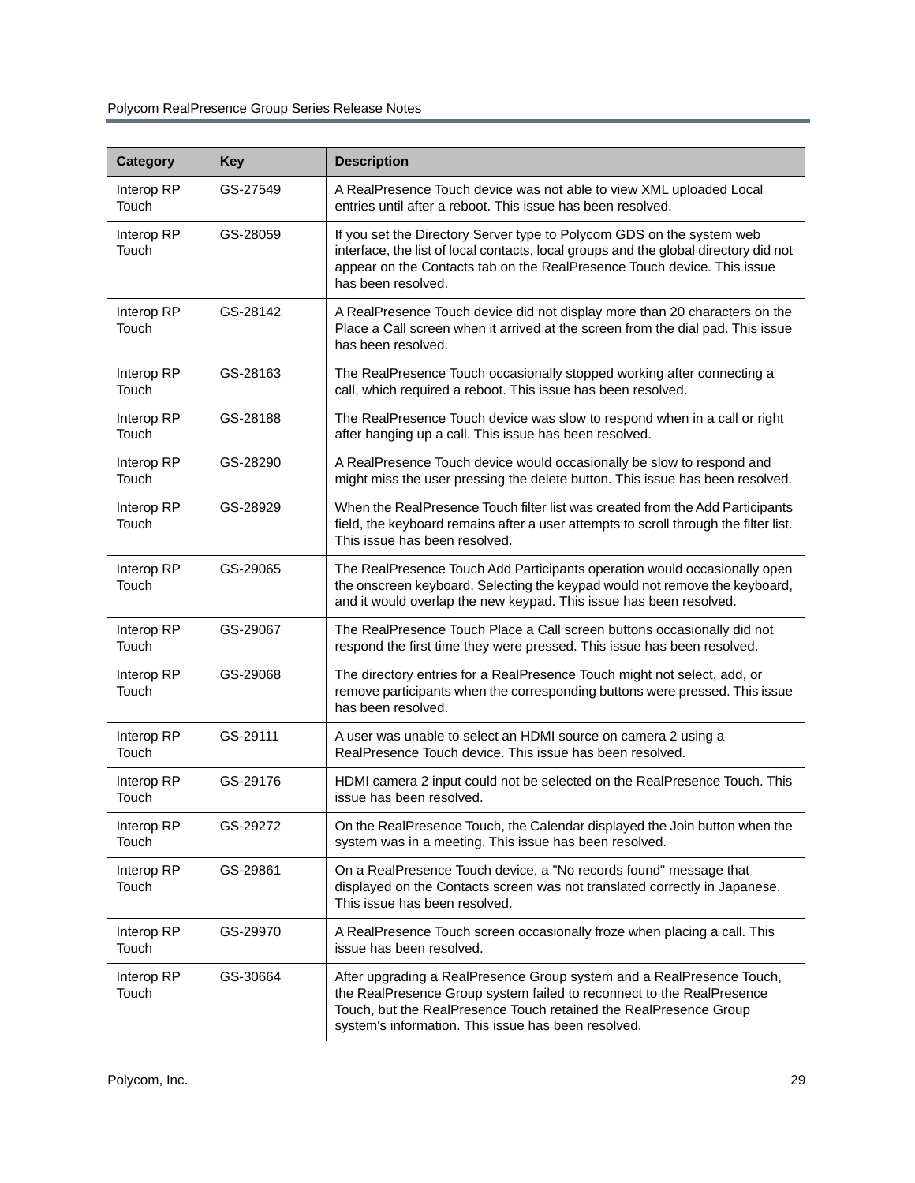| Category | Key | Description |
| --- | --- | --- |
| Interop RP Touch | GS-27549 | A RealPresence Touch device was not able to view XML uploaded Local entries until after a reboot. This issue has been resolved. |
| Interop RP Touch | GS-28059 | If you set the Directory Server type to Polycom GDS on the system web interface, the list of local contacts, local groups and the global directory did not appear on the Contacts tab on the RealPresence Touch device. This issue has been resolved. |
| Interop RP Touch | GS-28142 | A RealPresence Touch device did not display more than 20 characters on the Place a Call screen when it arrived at the screen from the dial pad. This issue has been resolved. |
| Interop RP Touch | GS-28163 | The RealPresence Touch occasionally stopped working after connecting a call, which required a reboot. This issue has been resolved. |
| Interop RP Touch | GS-28188 | The RealPresence Touch device was slow to respond when in a call or right after hanging up a call. This issue has been resolved. |
| Interop RP Touch | GS-28290 | A RealPresence Touch device would occasionally be slow to respond and might miss the user pressing the delete button. This issue has been resolved. |
| Interop RP Touch | GS-28929 | When the RealPresence Touch filter list was created from the Add Participants field, the keyboard remains after a user attempts to scroll through the filter list. This issue has been resolved. |
| Interop RP Touch | GS-29065 | The RealPresence Touch Add Participants operation would occasionally open the onscreen keyboard. Selecting the keypad would not remove the keyboard, and it would overlap the new keypad. This issue has been resolved. |
| Interop RP Touch | GS-29067 | The RealPresence Touch Place a Call screen buttons occasionally did not respond the first time they were pressed. This issue has been resolved. |
| Interop RP Touch | GS-29068 | The directory entries for a RealPresence Touch might not select, add, or remove participants when the corresponding buttons were pressed. This issue has been resolved. |
| Interop RP Touch | GS-29111 | A user was unable to select an HDMI source on camera 2 using a RealPresence Touch device. This issue has been resolved. |
| Interop RP Touch | GS-29176 | HDMI camera 2 input could not be selected on the RealPresence Touch. This issue has been resolved. |
| Interop RP Touch | GS-29272 | On the RealPresence Touch, the Calendar displayed the Join button when the system was in a meeting. This issue has been resolved. |
| Interop RP Touch | GS-29861 | On a RealPresence Touch device, a "No records found" message that displayed on the Contacts screen was not translated correctly in Japanese. This issue has been resolved. |
| Interop RP Touch | GS-29970 | A RealPresence Touch screen occasionally froze when placing a call. This issue has been resolved. |
| Interop RP Touch | GS-30664 | After upgrading a RealPresence Group system and a RealPresence Touch, the RealPresence Group system failed to reconnect to the RealPresence Touch, but the RealPresence Touch retained the RealPresence Group system's information. This issue has been resolved. |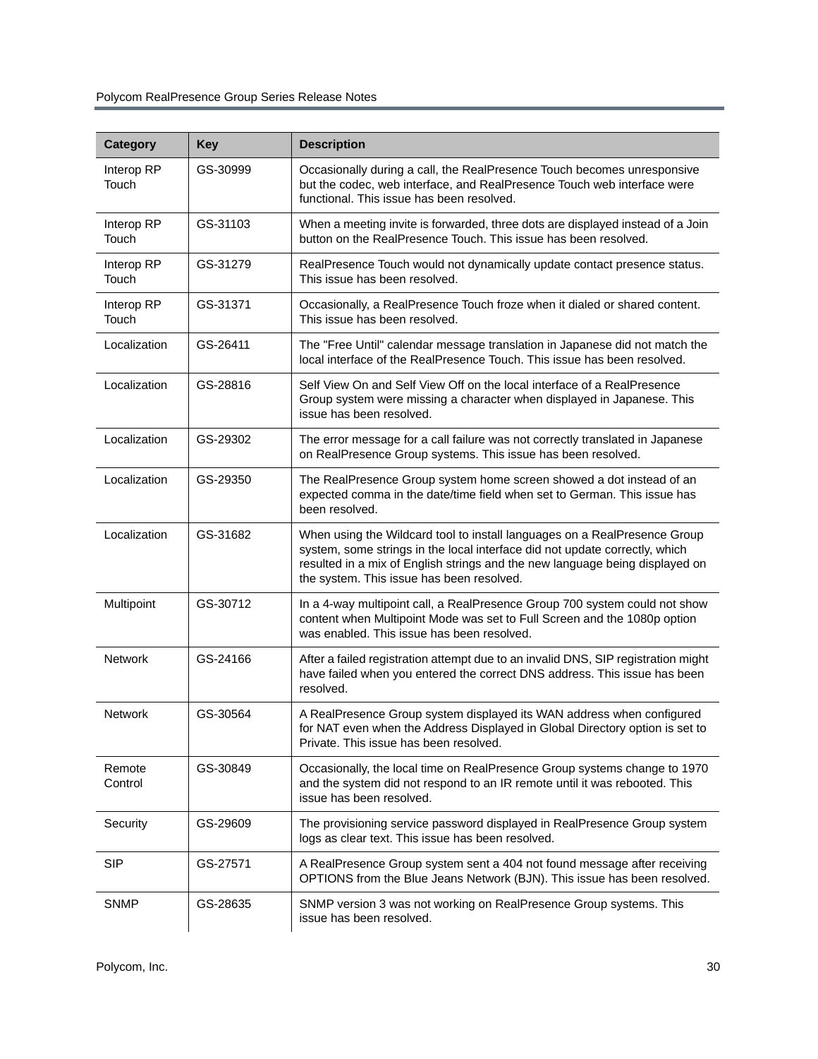| Category | Key | Description |
| --- | --- | --- |
| Interop RP Touch | GS-30999 | Occasionally during a call, the RealPresence Touch becomes unresponsive but the codec, web interface, and RealPresence Touch web interface were functional. This issue has been resolved. |
| Interop RP Touch | GS-31103 | When a meeting invite is forwarded, three dots are displayed instead of a Join button on the RealPresence Touch. This issue has been resolved. |
| Interop RP Touch | GS-31279 | RealPresence Touch would not dynamically update contact presence status. This issue has been resolved. |
| Interop RP Touch | GS-31371 | Occasionally, a RealPresence Touch froze when it dialed or shared content. This issue has been resolved. |
| Localization | GS-26411 | The "Free Until" calendar message translation in Japanese did not match the local interface of the RealPresence Touch. This issue has been resolved. |
| Localization | GS-28816 | Self View On and Self View Off on the local interface of a RealPresence Group system were missing a character when displayed in Japanese. This issue has been resolved. |
| Localization | GS-29302 | The error message for a call failure was not correctly translated in Japanese on RealPresence Group systems. This issue has been resolved. |
| Localization | GS-29350 | The RealPresence Group system home screen showed a dot instead of an expected comma in the date/time field when set to German. This issue has been resolved. |
| Localization | GS-31682 | When using the Wildcard tool to install languages on a RealPresence Group system, some strings in the local interface did not update correctly, which resulted in a mix of English strings and the new language being displayed on the system. This issue has been resolved. |
| Multipoint | GS-30712 | In a 4-way multipoint call, a RealPresence Group 700 system could not show content when Multipoint Mode was set to Full Screen and the 1080p option was enabled. This issue has been resolved. |
| Network | GS-24166 | After a failed registration attempt due to an invalid DNS, SIP registration might have failed when you entered the correct DNS address. This issue has been resolved. |
| Network | GS-30564 | A RealPresence Group system displayed its WAN address when configured for NAT even when the Address Displayed in Global Directory option is set to Private. This issue has been resolved. |
| Remote Control | GS-30849 | Occasionally, the local time on RealPresence Group systems change to 1970 and the system did not respond to an IR remote until it was rebooted. This issue has been resolved. |
| Security | GS-29609 | The provisioning service password displayed in RealPresence Group system logs as clear text. This issue has been resolved. |
| SIP | GS-27571 | A RealPresence Group system sent a 404 not found message after receiving OPTIONS from the Blue Jeans Network (BJN). This issue has been resolved. |
| SNMP | GS-28635 | SNMP version 3 was not working on RealPresence Group systems. This issue has been resolved. |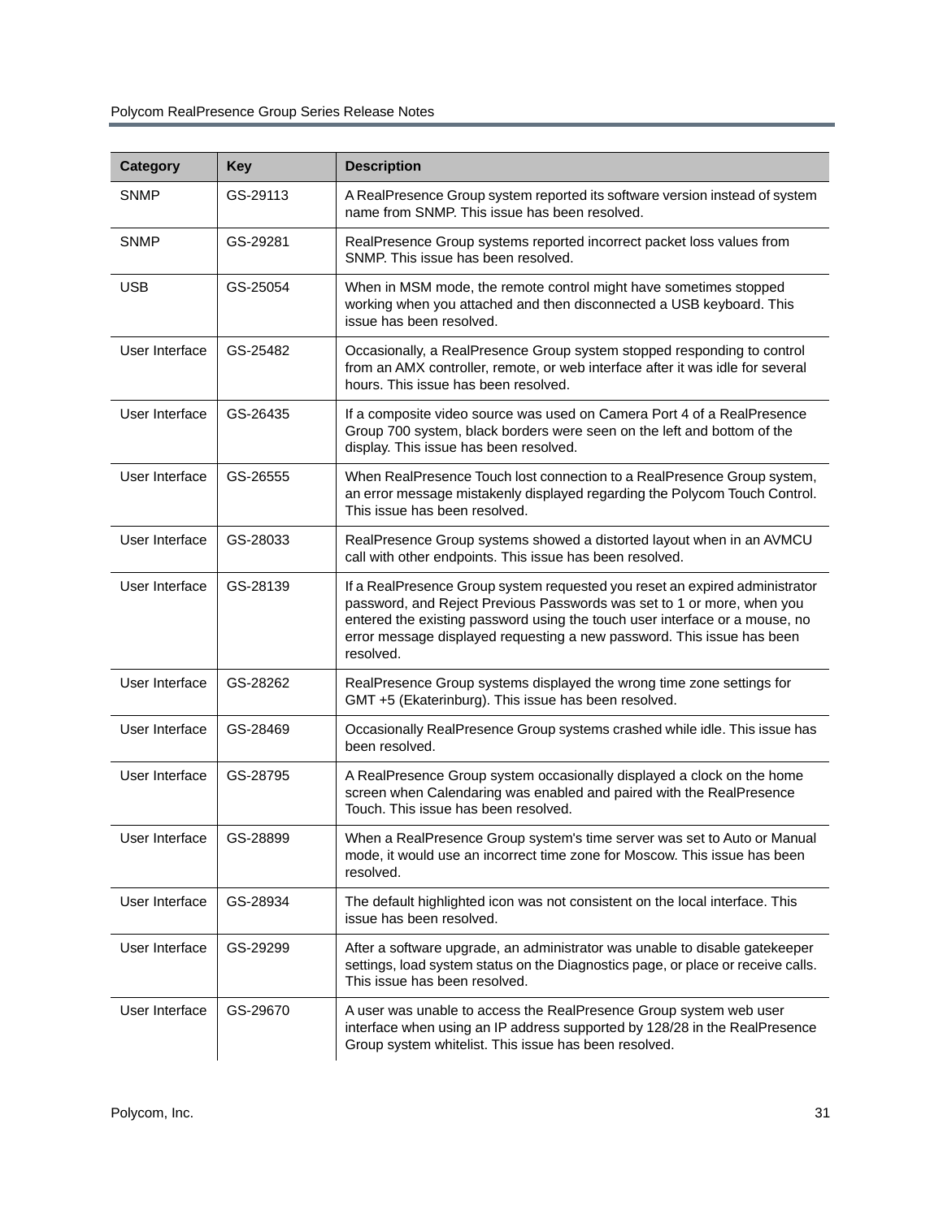| Category | Key | Description |
| --- | --- | --- |
| SNMP | GS-29113 | A RealPresence Group system reported its software version instead of system name from SNMP. This issue has been resolved. |
| SNMP | GS-29281 | RealPresence Group systems reported incorrect packet loss values from SNMP. This issue has been resolved. |
| USB | GS-25054 | When in MSM mode, the remote control might have sometimes stopped working when you attached and then disconnected a USB keyboard. This issue has been resolved. |
| User Interface | GS-25482 | Occasionally, a RealPresence Group system stopped responding to control from an AMX controller, remote, or web interface after it was idle for several hours. This issue has been resolved. |
| User Interface | GS-26435 | If a composite video source was used on Camera Port 4 of a RealPresence Group 700 system, black borders were seen on the left and bottom of the display. This issue has been resolved. |
| User Interface | GS-26555 | When RealPresence Touch lost connection to a RealPresence Group system, an error message mistakenly displayed regarding the Polycom Touch Control. This issue has been resolved. |
| User Interface | GS-28033 | RealPresence Group systems showed a distorted layout when in an AVMCU call with other endpoints. This issue has been resolved. |
| User Interface | GS-28139 | If a RealPresence Group system requested you reset an expired administrator password, and Reject Previous Passwords was set to 1 or more, when you entered the existing password using the touch user interface or a mouse, no error message displayed requesting a new password. This issue has been resolved. |
| User Interface | GS-28262 | RealPresence Group systems displayed the wrong time zone settings for GMT +5 (Ekaterinburg). This issue has been resolved. |
| User Interface | GS-28469 | Occasionally RealPresence Group systems crashed while idle. This issue has been resolved. |
| User Interface | GS-28795 | A RealPresence Group system occasionally displayed a clock on the home screen when Calendaring was enabled and paired with the RealPresence Touch. This issue has been resolved. |
| User Interface | GS-28899 | When a RealPresence Group system's time server was set to Auto or Manual mode, it would use an incorrect time zone for Moscow. This issue has been resolved. |
| User Interface | GS-28934 | The default highlighted icon was not consistent on the local interface. This issue has been resolved. |
| User Interface | GS-29299 | After a software upgrade, an administrator was unable to disable gatekeeper settings, load system status on the Diagnostics page, or place or receive calls. This issue has been resolved. |
| User Interface | GS-29670 | A user was unable to access the RealPresence Group system web user interface when using an IP address supported by 128/28 in the RealPresence Group system whitelist. This issue has been resolved. |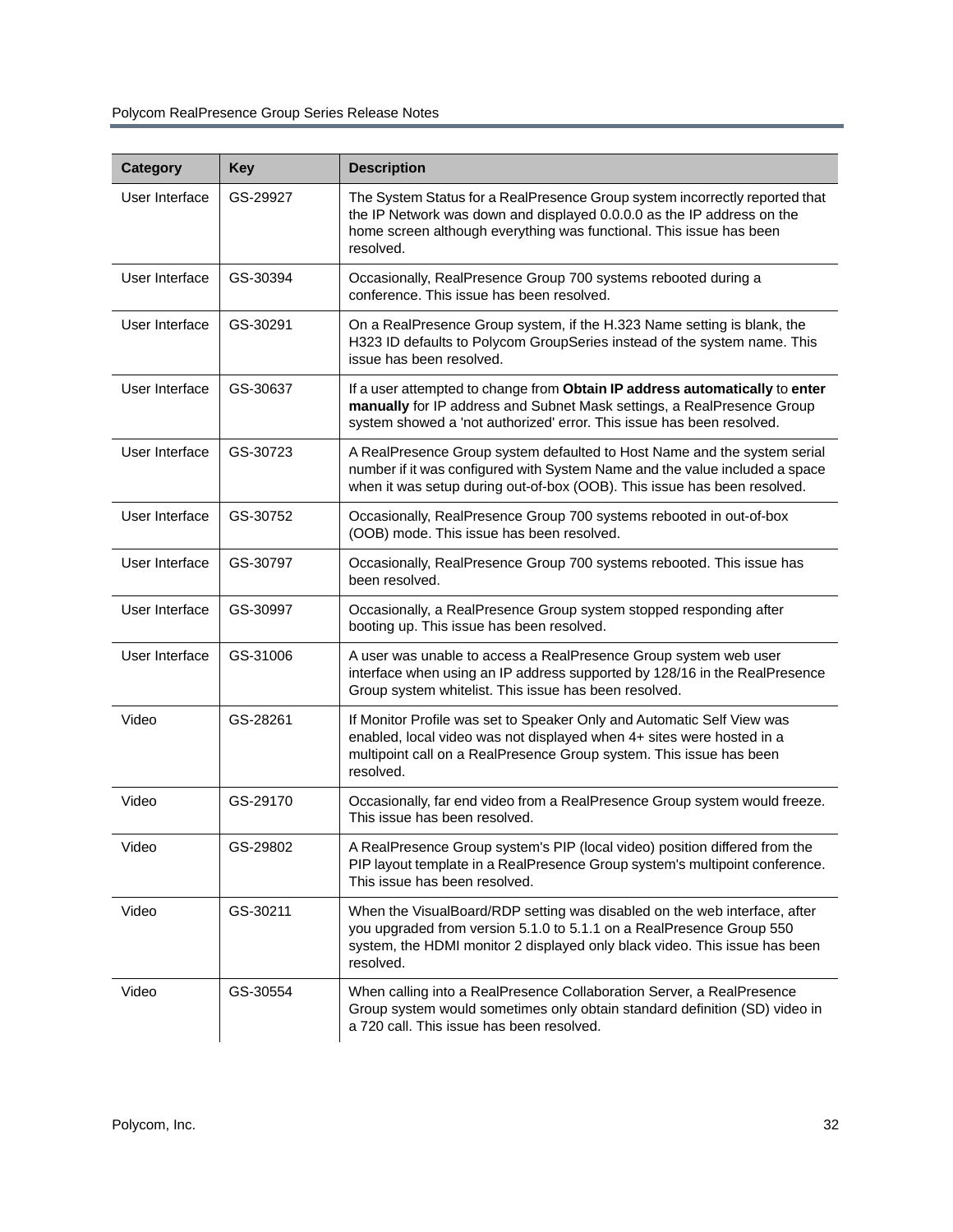| Category | Key | Description |
| --- | --- | --- |
| User Interface | GS-29927 | The System Status for a RealPresence Group system incorrectly reported that the IP Network was down and displayed 0.0.0.0 as the IP address on the home screen although everything was functional. This issue has been resolved. |
| User Interface | GS-30394 | Occasionally, RealPresence Group 700 systems rebooted during a conference. This issue has been resolved. |
| User Interface | GS-30291 | On a RealPresence Group system, if the H.323 Name setting is blank, the H323 ID defaults to Polycom GroupSeries instead of the system name. This issue has been resolved. |
| User Interface | GS-30637 | If a user attempted to change from **Obtain IP address automatically** to **enter manually** for IP address and Subnet Mask settings, a RealPresence Group system showed a 'not authorized' error. This issue has been resolved. |
| User Interface | GS-30723 | A RealPresence Group system defaulted to Host Name and the system serial number if it was configured with System Name and the value included a space when it was setup during out-of-box (OOB). This issue has been resolved. |
| User Interface | GS-30752 | Occasionally, RealPresence Group 700 systems rebooted in out-of-box (OOB) mode. This issue has been resolved. |
| User Interface | GS-30797 | Occasionally, RealPresence Group 700 systems rebooted. This issue has been resolved. |
| User Interface | GS-30997 | Occasionally, a RealPresence Group system stopped responding after booting up. This issue has been resolved. |
| User Interface | GS-31006 | A user was unable to access a RealPresence Group system web user interface when using an IP address supported by 128/16 in the RealPresence Group system whitelist. This issue has been resolved. |
| Video | GS-28261 | If Monitor Profile was set to Speaker Only and Automatic Self View was enabled, local video was not displayed when 4+ sites were hosted in a multipoint call on a RealPresence Group system. This issue has been resolved. |
| Video | GS-29170 | Occasionally, far end video from a RealPresence Group system would freeze. This issue has been resolved. |
| Video | GS-29802 | A RealPresence Group system's PIP (local video) position differed from the PIP layout template in a RealPresence Group system's multipoint conference. This issue has been resolved. |
| Video | GS-30211 | When the VisualBoard/RDP setting was disabled on the web interface, after you upgraded from version 5.1.0 to 5.1.1 on a RealPresence Group 550 system, the HDMI monitor 2 displayed only black video. This issue has been resolved. |
| Video | GS-30554 | When calling into a RealPresence Collaboration Server, a RealPresence Group system would sometimes only obtain standard definition (SD) video in a 720 call. This issue has been resolved. |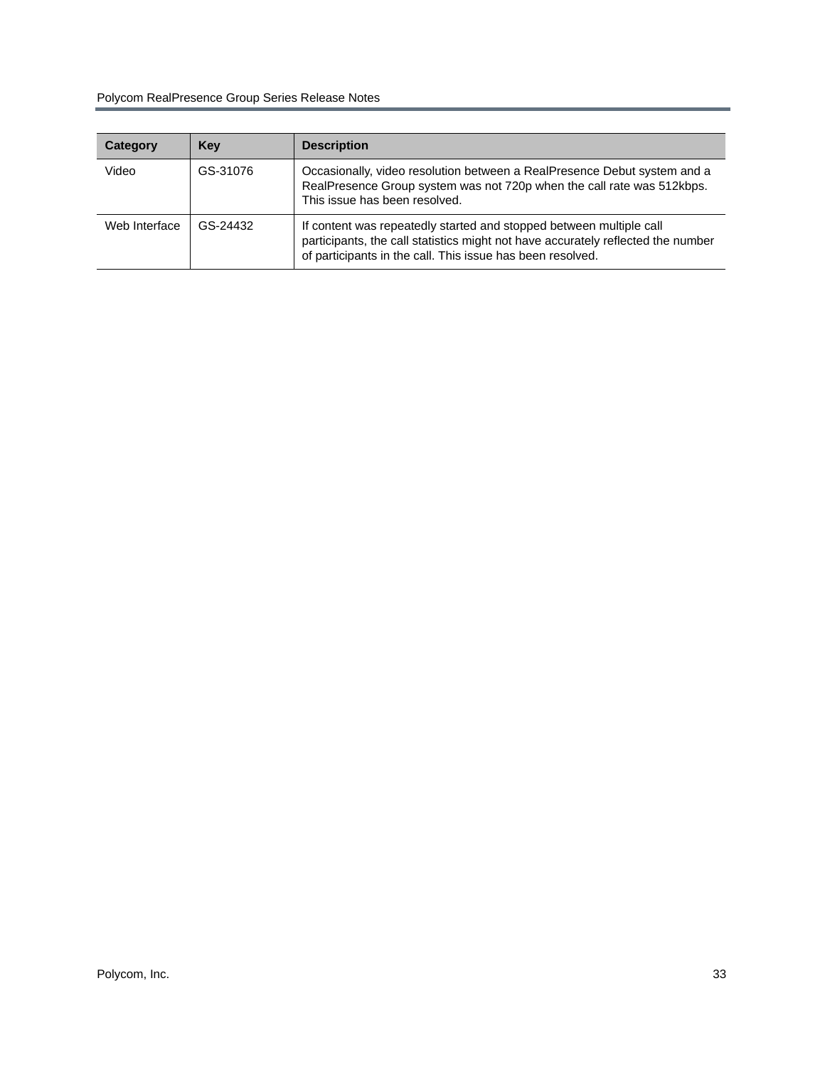| Category | Key | Description |
|---|---|---|
| Video | GS-31076 | Occasionally, video resolution between a RealPresence Debut system and a RealPresence Group system was not 720p when the call rate was 512kbps. This issue has been resolved. |
| Web Interface | GS-24432 | If content was repeatedly started and stopped between multiple call participants, the call statistics might not have accurately reflected the number of participants in the call. This issue has been resolved. |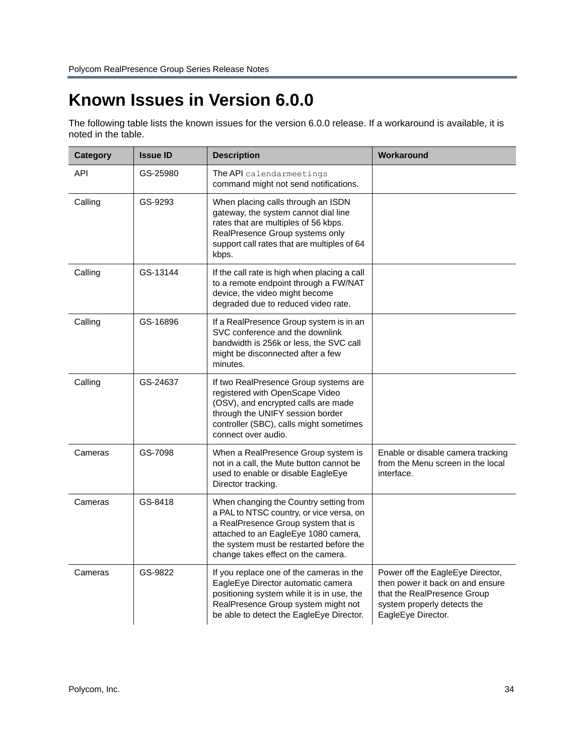# Known Issues in Version 6.0.0

The following table lists the known issues for the version 6.0.0 release. If a workaround is available, it is noted in the table.

| Category | Issue ID | Description | Workaround |
|---|---|---|---|
| API | GS-25980 | The API `calendarmeetings` command might not send notifications. | |
| Calling | GS-9293 | When placing calls through an ISDN gateway, the system cannot dial line rates that are multiples of 56 kbps. RealPresence Group systems only support call rates that are multiples of 64 kbps. | |
| Calling | GS-13144 | If the call rate is high when placing a call to a remote endpoint through a FW/NAT device, the video might become degraded due to reduced video rate. | |
| Calling | GS-16896 | If a RealPresence Group system is in an SVC conference and the downlink bandwidth is 256k or less, the SVC call might be disconnected after a few minutes. | |
| Calling | GS-24637 | If two RealPresence Group systems are registered with OpenScape Video (OSV), and encrypted calls are made through the UNIFY session border controller (SBC), calls might sometimes connect over audio. | |
| Cameras | GS-7098 | When a RealPresence Group system is not in a call, the Mute button cannot be used to enable or disable EagleEye Director tracking. | Enable or disable camera tracking from the Menu screen in the local interface. |
| Cameras | GS-8418 | When changing the Country setting from a PAL to NTSC country, or vice versa, on a RealPresence Group system that is attached to an EagleEye 1080 camera, the system must be restarted before the change takes effect on the camera. | |
| Cameras | GS-9822 | If you replace one of the cameras in the EagleEye Director automatic camera positioning system while it is in use, the RealPresence Group system might not be able to detect the EagleEye Director. | Power off the EagleEye Director, then power it back on and ensure that the RealPresence Group system properly detects the EagleEye Director. |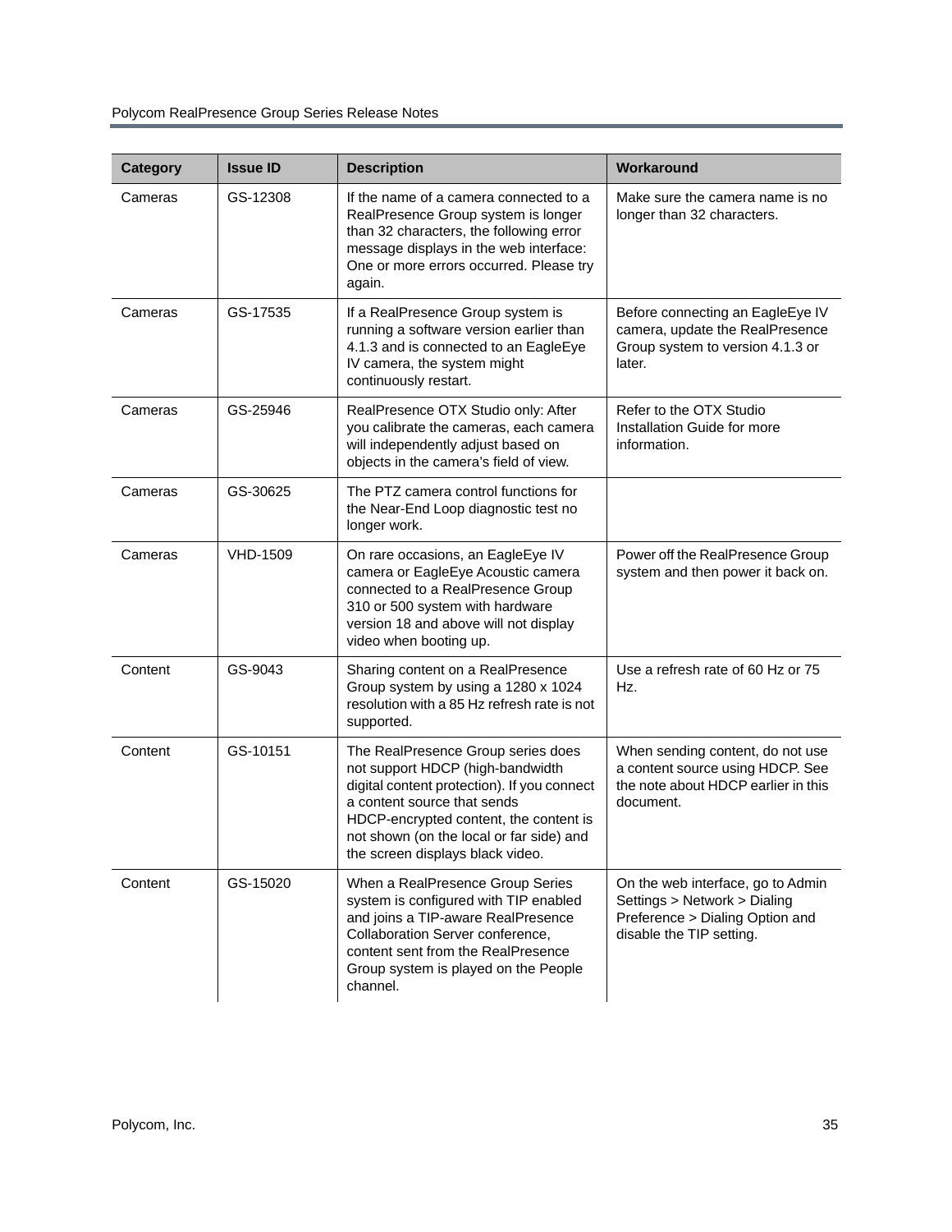| Category | Issue ID | Description | Workaround |
| --- | --- | --- | --- |
| Cameras | GS-12308 | If the name of a camera connected to a RealPresence Group system is longer than 32 characters, the following error message displays in the web interface: One or more errors occurred. Please try again. | Make sure the camera name is no longer than 32 characters. |
| Cameras | GS-17535 | If a RealPresence Group system is running a software version earlier than 4.1.3 and is connected to an EagleEye IV camera, the system might continuously restart. | Before connecting an EagleEye IV camera, update the RealPresence Group system to version 4.1.3 or later. |
| Cameras | GS-25946 | RealPresence OTX Studio only: After you calibrate the cameras, each camera will independently adjust based on objects in the camera's field of view. | Refer to the OTX Studio Installation Guide for more information. |
| Cameras | GS-30625 | The PTZ camera control functions for the Near-End Loop diagnostic test no longer work. | |
| Cameras | VHD-1509 | On rare occasions, an EagleEye IV camera or EagleEye Acoustic camera connected to a RealPresence Group 310 or 500 system with hardware version 18 and above will not display video when booting up. | Power off the RealPresence Group system and then power it back on. |
| Content | GS-9043 | Sharing content on a RealPresence Group system by using a 1280 x 1024 resolution with a 85 Hz refresh rate is not supported. | Use a refresh rate of 60 Hz or 75 Hz. |
| Content | GS-10151 | The RealPresence Group series does not support HDCP (high-bandwidth digital content protection). If you connect a content source that sends HDCP-encrypted content, the content is not shown (on the local or far side) and the screen displays black video. | When sending content, do not use a content source using HDCP. See the note about HDCP earlier in this document. |
| Content | GS-15020 | When a RealPresence Group Series system is configured with TIP enabled and joins a TIP-aware RealPresence Collaboration Server conference, content sent from the RealPresence Group system is played on the People channel. | On the web interface, go to Admin Settings > Network > Dialing Preference > Dialing Option and disable the TIP setting. |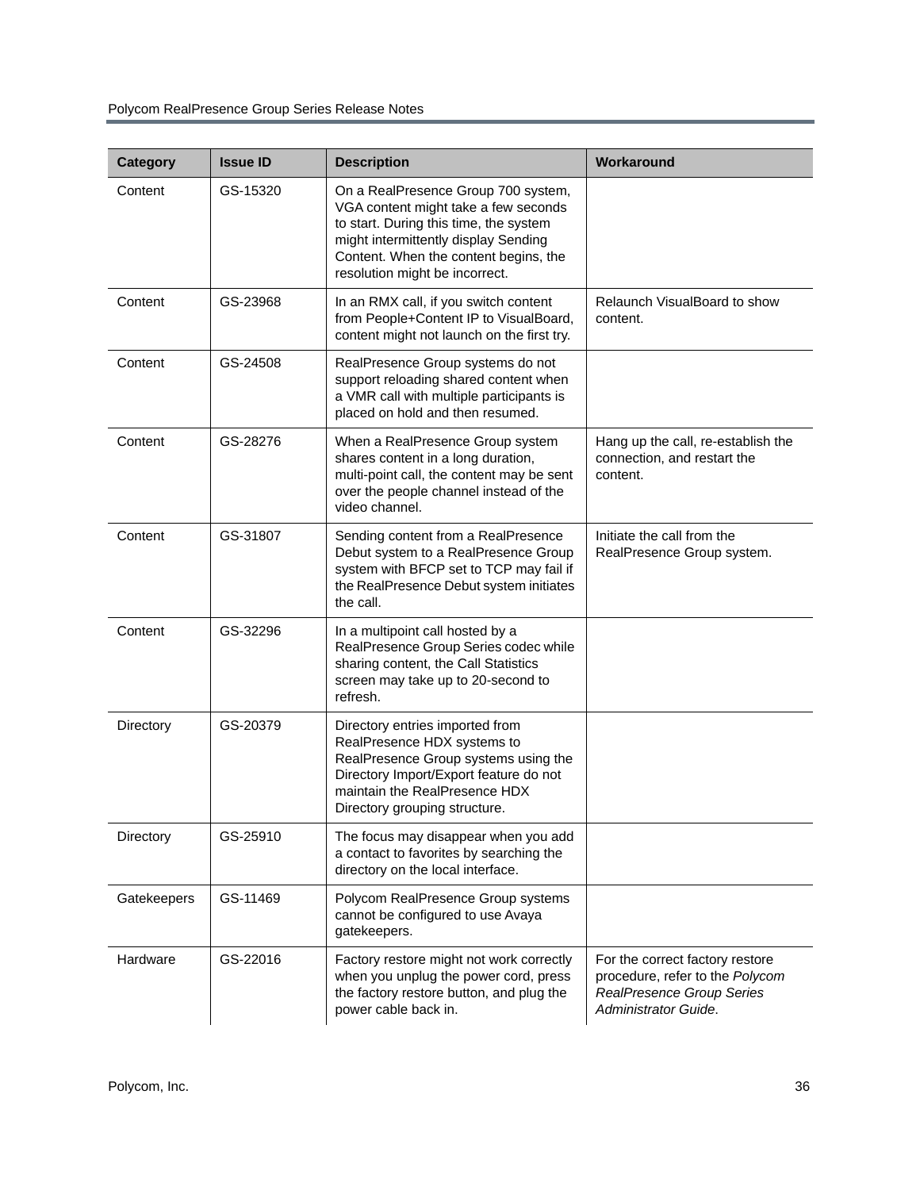| Category | Issue ID | Description | Workaround |
| --- | --- | --- | --- |
| Content | GS-15320 | On a RealPresence Group 700 system, VGA content might take a few seconds to start. During this time, the system might intermittently display Sending Content. When the content begins, the resolution might be incorrect. | |
| Content | GS-23968 | In an RMX call, if you switch content from People+Content IP to VisualBoard, content might not launch on the first try. | Relaunch VisualBoard to show content. |
| Content | GS-24508 | RealPresence Group systems do not support reloading shared content when a VMR call with multiple participants is placed on hold and then resumed. | |
| Content | GS-28276 | When a RealPresence Group system shares content in a long duration, multi-point call, the content may be sent over the people channel instead of the video channel. | Hang up the call, re-establish the connection, and restart the content. |
| Content | GS-31807 | Sending content from a RealPresence Debut system to a RealPresence Group system with BFCP set to TCP may fail if the RealPresence Debut system initiates the call. | Initiate the call from the RealPresence Group system. |
| Content | GS-32296 | In a multipoint call hosted by a RealPresence Group Series codec while sharing content, the Call Statistics screen may take up to 20-second to refresh. | |
| Directory | GS-20379 | Directory entries imported from RealPresence HDX systems to RealPresence Group systems using the Directory Import/Export feature do not maintain the RealPresence HDX Directory grouping structure. | |
| Directory | GS-25910 | The focus may disappear when you add a contact to favorites by searching the directory on the local interface. | |
| Gatekeepers | GS-11469 | Polycom RealPresence Group systems cannot be configured to use Avaya gatekeepers. | |
| Hardware | GS-22016 | Factory restore might not work correctly when you unplug the power cord, press the factory restore button, and plug the power cable back in. | For the correct factory restore procedure, refer to the *Polycom RealPresence Group Series Administrator Guide*. |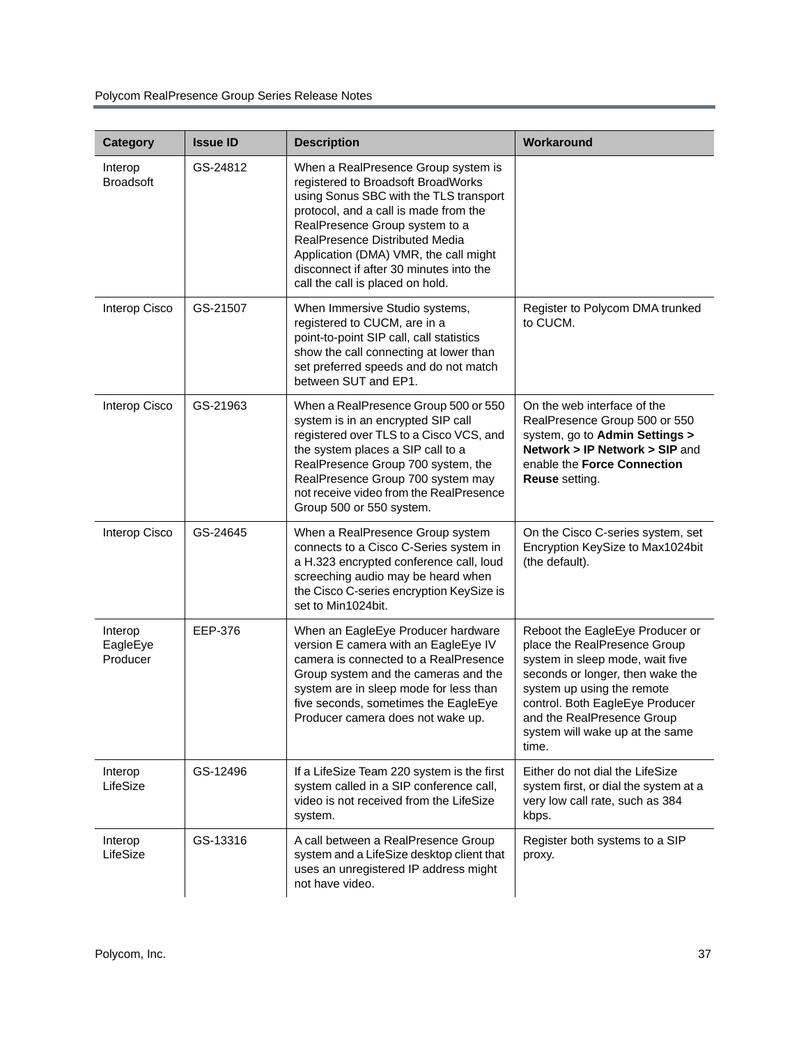| Category | Issue ID | Description | Workaround |
|---|---|---|---|
| Interop Broadsoft | GS-24812 | When a RealPresence Group system is registered to Broadsoft BroadWorks using Sonus SBC with the TLS transport protocol, and a call is made from the RealPresence Group system to a RealPresence Distributed Media Application (DMA) VMR, the call might disconnect if after 30 minutes into the call the call is placed on hold. | |
| Interop Cisco | GS-21507 | When Immersive Studio systems, registered to CUCM, are in a point-to-point SIP call, call statistics show the call connecting at lower than set preferred speeds and do not match between SUT and EP1. | Register to Polycom DMA trunked to CUCM. |
| Interop Cisco | GS-21963 | When a RealPresence Group 500 or 550 system is in an encrypted SIP call registered over TLS to a Cisco VCS, and the system places a SIP call to a RealPresence Group 700 system, the RealPresence Group 700 system may not receive video from the RealPresence Group 500 or 550 system. | On the web interface of the RealPresence Group 500 or 550 system, go to **Admin Settings > Network > IP Network > SIP** and enable the **Force Connection Reuse** setting. |
| Interop Cisco | GS-24645 | When a RealPresence Group system connects to a Cisco C-Series system in a H.323 encrypted conference call, loud screeching audio may be heard when the Cisco C-series encryption KeySize is set to Min1024bit. | On the Cisco C-series system, set Encryption KeySize to Max1024bit (the default). |
| Interop EagleEye Producer | EEP-376 | When an EagleEye Producer hardware version E camera with an EagleEye IV camera is connected to a RealPresence Group system and the cameras and the system are in sleep mode for less than five seconds, sometimes the EagleEye Producer camera does not wake up. | Reboot the EagleEye Producer or place the RealPresence Group system in sleep mode, wait five seconds or longer, then wake the system up using the remote control. Both EagleEye Producer and the RealPresence Group system will wake up at the same time. |
| Interop LifeSize | GS-12496 | If a LifeSize Team 220 system is the first system called in a SIP conference call, video is not received from the LifeSize system. | Either do not dial the LifeSize system first, or dial the system at a very low call rate, such as 384 kbps. |
| Interop LifeSize | GS-13316 | A call between a RealPresence Group system and a LifeSize desktop client that uses an unregistered IP address might not have video. | Register both systems to a SIP proxy. |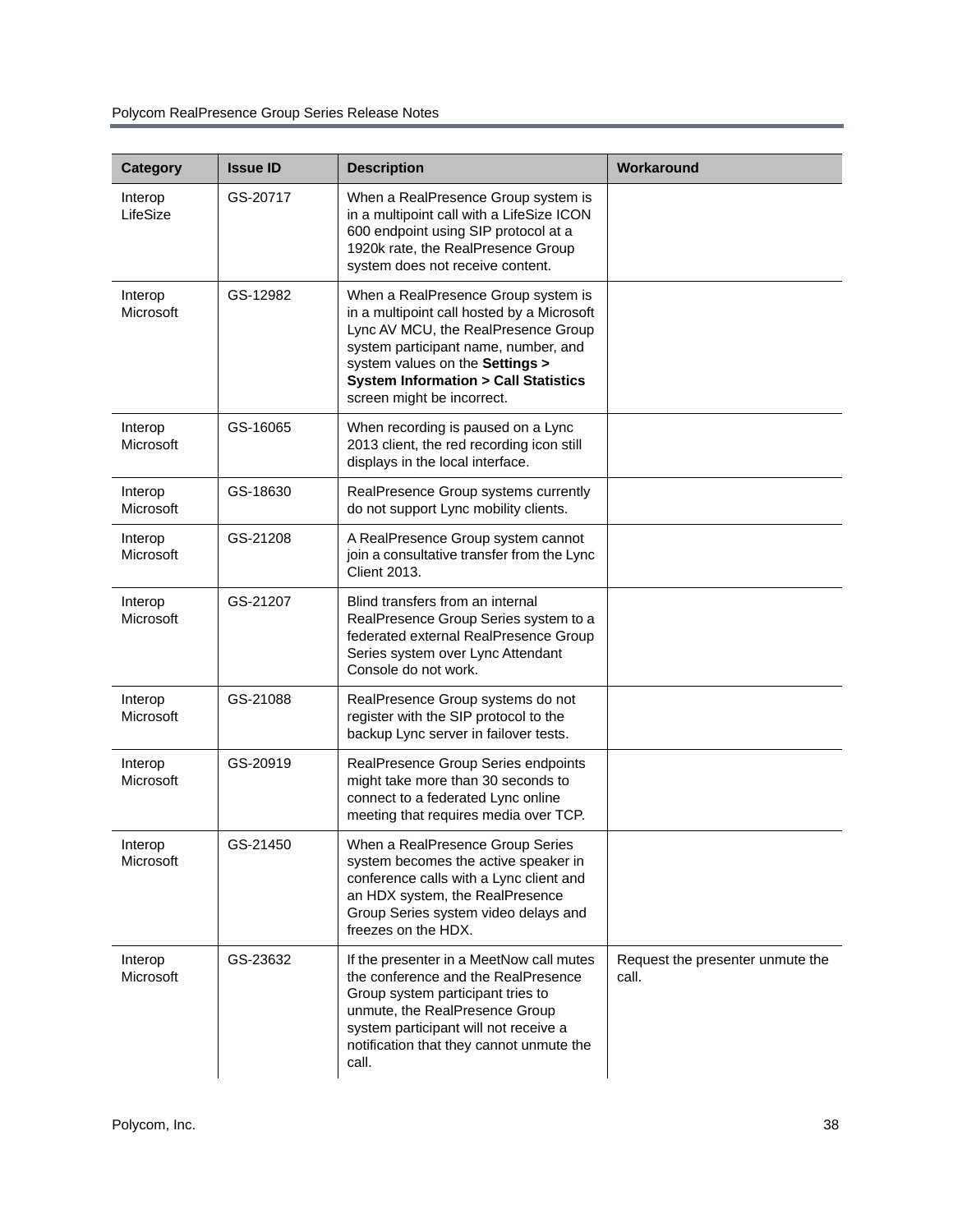| Category | Issue ID | Description | Workaround |
| --- | --- | --- | --- |
| Interop LifeSize | GS-20717 | When a RealPresence Group system is in a multipoint call with a LifeSize ICON 600 endpoint using SIP protocol at a 1920k rate, the RealPresence Group system does not receive content. | |
| Interop Microsoft | GS-12982 | When a RealPresence Group system is in a multipoint call hosted by a Microsoft Lync AV MCU, the RealPresence Group system participant name, number, and system values on the **Settings > System Information > Call Statistics** screen might be incorrect. | |
| Interop Microsoft | GS-16065 | When recording is paused on a Lync 2013 client, the red recording icon still displays in the local interface. | |
| Interop Microsoft | GS-18630 | RealPresence Group systems currently do not support Lync mobility clients. | |
| Interop Microsoft | GS-21208 | A RealPresence Group system cannot join a consultative transfer from the Lync Client 2013. | |
| Interop Microsoft | GS-21207 | Blind transfers from an internal RealPresence Group Series system to a federated external RealPresence Group Series system over Lync Attendant Console do not work. | |
| Interop Microsoft | GS-21088 | RealPresence Group systems do not register with the SIP protocol to the backup Lync server in failover tests. | |
| Interop Microsoft | GS-20919 | RealPresence Group Series endpoints might take more than 30 seconds to connect to a federated Lync online meeting that requires media over TCP. | |
| Interop Microsoft | GS-21450 | When a RealPresence Group Series system becomes the active speaker in conference calls with a Lync client and an HDX system, the RealPresence Group Series system video delays and freezes on the HDX. | |
| Interop Microsoft | GS-23632 | If the presenter in a MeetNow call mutes the conference and the RealPresence Group system participant tries to unmute, the RealPresence Group system participant will not receive a notification that they cannot unmute the call. | Request the presenter unmute the call. |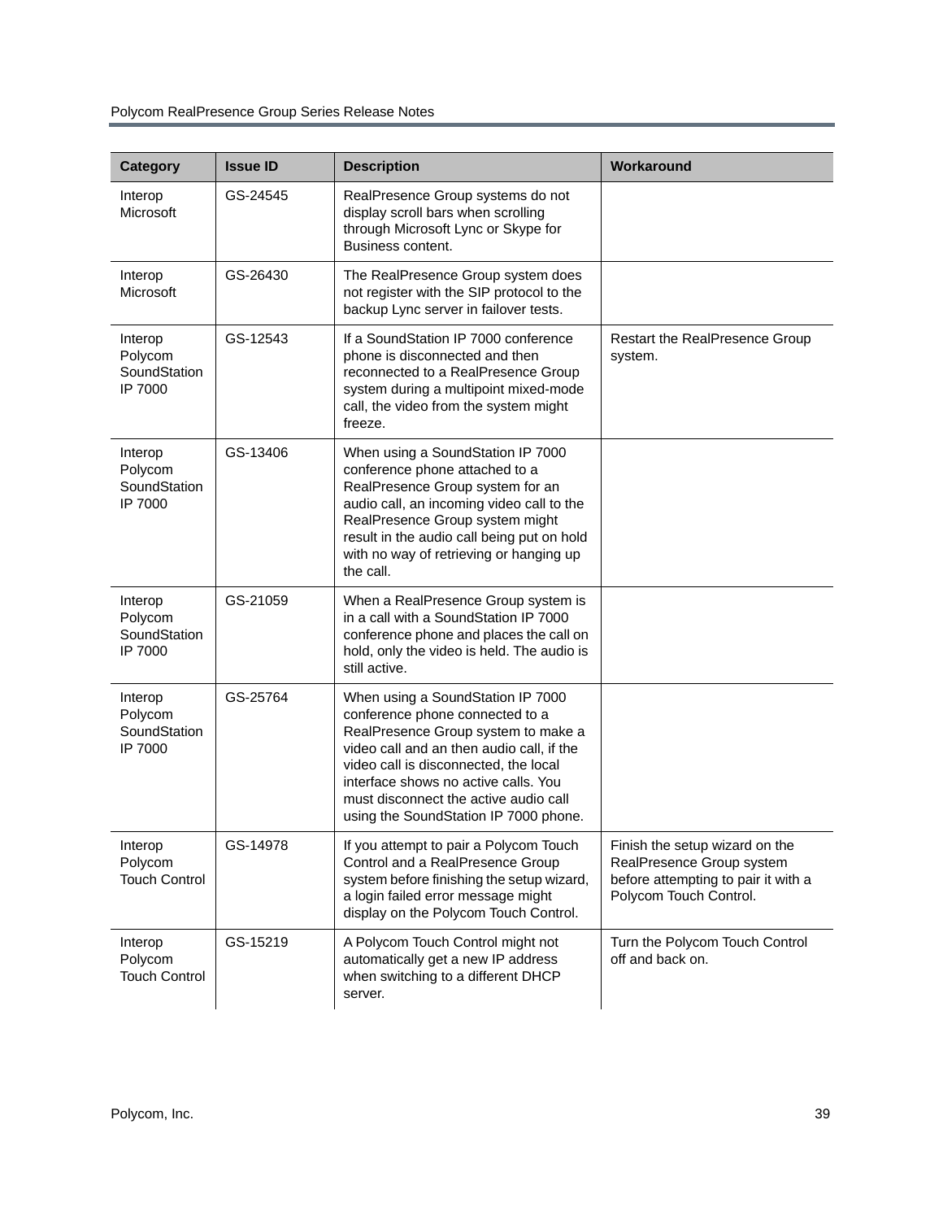| Category | Issue ID | Description | Workaround |
| --- | --- | --- | --- |
| Interop Microsoft | GS-24545 | RealPresence Group systems do not display scroll bars when scrolling through Microsoft Lync or Skype for Business content. | |
| Interop Microsoft | GS-26430 | The RealPresence Group system does not register with the SIP protocol to the backup Lync server in failover tests. | |
| Interop Polycom SoundStation IP 7000 | GS-12543 | If a SoundStation IP 7000 conference phone is disconnected and then reconnected to a RealPresence Group system during a multipoint mixed-mode call, the video from the system might freeze. | Restart the RealPresence Group system. |
| Interop Polycom SoundStation IP 7000 | GS-13406 | When using a SoundStation IP 7000 conference phone attached to a RealPresence Group system for an audio call, an incoming video call to the RealPresence Group system might result in the audio call being put on hold with no way of retrieving or hanging up the call. | |
| Interop Polycom SoundStation IP 7000 | GS-21059 | When a RealPresence Group system is in a call with a SoundStation IP 7000 conference phone and places the call on hold, only the video is held. The audio is still active. | |
| Interop Polycom SoundStation IP 7000 | GS-25764 | When using a SoundStation IP 7000 conference phone connected to a RealPresence Group system to make a video call and an then audio call, if the video call is disconnected, the local interface shows no active calls. You must disconnect the active audio call using the SoundStation IP 7000 phone. | |
| Interop Polycom Touch Control | GS-14978 | If you attempt to pair a Polycom Touch Control and a RealPresence Group system before finishing the setup wizard, a login failed error message might display on the Polycom Touch Control. | Finish the setup wizard on the RealPresence Group system before attempting to pair it with a Polycom Touch Control. |
| Interop Polycom Touch Control | GS-15219 | A Polycom Touch Control might not automatically get a new IP address when switching to a different DHCP server. | Turn the Polycom Touch Control off and back on. |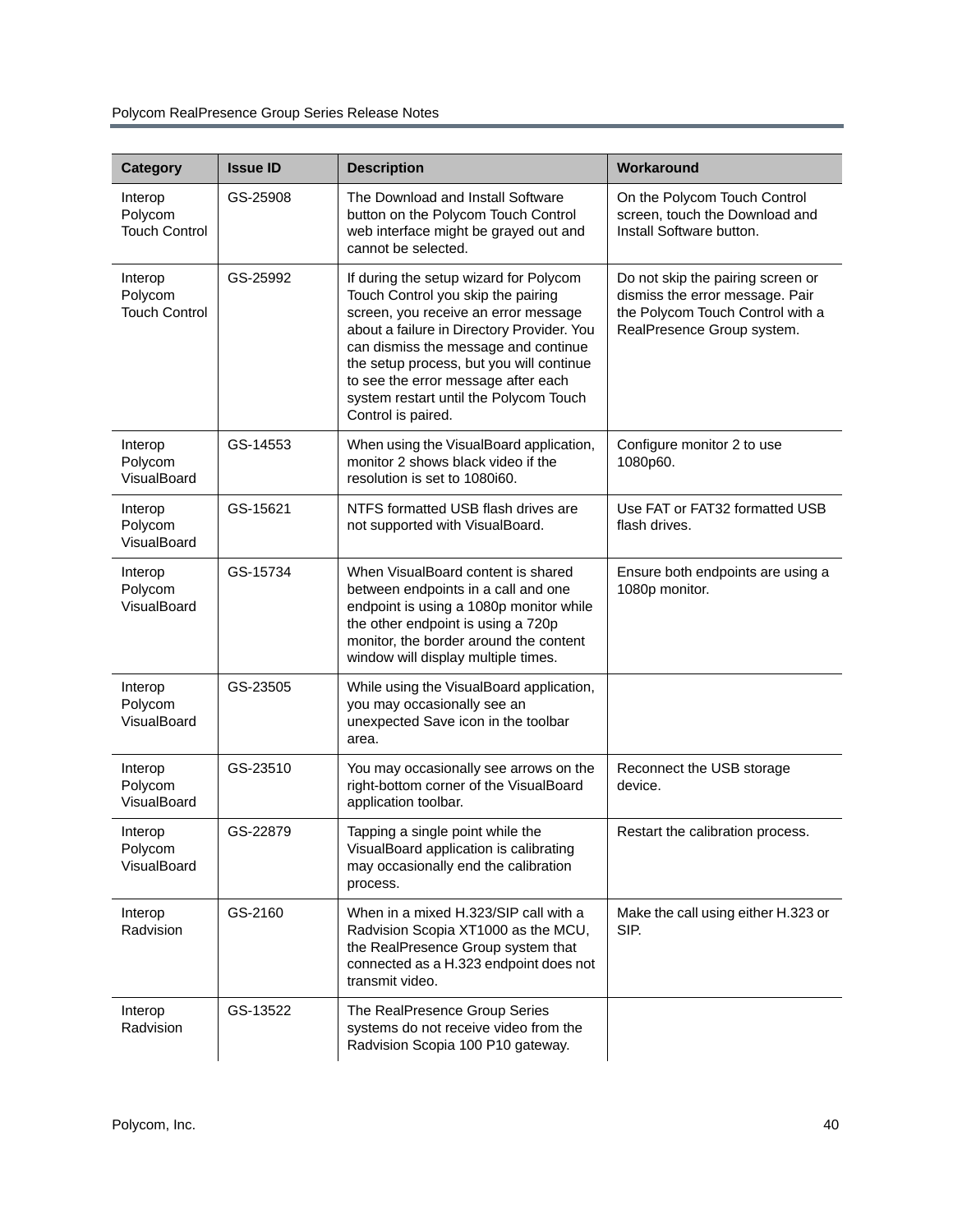| Category | Issue ID | Description | Workaround |
|---|---|---|---|
| Interop Polycom Touch Control | GS-25908 | The Download and Install Software button on the Polycom Touch Control web interface might be grayed out and cannot be selected. | On the Polycom Touch Control screen, touch the Download and Install Software button. |
| Interop Polycom Touch Control | GS-25992 | If during the setup wizard for Polycom Touch Control you skip the pairing screen, you receive an error message about a failure in Directory Provider. You can dismiss the message and continue the setup process, but you will continue to see the error message after each system restart until the Polycom Touch Control is paired. | Do not skip the pairing screen or dismiss the error message. Pair the Polycom Touch Control with a RealPresence Group system. |
| Interop Polycom VisualBoard | GS-14553 | When using the VisualBoard application, monitor 2 shows black video if the resolution is set to 1080i60. | Configure monitor 2 to use 1080p60. |
| Interop Polycom VisualBoard | GS-15621 | NTFS formatted USB flash drives are not supported with VisualBoard. | Use FAT or FAT32 formatted USB flash drives. |
| Interop Polycom VisualBoard | GS-15734 | When VisualBoard content is shared between endpoints in a call and one endpoint is using a 1080p monitor while the other endpoint is using a 720p monitor, the border around the content window will display multiple times. | Ensure both endpoints are using a 1080p monitor. |
| Interop Polycom VisualBoard | GS-23505 | While using the VisualBoard application, you may occasionally see an unexpected Save icon in the toolbar area. | |
| Interop Polycom VisualBoard | GS-23510 | You may occasionally see arrows on the right-bottom corner of the VisualBoard application toolbar. | Reconnect the USB storage device. |
| Interop Polycom VisualBoard | GS-22879 | Tapping a single point while the VisualBoard application is calibrating may occasionally end the calibration process. | Restart the calibration process. |
| Interop Radvision | GS-2160 | When in a mixed H.323/SIP call with a Radvision Scopia XT1000 as the MCU, the RealPresence Group system that connected as a H.323 endpoint does not transmit video. | Make the call using either H.323 or SIP. |
| Interop Radvision | GS-13522 | The RealPresence Group Series systems do not receive video from the Radvision Scopia 100 P10 gateway. | |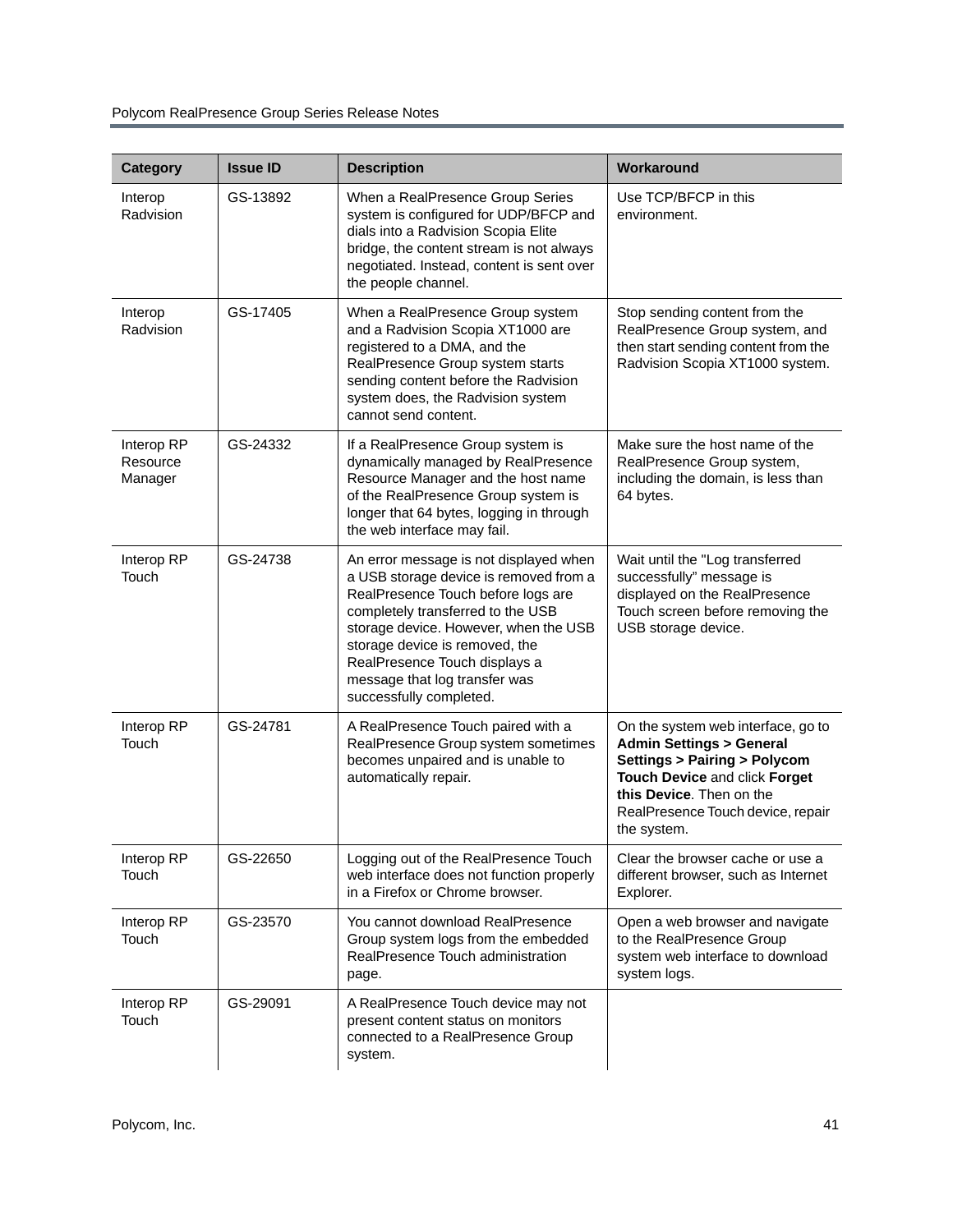| Category | Issue ID | Description | Workaround |
| --- | --- | --- | --- |
| Interop Radvision | GS-13892 | When a RealPresence Group Series system is configured for UDP/BFCP and dials into a Radvision Scopia Elite bridge, the content stream is not always negotiated. Instead, content is sent over the people channel. | Use TCP/BFCP in this environment. |
| Interop Radvision | GS-17405 | When a RealPresence Group system and a Radvision Scopia XT1000 are registered to a DMA, and the RealPresence Group system starts sending content before the Radvision system does, the Radvision system cannot send content. | Stop sending content from the RealPresence Group system, and then start sending content from the Radvision Scopia XT1000 system. |
| Interop RP Resource Manager | GS-24332 | If a RealPresence Group system is dynamically managed by RealPresence Resource Manager and the host name of the RealPresence Group system is longer that 64 bytes, logging in through the web interface may fail. | Make sure the host name of the RealPresence Group system, including the domain, is less than 64 bytes. |
| Interop RP Touch | GS-24738 | An error message is not displayed when a USB storage device is removed from a RealPresence Touch before logs are completely transferred to the USB storage device. However, when the USB storage device is removed, the RealPresence Touch displays a message that log transfer was successfully completed. | Wait until the "Log transferred successfully" message is displayed on the RealPresence Touch screen before removing the USB storage device. |
| Interop RP Touch | GS-24781 | A RealPresence Touch paired with a RealPresence Group system sometimes becomes unpaired and is unable to automatically repair. | On the system web interface, go to **Admin Settings > General Settings > Pairing > Polycom Touch Device** and click **Forget this Device**. Then on the RealPresence Touch device, repair the system. |
| Interop RP Touch | GS-22650 | Logging out of the RealPresence Touch web interface does not function properly in a Firefox or Chrome browser. | Clear the browser cache or use a different browser, such as Internet Explorer. |
| Interop RP Touch | GS-23570 | You cannot download RealPresence Group system logs from the embedded RealPresence Touch administration page. | Open a web browser and navigate to the RealPresence Group system web interface to download system logs. |
| Interop RP Touch | GS-29091 | A RealPresence Touch device may not present content status on monitors connected to a RealPresence Group system. | |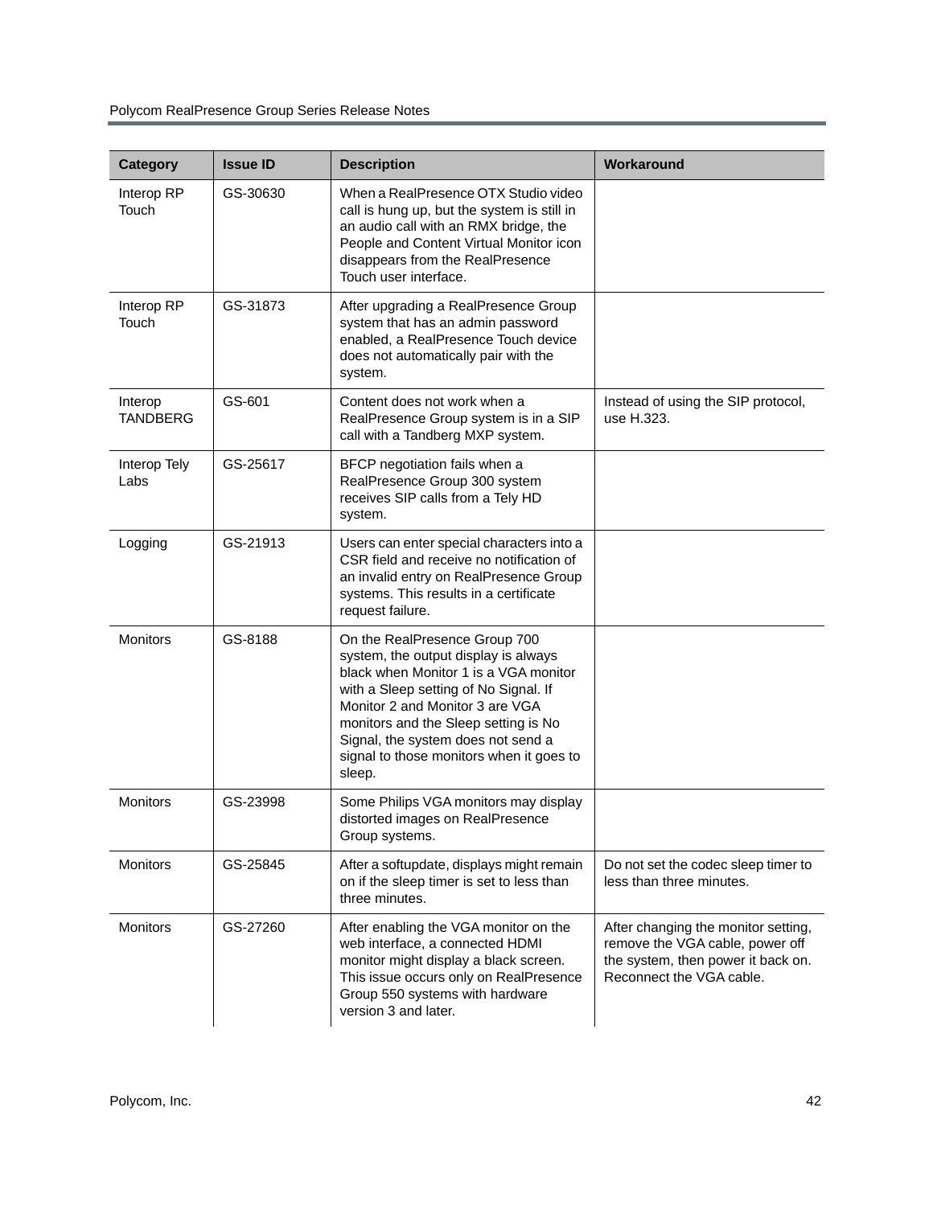| Category | Issue ID | Description | Workaround |
|---|---|---|---|
| Interop RP Touch | GS-30630 | When a RealPresence OTX Studio video call is hung up, but the system is still in an audio call with an RMX bridge, the People and Content Virtual Monitor icon disappears from the RealPresence Touch user interface. | |
| Interop RP Touch | GS-31873 | After upgrading a RealPresence Group system that has an admin password enabled, a RealPresence Touch device does not automatically pair with the system. | |
| Interop TANDBERG | GS-601 | Content does not work when a RealPresence Group system is in a SIP call with a Tandberg MXP system. | Instead of using the SIP protocol, use H.323. |
| Interop Tely Labs | GS-25617 | BFCP negotiation fails when a RealPresence Group 300 system receives SIP calls from a Tely HD system. | |
| Logging | GS-21913 | Users can enter special characters into a CSR field and receive no notification of an invalid entry on RealPresence Group systems. This results in a certificate request failure. | |
| Monitors | GS-8188 | On the RealPresence Group 700 system, the output display is always black when Monitor 1 is a VGA monitor with a Sleep setting of No Signal. If Monitor 2 and Monitor 3 are VGA monitors and the Sleep setting is No Signal, the system does not send a signal to those monitors when it goes to sleep. | |
| Monitors | GS-23998 | Some Philips VGA monitors may display distorted images on RealPresence Group systems. | |
| Monitors | GS-25845 | After a softupdate, displays might remain on if the sleep timer is set to less than three minutes. | Do not set the codec sleep timer to less than three minutes. |
| Monitors | GS-27260 | After enabling the VGA monitor on the web interface, a connected HDMI monitor might display a black screen. This issue occurs only on RealPresence Group 550 systems with hardware version 3 and later. | After changing the monitor setting, remove the VGA cable, power off the system, then power it back on. Reconnect the VGA cable. |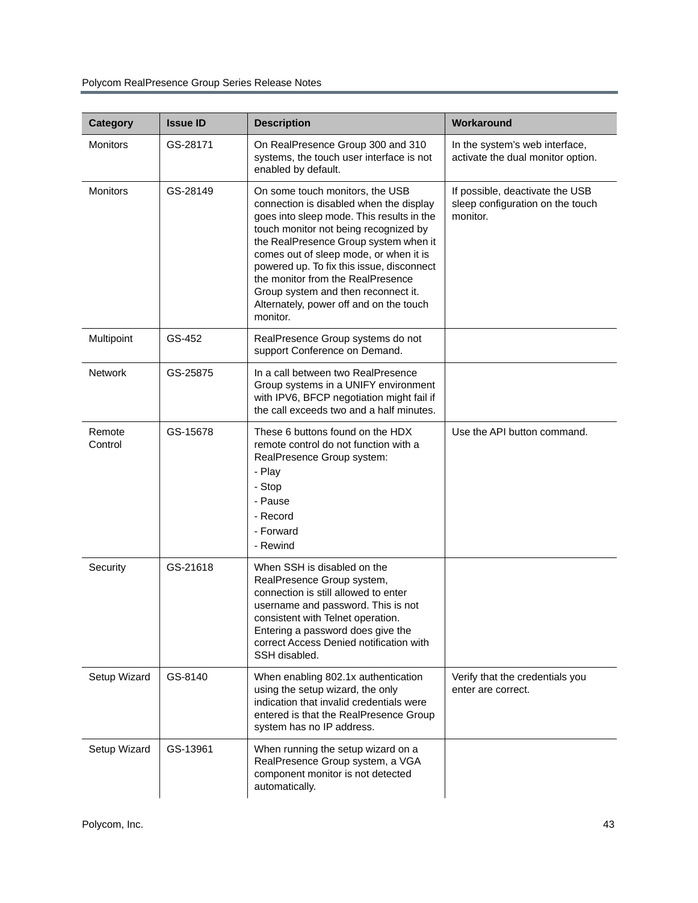| Category | Issue ID | Description | Workaround |
| --- | --- | --- | --- |
| Monitors | GS-28171 | On RealPresence Group 300 and 310 systems, the touch user interface is not enabled by default. | In the system's web interface, activate the dual monitor option. |
| Monitors | GS-28149 | On some touch monitors, the USB connection is disabled when the display goes into sleep mode. This results in the touch monitor not being recognized by the RealPresence Group system when it comes out of sleep mode, or when it is powered up. To fix this issue, disconnect the monitor from the RealPresence Group system and then reconnect it. Alternately, power off and on the touch monitor. | If possible, deactivate the USB sleep configuration on the touch monitor. |
| Multipoint | GS-452 | RealPresence Group systems do not support Conference on Demand. | |
| Network | GS-25875 | In a call between two RealPresence Group systems in a UNIFY environment with IPV6, BFCP negotiation might fail if the call exceeds two and a half minutes. | |
| Remote Control | GS-15678 | These 6 buttons found on the HDX remote control do not function with a RealPresence Group system:<br>- Play<br>- Stop<br>- Pause<br>- Record<br>- Forward<br>- Rewind | Use the API button command. |
| Security | GS-21618 | When SSH is disabled on the RealPresence Group system, connection is still allowed to enter username and password. This is not consistent with Telnet operation. Entering a password does give the correct Access Denied notification with SSH disabled. | |
| Setup Wizard | GS-8140 | When enabling 802.1x authentication using the setup wizard, the only indication that invalid credentials were entered is that the RealPresence Group system has no IP address. | Verify that the credentials you enter are correct. |
| Setup Wizard | GS-13961 | When running the setup wizard on a RealPresence Group system, a VGA component monitor is not detected automatically. | |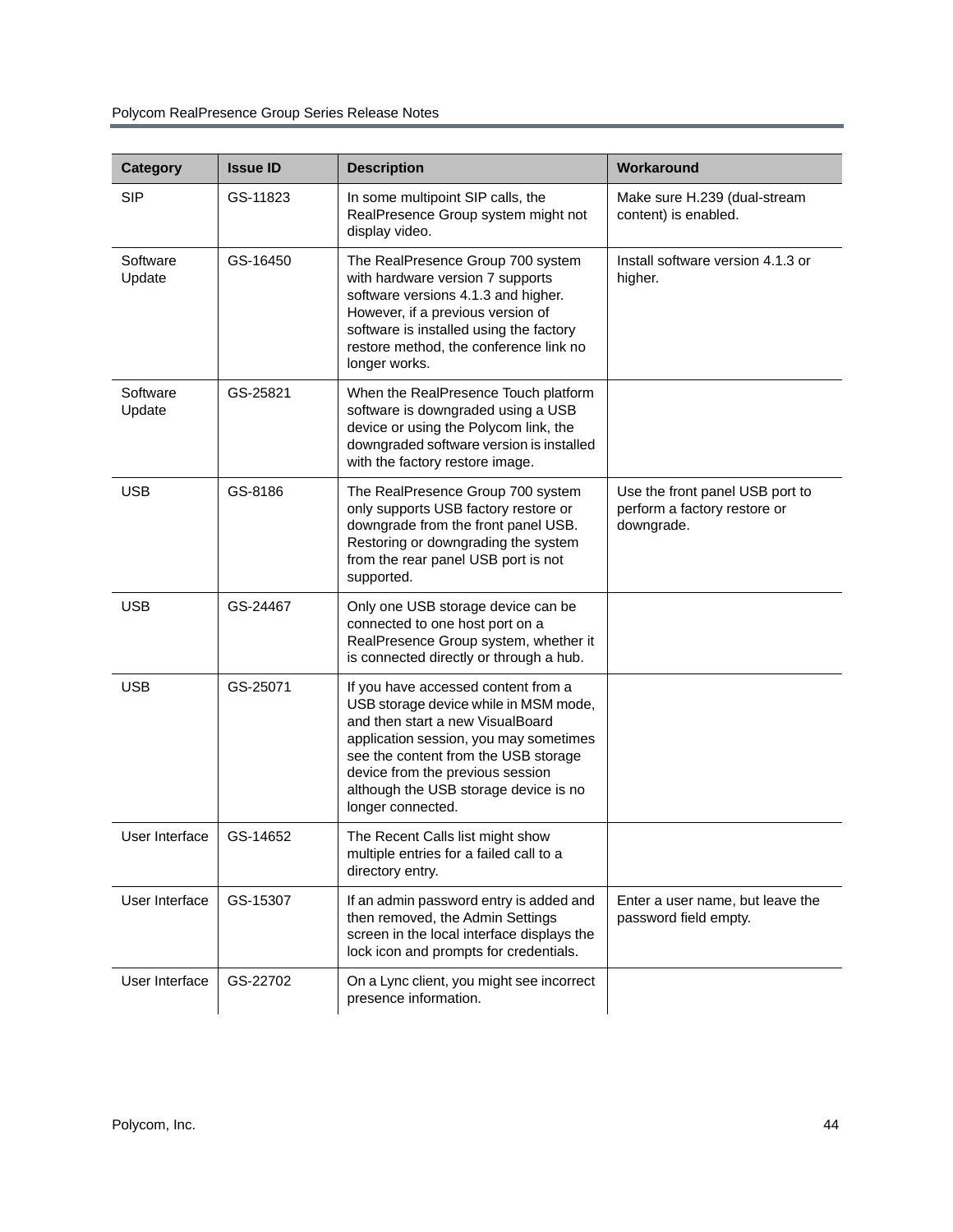| Category | Issue ID | Description | Workaround |
|---|---|---|---|
| SIP | GS-11823 | In some multipoint SIP calls, the RealPresence Group system might not display video. | Make sure H.239 (dual-stream content) is enabled. |
| Software Update | GS-16450 | The RealPresence Group 700 system with hardware version 7 supports software versions 4.1.3 and higher. However, if a previous version of software is installed using the factory restore method, the conference link no longer works. | Install software version 4.1.3 or higher. |
| Software Update | GS-25821 | When the RealPresence Touch platform software is downgraded using a USB device or using the Polycom link, the downgraded software version is installed with the factory restore image. | |
| USB | GS-8186 | The RealPresence Group 700 system only supports USB factory restore or downgrade from the front panel USB. Restoring or downgrading the system from the rear panel USB port is not supported. | Use the front panel USB port to perform a factory restore or downgrade. |
| USB | GS-24467 | Only one USB storage device can be connected to one host port on a RealPresence Group system, whether it is connected directly or through a hub. | |
| USB | GS-25071 | If you have accessed content from a USB storage device while in MSM mode, and then start a new VisualBoard application session, you may sometimes see the content from the USB storage device from the previous session although the USB storage device is no longer connected. | |
| User Interface | GS-14652 | The Recent Calls list might show multiple entries for a failed call to a directory entry. | |
| User Interface | GS-15307 | If an admin password entry is added and then removed, the Admin Settings screen in the local interface displays the lock icon and prompts for credentials. | Enter a user name, but leave the password field empty. |
| User Interface | GS-22702 | On a Lync client, you might see incorrect presence information. | |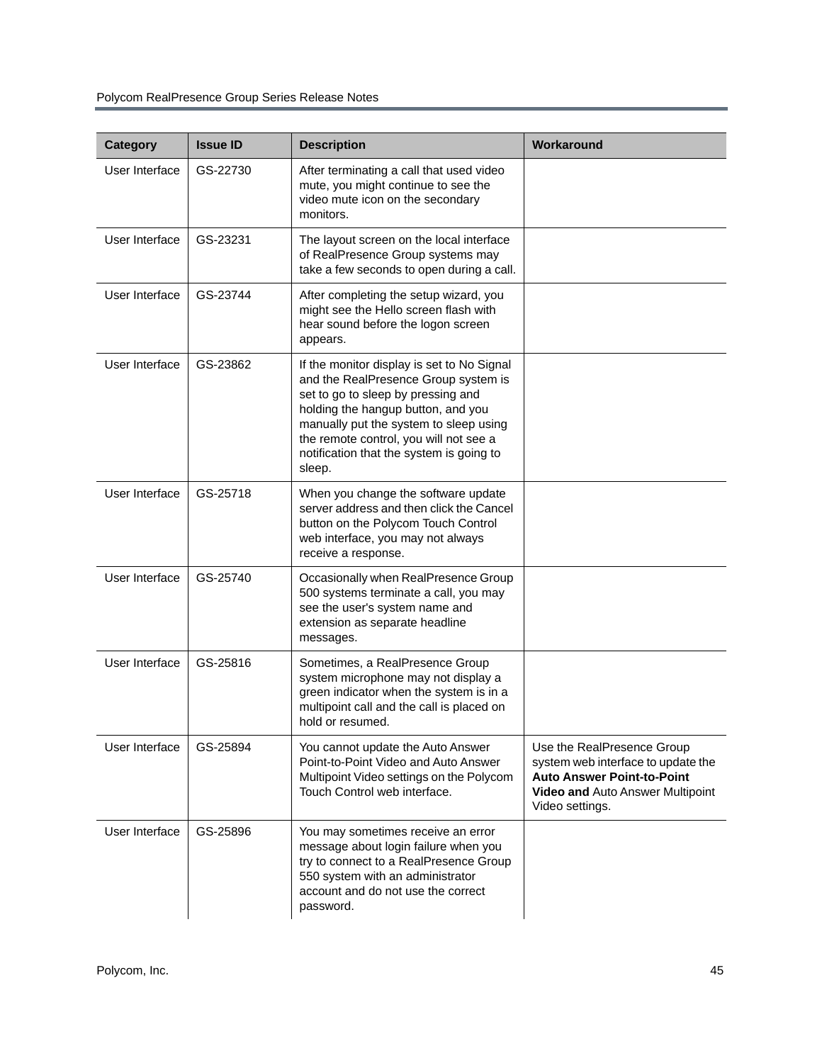| Category | Issue ID | Description | Workaround |
| --- | --- | --- | --- |
| User Interface | GS-22730 | After terminating a call that used video mute, you might continue to see the video mute icon on the secondary monitors. | |
| User Interface | GS-23231 | The layout screen on the local interface of RealPresence Group systems may take a few seconds to open during a call. | |
| User Interface | GS-23744 | After completing the setup wizard, you might see the Hello screen flash with hear sound before the logon screen appears. | |
| User Interface | GS-23862 | If the monitor display is set to No Signal and the RealPresence Group system is set to go to sleep by pressing and holding the hangup button, and you manually put the system to sleep using the remote control, you will not see a notification that the system is going to sleep. | |
| User Interface | GS-25718 | When you change the software update server address and then click the Cancel button on the Polycom Touch Control web interface, you may not always receive a response. | |
| User Interface | GS-25740 | Occasionally when RealPresence Group 500 systems terminate a call, you may see the user's system name and extension as separate headline messages. | |
| User Interface | GS-25816 | Sometimes, a RealPresence Group system microphone may not display a green indicator when the system is in a multipoint call and the call is placed on hold or resumed. | |
| User Interface | GS-25894 | You cannot update the Auto Answer Point-to-Point Video and Auto Answer Multipoint Video settings on the Polycom Touch Control web interface. | Use the RealPresence Group system web interface to update the **Auto Answer Point-to-Point Video and** Auto Answer Multipoint Video settings. |
| User Interface | GS-25896 | You may sometimes receive an error message about login failure when you try to connect to a RealPresence Group 550 system with an administrator account and do not use the correct password. | |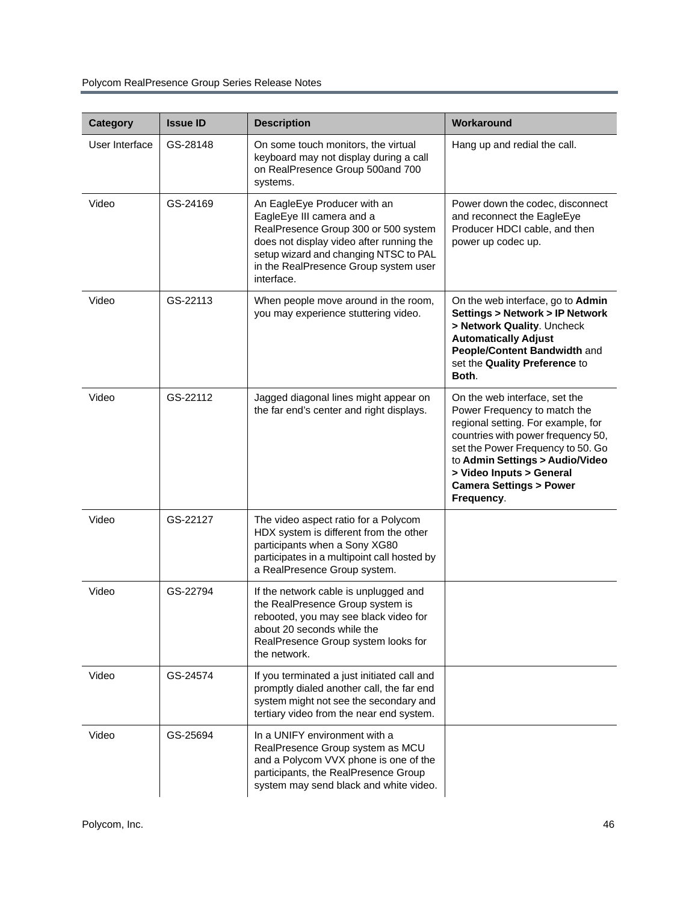| Category | Issue ID | Description | Workaround |
|---|---|---|---|
| User Interface | GS-28148 | On some touch monitors, the virtual keyboard may not display during a call on RealPresence Group 500and 700 systems. | Hang up and redial the call. |
| Video | GS-24169 | An EagleEye Producer with an EagleEye III camera and a RealPresence Group 300 or 500 system does not display video after running the setup wizard and changing NTSC to PAL in the RealPresence Group system user interface. | Power down the codec, disconnect and reconnect the EagleEye Producer HDCI cable, and then power up codec up. |
| Video | GS-22113 | When people move around in the room, you may experience stuttering video. | On the web interface, go to **Admin Settings > Network > IP Network > Network Quality**. Uncheck **Automatically Adjust People/Content Bandwidth** and set the **Quality Preference** to **Both**. |
| Video | GS-22112 | Jagged diagonal lines might appear on the far end's center and right displays. | On the web interface, set the Power Frequency to match the regional setting. For example, for countries with power frequency 50, set the Power Frequency to 50. Go to **Admin Settings > Audio/Video > Video Inputs > General Camera Settings > Power Frequency**. |
| Video | GS-22127 | The video aspect ratio for a Polycom HDX system is different from the other participants when a Sony XG80 participates in a multipoint call hosted by a RealPresence Group system. | |
| Video | GS-22794 | If the network cable is unplugged and the RealPresence Group system is rebooted, you may see black video for about 20 seconds while the RealPresence Group system looks for the network. | |
| Video | GS-24574 | If you terminated a just initiated call and promptly dialed another call, the far end system might not see the secondary and tertiary video from the near end system. | |
| Video | GS-25694 | In a UNIFY environment with a RealPresence Group system as MCU and a Polycom VVX phone is one of the participants, the RealPresence Group system may send black and white video. | |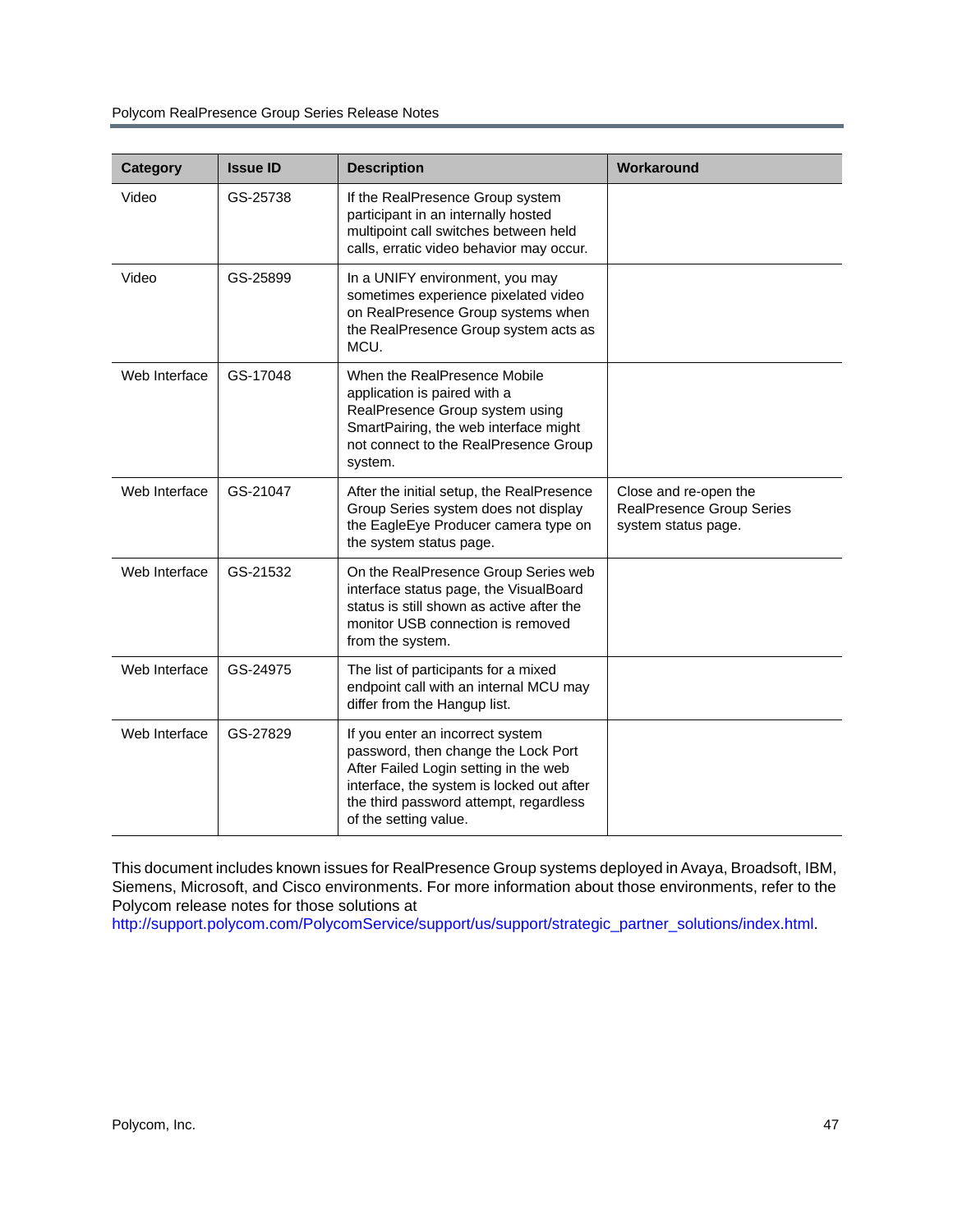| Category | Issue ID | Description | Workaround |
|---|---|---|---|
| Video | GS-25738 | If the RealPresence Group system participant in an internally hosted multipoint call switches between held calls, erratic video behavior may occur. | |
| Video | GS-25899 | In a UNIFY environment, you may sometimes experience pixelated video on RealPresence Group systems when the RealPresence Group system acts as MCU. | |
| Web Interface | GS-17048 | When the RealPresence Mobile application is paired with a RealPresence Group system using SmartPairing, the web interface might not connect to the RealPresence Group system. | |
| Web Interface | GS-21047 | After the initial setup, the RealPresence Group Series system does not display the EagleEye Producer camera type on the system status page. | Close and re-open the RealPresence Group Series system status page. |
| Web Interface | GS-21532 | On the RealPresence Group Series web interface status page, the VisualBoard status is still shown as active after the monitor USB connection is removed from the system. | |
| Web Interface | GS-24975 | The list of participants for a mixed endpoint call with an internal MCU may differ from the Hangup list. | |
| Web Interface | GS-27829 | If you enter an incorrect system password, then change the Lock Port After Failed Login setting in the web interface, the system is locked out after the third password attempt, regardless of the setting value. | |

This document includes known issues for RealPresence Group systems deployed in Avaya, Broadsoft, IBM, Siemens, Microsoft, and Cisco environments. For more information about those environments, refer to the Polycom release notes for those solutions at http://support.polycom.com/PolycomService/support/us/support/strategic_partner_solutions/index.html.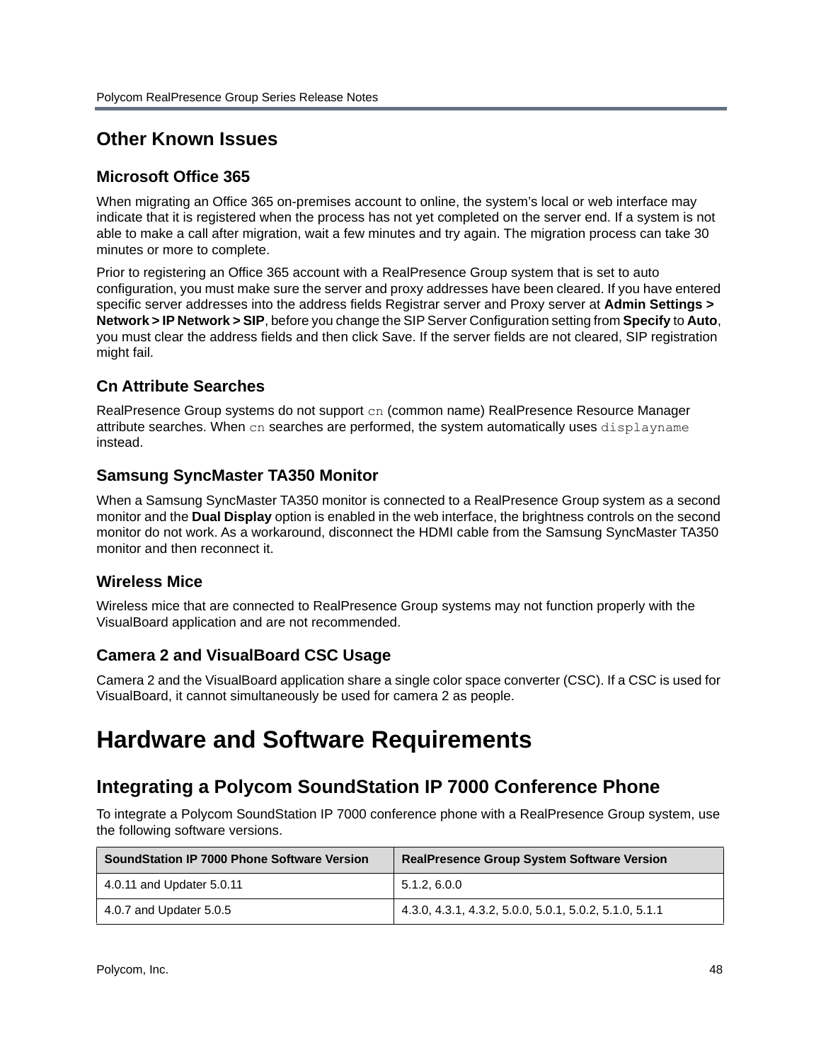## Other Known Issues

### Microsoft Office 365

When migrating an Office 365 on-premises account to online, the system's local or web interface may indicate that it is registered when the process has not yet completed on the server end. If a system is not able to make a call after migration, wait a few minutes and try again. The migration process can take 30 minutes or more to complete.

Prior to registering an Office 365 account with a RealPresence Group system that is set to auto configuration, you must make sure the server and proxy addresses have been cleared. If you have entered specific server addresses into the address fields Registrar server and Proxy server at **Admin Settings > Network > IP Network > SIP**, before you change the SIP Server Configuration setting from **Specify** to **Auto**, you must clear the address fields and then click Save. If the server fields are not cleared, SIP registration might fail.

### Cn Attribute Searches

RealPresence Group systems do not support `cn` (common name) RealPresence Resource Manager attribute searches. When `cn` searches are performed, the system automatically uses `displayname` instead.

### Samsung SyncMaster TA350 Monitor

When a Samsung SyncMaster TA350 monitor is connected to a RealPresence Group system as a second monitor and the **Dual Display** option is enabled in the web interface, the brightness controls on the second monitor do not work. As a workaround, disconnect the HDMI cable from the Samsung SyncMaster TA350 monitor and then reconnect it.

### Wireless Mice

Wireless mice that are connected to RealPresence Group systems may not function properly with the VisualBoard application and are not recommended.

### Camera 2 and VisualBoard CSC Usage

Camera 2 and the VisualBoard application share a single color space converter (CSC). If a CSC is used for VisualBoard, it cannot simultaneously be used for camera 2 as people.

# Hardware and Software Requirements

## Integrating a Polycom SoundStation IP 7000 Conference Phone

To integrate a Polycom SoundStation IP 7000 conference phone with a RealPresence Group system, use the following software versions.

| SoundStation IP 7000 Phone Software Version | RealPresence Group System Software Version |
|---|---|
| 4.0.11 and Updater 5.0.11 | 5.1.2, 6.0.0 |
| 4.0.7 and Updater 5.0.5 | 4.3.0, 4.3.1, 4.3.2, 5.0.0, 5.0.1, 5.0.2, 5.1.0, 5.1.1 |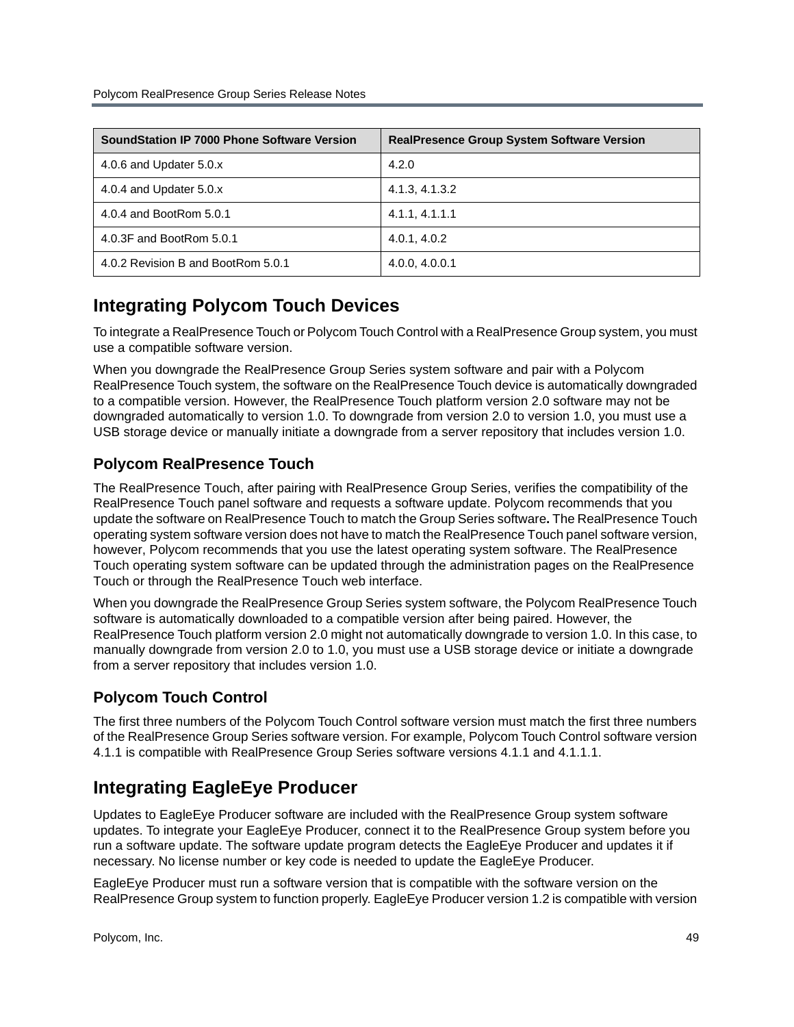| SoundStation IP 7000 Phone Software Version | RealPresence Group System Software Version |
| --- | --- |
| 4.0.6 and Updater 5.0.x | 4.2.0 |
| 4.0.4 and Updater 5.0.x | 4.1.3, 4.1.3.2 |
| 4.0.4 and BootRom 5.0.1 | 4.1.1, 4.1.1.1 |
| 4.0.3F and BootRom 5.0.1 | 4.0.1, 4.0.2 |
| 4.0.2 Revision B and BootRom 5.0.1 | 4.0.0, 4.0.0.1 |

## Integrating Polycom Touch Devices

To integrate a RealPresence Touch or Polycom Touch Control with a RealPresence Group system, you must use a compatible software version.

When you downgrade the RealPresence Group Series system software and pair with a Polycom RealPresence Touch system, the software on the RealPresence Touch device is automatically downgraded to a compatible version. However, the RealPresence Touch platform version 2.0 software may not be downgraded automatically to version 1.0. To downgrade from version 2.0 to version 1.0, you must use a USB storage device or manually initiate a downgrade from a server repository that includes version 1.0.

### Polycom RealPresence Touch

The RealPresence Touch, after pairing with RealPresence Group Series, verifies the compatibility of the RealPresence Touch panel software and requests a software update. Polycom recommends that you update the software on RealPresence Touch to match the Group Series software**.** The RealPresence Touch operating system software version does not have to match the RealPresence Touch panel software version, however, Polycom recommends that you use the latest operating system software. The RealPresence Touch operating system software can be updated through the administration pages on the RealPresence Touch or through the RealPresence Touch web interface.

When you downgrade the RealPresence Group Series system software, the Polycom RealPresence Touch software is automatically downloaded to a compatible version after being paired. However, the RealPresence Touch platform version 2.0 might not automatically downgrade to version 1.0. In this case, to manually downgrade from version 2.0 to 1.0, you must use a USB storage device or initiate a downgrade from a server repository that includes version 1.0.

### Polycom Touch Control

The first three numbers of the Polycom Touch Control software version must match the first three numbers of the RealPresence Group Series software version. For example, Polycom Touch Control software version 4.1.1 is compatible with RealPresence Group Series software versions 4.1.1 and 4.1.1.1.

## Integrating EagleEye Producer

Updates to EagleEye Producer software are included with the RealPresence Group system software updates. To integrate your EagleEye Producer, connect it to the RealPresence Group system before you run a software update. The software update program detects the EagleEye Producer and updates it if necessary. No license number or key code is needed to update the EagleEye Producer.

EagleEye Producer must run a software version that is compatible with the software version on the RealPresence Group system to function properly. EagleEye Producer version 1.2 is compatible with version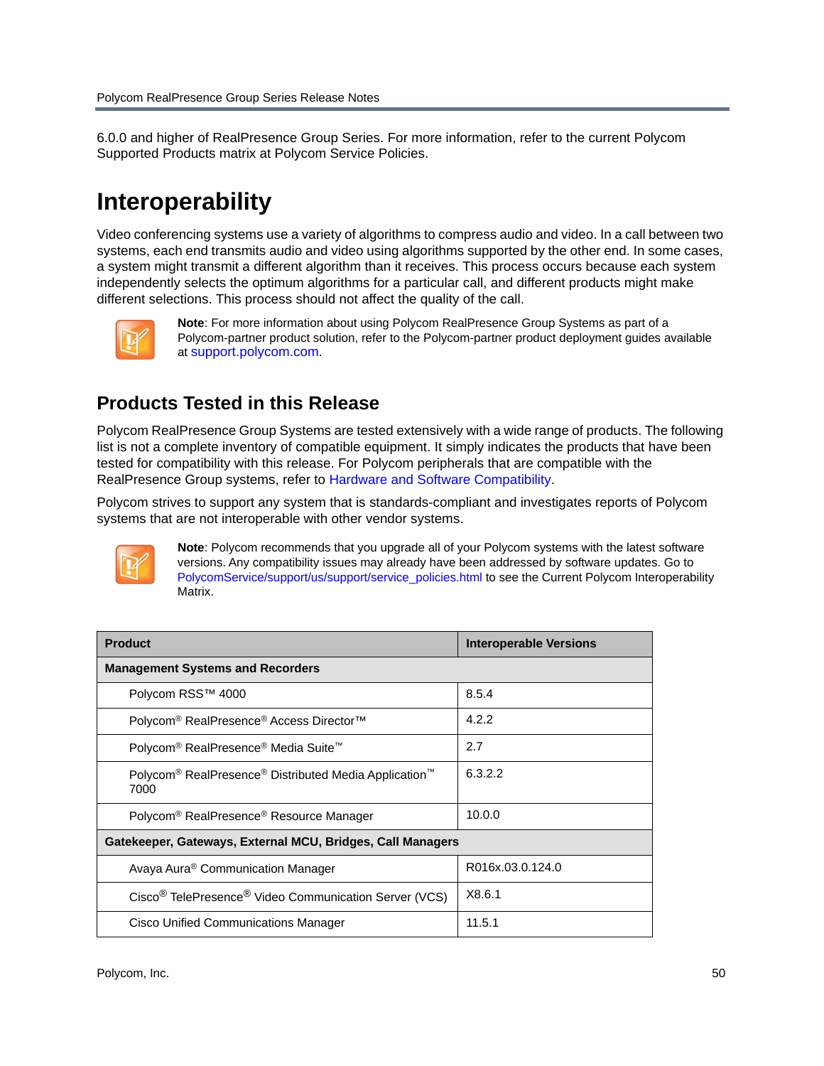6.0.0 and higher of RealPresence Group Series. For more information, refer to the current Polycom Supported Products matrix at Polycom Service Policies.

# Interoperability

Video conferencing systems use a variety of algorithms to compress audio and video. In a call between two systems, each end transmits audio and video using algorithms supported by the other end. In some cases, a system might transmit a different algorithm than it receives. This process occurs because each system independently selects the optimum algorithms for a particular call, and different products might make different selections. This process should not affect the quality of the call.

**Note**: For more information about using Polycom RealPresence Group Systems as part of a Polycom-partner product solution, refer to the Polycom-partner product deployment guides available at support.polycom.com.

## Products Tested in this Release

Polycom RealPresence Group Systems are tested extensively with a wide range of products. The following list is not a complete inventory of compatible equipment. It simply indicates the products that have been tested for compatibility with this release. For Polycom peripherals that are compatible with the RealPresence Group systems, refer to Hardware and Software Compatibility.

Polycom strives to support any system that is standards-compliant and investigates reports of Polycom systems that are not interoperable with other vendor systems.

**Note**: Polycom recommends that you upgrade all of your Polycom systems with the latest software versions. Any compatibility issues may already have been addressed by software updates. Go to PolycomService/support/us/support/service_policies.html to see the Current Polycom Interoperability Matrix.

| Product | Interoperable Versions |
|---|---|
| **Management Systems and Recorders** | |
| Polycom RSS™ 4000 | 8.5.4 |
| Polycom® RealPresence® Access Director™ | 4.2.2 |
| Polycom® RealPresence® Media Suite™ | 2.7 |
| Polycom® RealPresence® Distributed Media Application™ 7000 | 6.3.2.2 |
| Polycom® RealPresence® Resource Manager | 10.0.0 |
| **Gatekeeper, Gateways, External MCU, Bridges, Call Managers** | |
| Avaya Aura® Communication Manager | R016x.03.0.124.0 |
| Cisco® TelePresence® Video Communication Server (VCS) | X8.6.1 |
| Cisco Unified Communications Manager | 11.5.1 |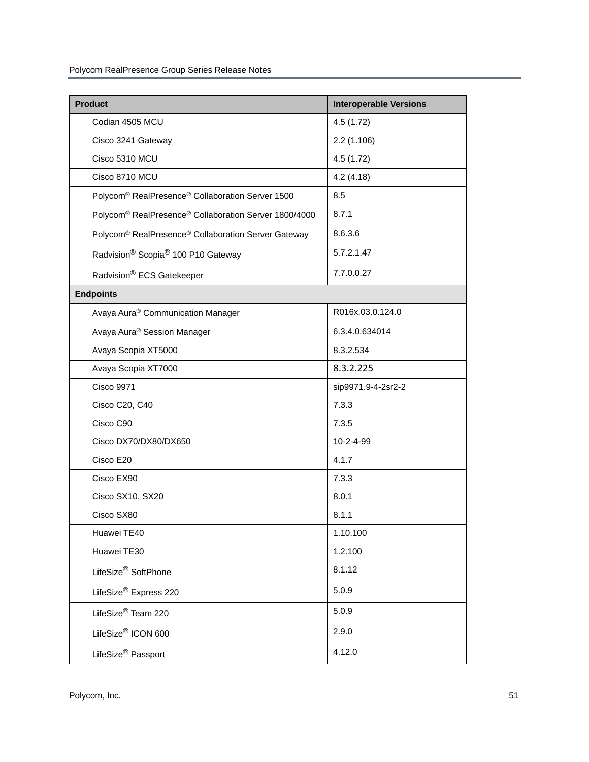| Product | Interoperable Versions |
|---|---|
| Codian 4505 MCU | 4.5 (1.72) |
| Cisco 3241 Gateway | 2.2 (1.106) |
| Cisco 5310 MCU | 4.5 (1.72) |
| Cisco 8710 MCU | 4.2 (4.18) |
| Polycom® RealPresence® Collaboration Server 1500 | 8.5 |
| Polycom® RealPresence® Collaboration Server 1800/4000 | 8.7.1 |
| Polycom® RealPresence® Collaboration Server Gateway | 8.6.3.6 |
| Radvision® Scopia® 100 P10 Gateway | 5.7.2.1.47 |
| Radvision® ECS Gatekeeper | 7.7.0.0.27 |
| **Endpoints** | |
| Avaya Aura® Communication Manager | R016x.03.0.124.0 |
| Avaya Aura® Session Manager | 6.3.4.0.634014 |
| Avaya Scopia XT5000 | 8.3.2.534 |
| Avaya Scopia XT7000 | 8.3.2.225 |
| Cisco 9971 | sip9971.9-4-2sr2-2 |
| Cisco C20, C40 | 7.3.3 |
| Cisco C90 | 7.3.5 |
| Cisco DX70/DX80/DX650 | 10-2-4-99 |
| Cisco E20 | 4.1.7 |
| Cisco EX90 | 7.3.3 |
| Cisco SX10, SX20 | 8.0.1 |
| Cisco SX80 | 8.1.1 |
| Huawei TE40 | 1.10.100 |
| Huawei TE30 | 1.2.100 |
| LifeSize® SoftPhone | 8.1.12 |
| LifeSize® Express 220 | 5.0.9 |
| LifeSize® Team 220 | 5.0.9 |
| LifeSize® ICON 600 | 2.9.0 |
| LifeSize® Passport | 4.12.0 |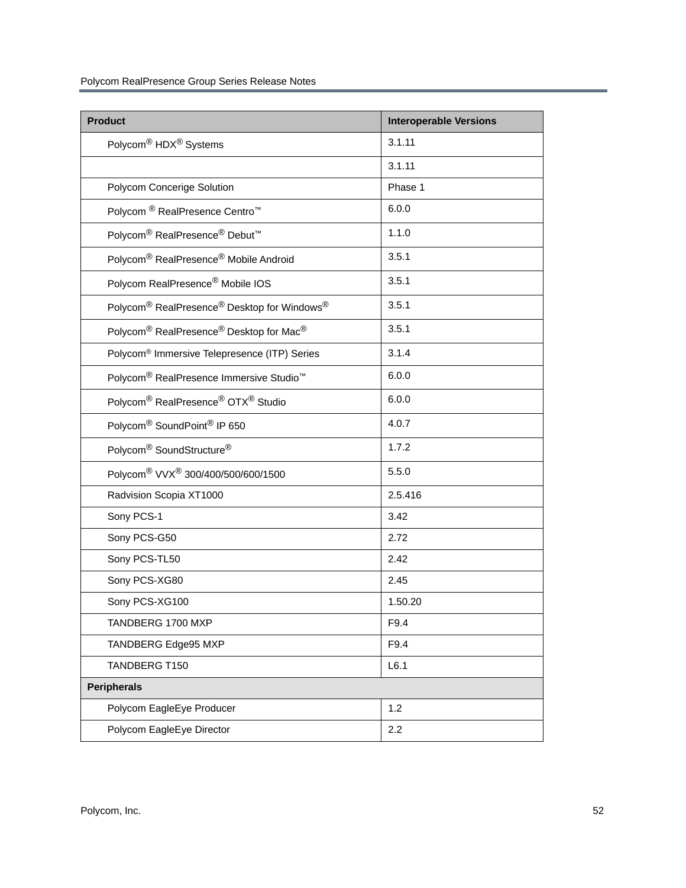| Product | Interoperable Versions |
|---|---|
| Polycom® HDX® Systems | 3.1.11 |
| | 3.1.11 |
| Polycom Concerige Solution | Phase 1 |
| Polycom ® RealPresence Centro™ | 6.0.0 |
| Polycom® RealPresence® Debut™ | 1.1.0 |
| Polycom® RealPresence® Mobile Android | 3.5.1 |
| Polycom RealPresence® Mobile IOS | 3.5.1 |
| Polycom® RealPresence® Desktop for Windows® | 3.5.1 |
| Polycom® RealPresence® Desktop for Mac® | 3.5.1 |
| Polycom® Immersive Telepresence (ITP) Series | 3.1.4 |
| Polycom® RealPresence Immersive Studio™ | 6.0.0 |
| Polycom® RealPresence® OTX® Studio | 6.0.0 |
| Polycom® SoundPoint® IP 650 | 4.0.7 |
| Polycom® SoundStructure® | 1.7.2 |
| Polycom® VVX® 300/400/500/600/1500 | 5.5.0 |
| Radvision Scopia XT1000 | 2.5.416 |
| Sony PCS-1 | 3.42 |
| Sony PCS-G50 | 2.72 |
| Sony PCS-TL50 | 2.42 |
| Sony PCS-XG80 | 2.45 |
| Sony PCS-XG100 | 1.50.20 |
| TANDBERG 1700 MXP | F9.4 |
| TANDBERG Edge95 MXP | F9.4 |
| TANDBERG T150 | L6.1 |
| **Peripherals** | |
| Polycom EagleEye Producer | 1.2 |
| Polycom EagleEye Director | 2.2 |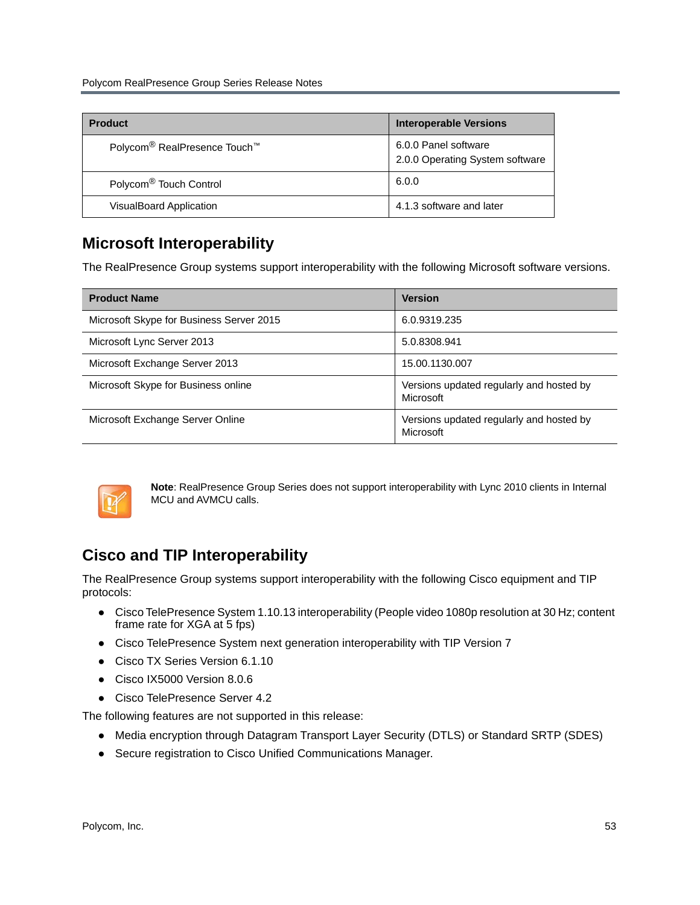| Product | Interoperable Versions |
| --- | --- |
| Polycom® RealPresence Touch™ | 6.0.0 Panel software<br>2.0.0 Operating System software |
| Polycom® Touch Control | 6.0.0 |
| VisualBoard Application | 4.1.3 software and later |

## Microsoft Interoperability

The RealPresence Group systems support interoperability with the following Microsoft software versions.

| Product Name | Version |
| --- | --- |
| Microsoft Skype for Business Server 2015 | 6.0.9319.235 |
| Microsoft Lync Server 2013 | 5.0.8308.941 |
| Microsoft Exchange Server 2013 | 15.00.1130.007 |
| Microsoft Skype for Business online | Versions updated regularly and hosted by Microsoft |
| Microsoft Exchange Server Online | Versions updated regularly and hosted by Microsoft |

**Note**: RealPresence Group Series does not support interoperability with Lync 2010 clients in Internal MCU and AVMCU calls.

## Cisco and TIP Interoperability

The RealPresence Group systems support interoperability with the following Cisco equipment and TIP protocols:

- Cisco TelePresence System 1.10.13 interoperability (People video 1080p resolution at 30 Hz; content frame rate for XGA at 5 fps)
- Cisco TelePresence System next generation interoperability with TIP Version 7
- Cisco TX Series Version 6.1.10
- Cisco IX5000 Version 8.0.6
- Cisco TelePresence Server 4.2

The following features are not supported in this release:

- Media encryption through Datagram Transport Layer Security (DTLS) or Standard SRTP (SDES)
- Secure registration to Cisco Unified Communications Manager.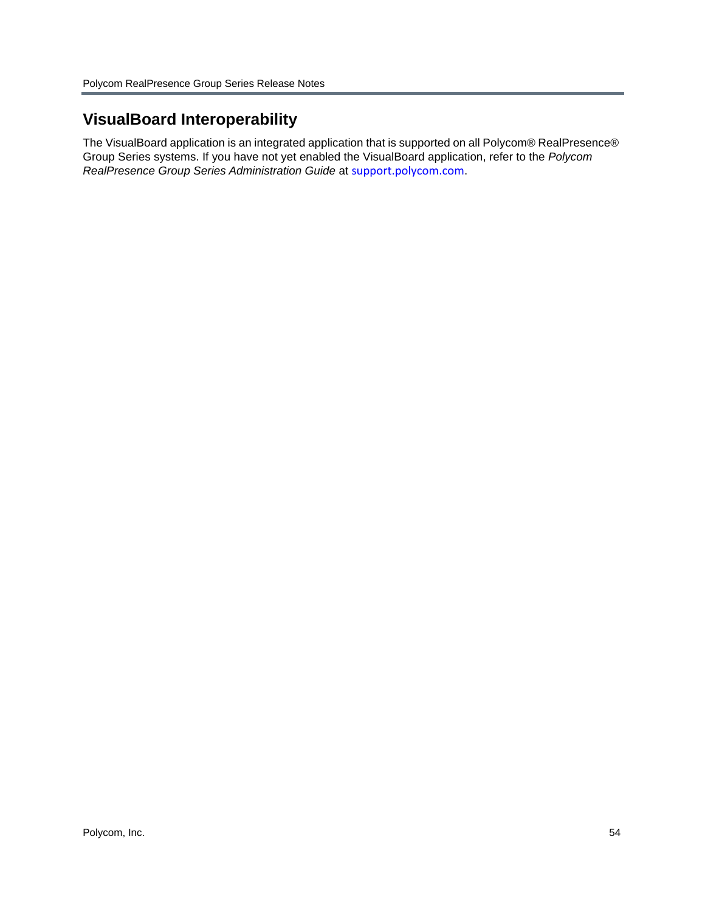## VisualBoard Interoperability

The VisualBoard application is an integrated application that is supported on all Polycom® RealPresence® Group Series systems. If you have not yet enabled the VisualBoard application, refer to the *Polycom RealPresence Group Series Administration Guide* at support.polycom.com.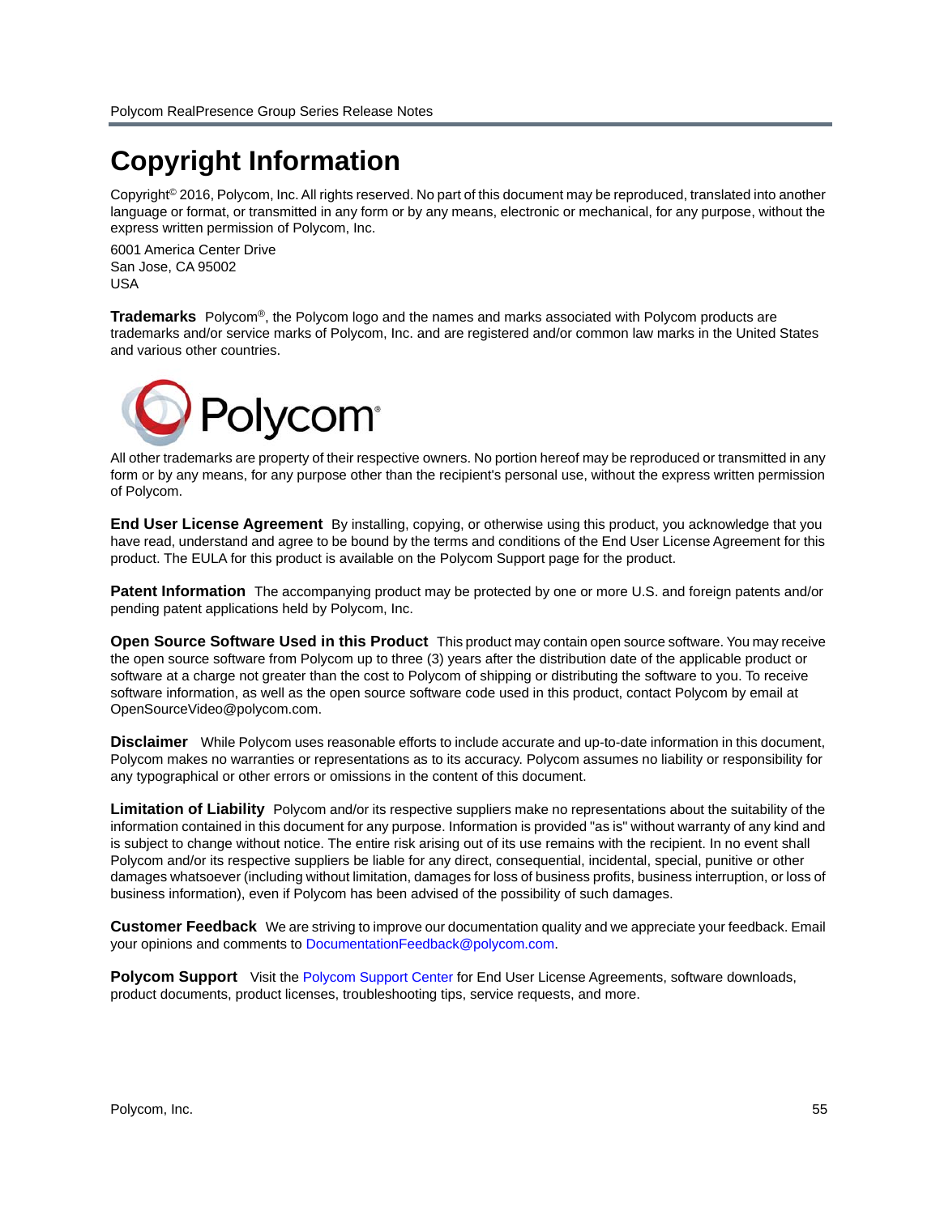# Copyright Information

Copyright© 2016, Polycom, Inc. All rights reserved. No part of this document may be reproduced, translated into another language or format, or transmitted in any form or by any means, electronic or mechanical, for any purpose, without the express written permission of Polycom, Inc.

6001 America Center Drive
San Jose, CA 95002
USA

**Trademarks** Polycom®, the Polycom logo and the names and marks associated with Polycom products are trademarks and/or service marks of Polycom, Inc. and are registered and/or common law marks in the United States and various other countries.

All other trademarks are property of their respective owners. No portion hereof may be reproduced or transmitted in any form or by any means, for any purpose other than the recipient's personal use, without the express written permission of Polycom.

**End User License Agreement** By installing, copying, or otherwise using this product, you acknowledge that you have read, understand and agree to be bound by the terms and conditions of the End User License Agreement for this product. The EULA for this product is available on the Polycom Support page for the product.

**Patent Information** The accompanying product may be protected by one or more U.S. and foreign patents and/or pending patent applications held by Polycom, Inc.

**Open Source Software Used in this Product** This product may contain open source software. You may receive the open source software from Polycom up to three (3) years after the distribution date of the applicable product or software at a charge not greater than the cost to Polycom of shipping or distributing the software to you. To receive software information, as well as the open source software code used in this product, contact Polycom by email at OpenSourceVideo@polycom.com.

**Disclaimer** While Polycom uses reasonable efforts to include accurate and up-to-date information in this document, Polycom makes no warranties or representations as to its accuracy. Polycom assumes no liability or responsibility for any typographical or other errors or omissions in the content of this document.

**Limitation of Liability** Polycom and/or its respective suppliers make no representations about the suitability of the information contained in this document for any purpose. Information is provided "as is" without warranty of any kind and is subject to change without notice. The entire risk arising out of its use remains with the recipient. In no event shall Polycom and/or its respective suppliers be liable for any direct, consequential, incidental, special, punitive or other damages whatsoever (including without limitation, damages for loss of business profits, business interruption, or loss of business information), even if Polycom has been advised of the possibility of such damages.

**Customer Feedback** We are striving to improve our documentation quality and we appreciate your feedback. Email your opinions and comments to DocumentationFeedback@polycom.com.

**Polycom Support** Visit the Polycom Support Center for End User License Agreements, software downloads, product documents, product licenses, troubleshooting tips, service requests, and more.